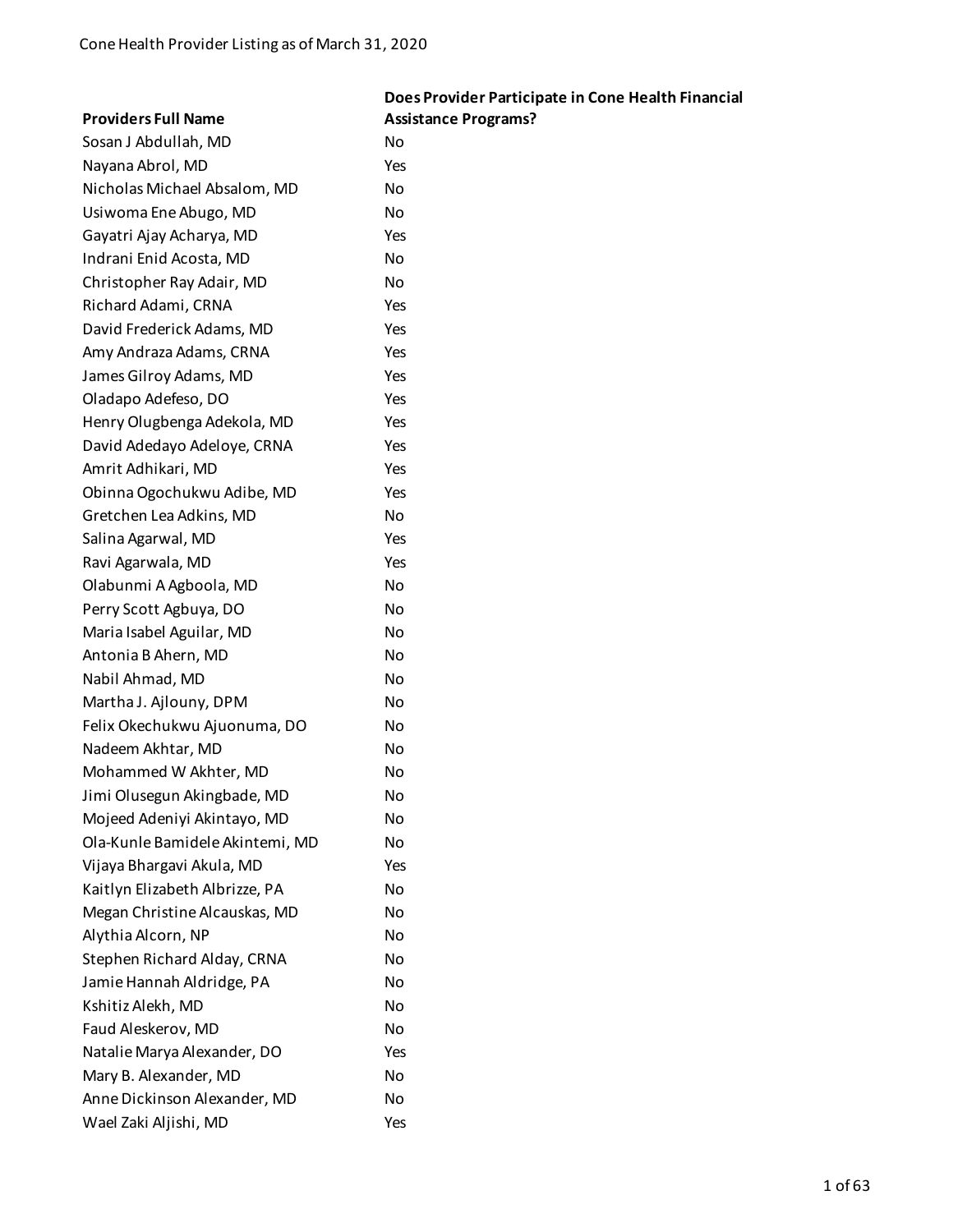Cone Health Provider Listing as of March 31, 2020

| Providers Full Name | Does Provider Participate in Cone Health Financial Assistance Programs? |
|---|---|
| Sosan J Abdullah, MD | No |
| Nayana Abrol, MD | Yes |
| Nicholas Michael Absalom, MD | No |
| Usiwoma Ene Abugo, MD | No |
| Gayatri Ajay Acharya, MD | Yes |
| Indrani Enid Acosta, MD | No |
| Christopher Ray Adair, MD | No |
| Richard Adami, CRNA | Yes |
| David Frederick Adams, MD | Yes |
| Amy Andraza Adams, CRNA | Yes |
| James Gilroy Adams, MD | Yes |
| Oladapo Adefeso, DO | Yes |
| Henry Olugbenga Adekola, MD | Yes |
| David Adedayo Adeloye, CRNA | Yes |
| Amrit Adhikari, MD | Yes |
| Obinna Ogochukwu Adibe, MD | Yes |
| Gretchen Lea Adkins, MD | No |
| Salina Agarwal, MD | Yes |
| Ravi Agarwala, MD | Yes |
| Olabunmi A Agboola, MD | No |
| Perry Scott Agbuya, DO | No |
| Maria Isabel Aguilar, MD | No |
| Antonia B Ahern, MD | No |
| Nabil Ahmad, MD | No |
| Martha J. Ajlouny, DPM | No |
| Felix Okechukwu Ajuonuma, DO | No |
| Nadeem Akhtar, MD | No |
| Mohammed W Akhter, MD | No |
| Jimi Olusegun Akingbade, MD | No |
| Mojeed Adeniyi Akintayo, MD | No |
| Ola-Kunle Bamidele Akintemi, MD | No |
| Vijaya Bhargavi Akula, MD | Yes |
| Kaitlyn Elizabeth Albrizze, PA | No |
| Megan Christine Alcauskas, MD | No |
| Alythia Alcorn, NP | No |
| Stephen Richard Alday, CRNA | No |
| Jamie Hannah Aldridge, PA | No |
| Kshitiz Alekh, MD | No |
| Faud Aleskerov, MD | No |
| Natalie Marya Alexander, DO | Yes |
| Mary B. Alexander, MD | No |
| Anne Dickinson Alexander, MD | No |
| Wael Zaki Aljishi, MD | Yes |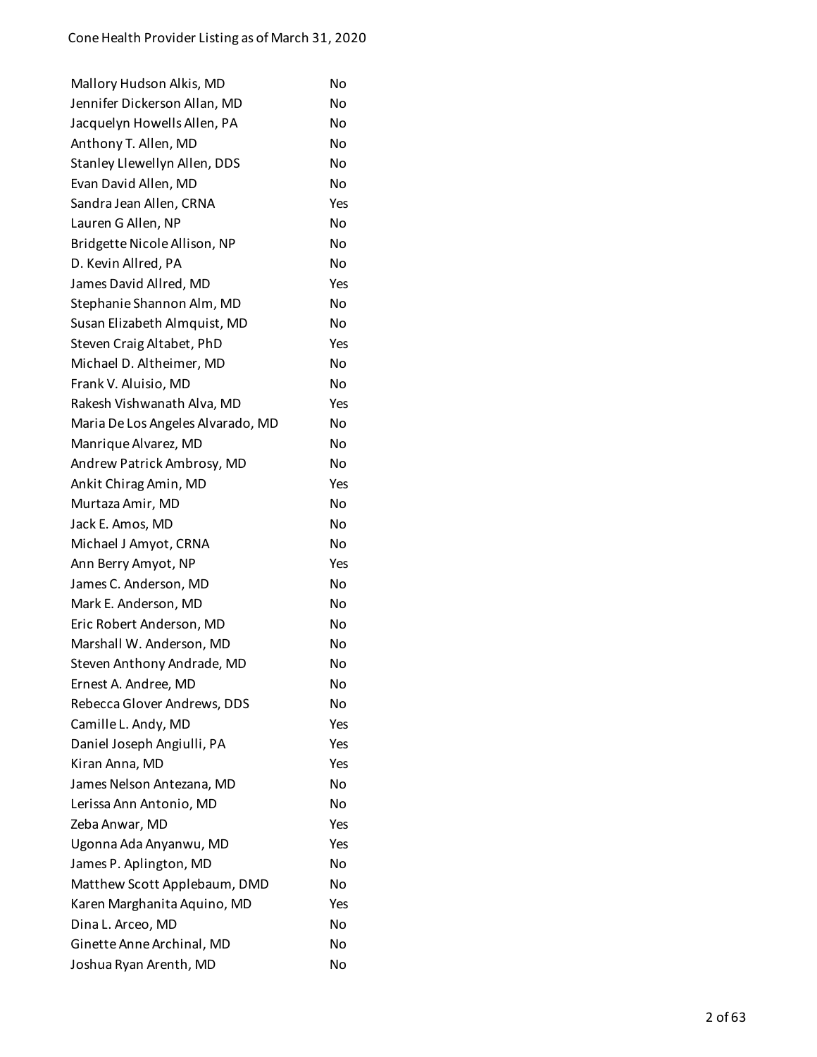| | |
|---|---|
| Mallory Hudson Alkis, MD | No |
| Jennifer Dickerson Allan, MD | No |
| Jacquelyn Howells Allen, PA | No |
| Anthony T. Allen, MD | No |
| Stanley Llewellyn Allen, DDS | No |
| Evan David Allen, MD | No |
| Sandra Jean Allen, CRNA | Yes |
| Lauren G Allen, NP | No |
| Bridgette Nicole Allison, NP | No |
| D. Kevin Allred, PA | No |
| James David Allred, MD | Yes |
| Stephanie Shannon Alm, MD | No |
| Susan Elizabeth Almquist, MD | No |
| Steven Craig Altabet, PhD | Yes |
| Michael D. Altheimer, MD | No |
| Frank V. Aluisio, MD | No |
| Rakesh Vishwanath Alva, MD | Yes |
| Maria De Los Angeles Alvarado, MD | No |
| Manrique Alvarez, MD | No |
| Andrew Patrick Ambrosy, MD | No |
| Ankit Chirag Amin, MD | Yes |
| Murtaza Amir, MD | No |
| Jack E. Amos, MD | No |
| Michael J Amyot, CRNA | No |
| Ann Berry Amyot, NP | Yes |
| James C. Anderson, MD | No |
| Mark E. Anderson, MD | No |
| Eric Robert Anderson, MD | No |
| Marshall W. Anderson, MD | No |
| Steven Anthony Andrade, MD | No |
| Ernest A. Andree, MD | No |
| Rebecca Glover Andrews, DDS | No |
| Camille L. Andy, MD | Yes |
| Daniel Joseph Angiulli, PA | Yes |
| Kiran Anna, MD | Yes |
| James Nelson Antezana, MD | No |
| Lerissa Ann Antonio, MD | No |
| Zeba Anwar, MD | Yes |
| Ugonna Ada Anyanwu, MD | Yes |
| James P. Aplington, MD | No |
| Matthew Scott Applebaum, DMD | No |
| Karen Marghanita Aquino, MD | Yes |
| Dina L. Arceo, MD | No |
| Ginette Anne Archinal, MD | No |
| Joshua Ryan Arenth, MD | No |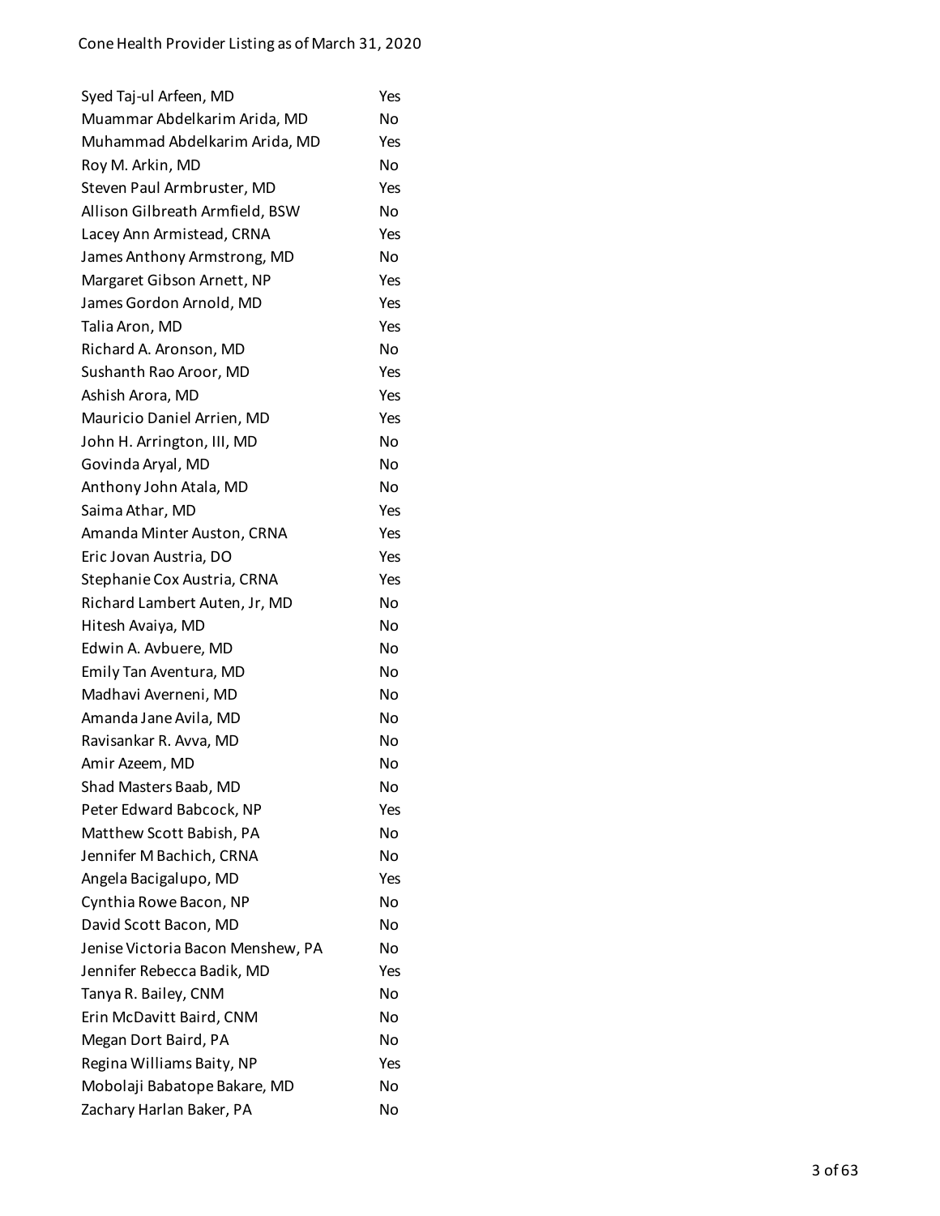| | |
|---|---|
| Syed Taj-ul Arfeen, MD | Yes |
| Muammar Abdelkarim Arida, MD | No |
| Muhammad Abdelkarim Arida, MD | Yes |
| Roy M. Arkin, MD | No |
| Steven Paul Armbruster, MD | Yes |
| Allison Gilbreath Armfield, BSW | No |
| Lacey Ann Armistead, CRNA | Yes |
| James Anthony Armstrong, MD | No |
| Margaret Gibson Arnett, NP | Yes |
| James Gordon Arnold, MD | Yes |
| Talia Aron, MD | Yes |
| Richard A. Aronson, MD | No |
| Sushanth Rao Aroor, MD | Yes |
| Ashish Arora, MD | Yes |
| Mauricio Daniel Arrien, MD | Yes |
| John H. Arrington, III, MD | No |
| Govinda Aryal, MD | No |
| Anthony John Atala, MD | No |
| Saima Athar, MD | Yes |
| Amanda Minter Auston, CRNA | Yes |
| Eric Jovan Austria, DO | Yes |
| Stephanie Cox Austria, CRNA | Yes |
| Richard Lambert Auten, Jr, MD | No |
| Hitesh Avaiya, MD | No |
| Edwin A. Avbuere, MD | No |
| Emily Tan Aventura, MD | No |
| Madhavi Averneni, MD | No |
| Amanda Jane Avila, MD | No |
| Ravisankar R. Avva, MD | No |
| Amir Azeem, MD | No |
| Shad Masters Baab, MD | No |
| Peter Edward Babcock, NP | Yes |
| Matthew Scott Babish, PA | No |
| Jennifer M Bachich, CRNA | No |
| Angela Bacigalupo, MD | Yes |
| Cynthia Rowe Bacon, NP | No |
| David Scott Bacon, MD | No |
| Jenise Victoria Bacon Menshew, PA | No |
| Jennifer Rebecca Badik, MD | Yes |
| Tanya R. Bailey, CNM | No |
| Erin McDavitt Baird, CNM | No |
| Megan Dort Baird, PA | No |
| Regina Williams Baity, NP | Yes |
| Mobolaji Babatope Bakare, MD | No |
| Zachary Harlan Baker, PA | No |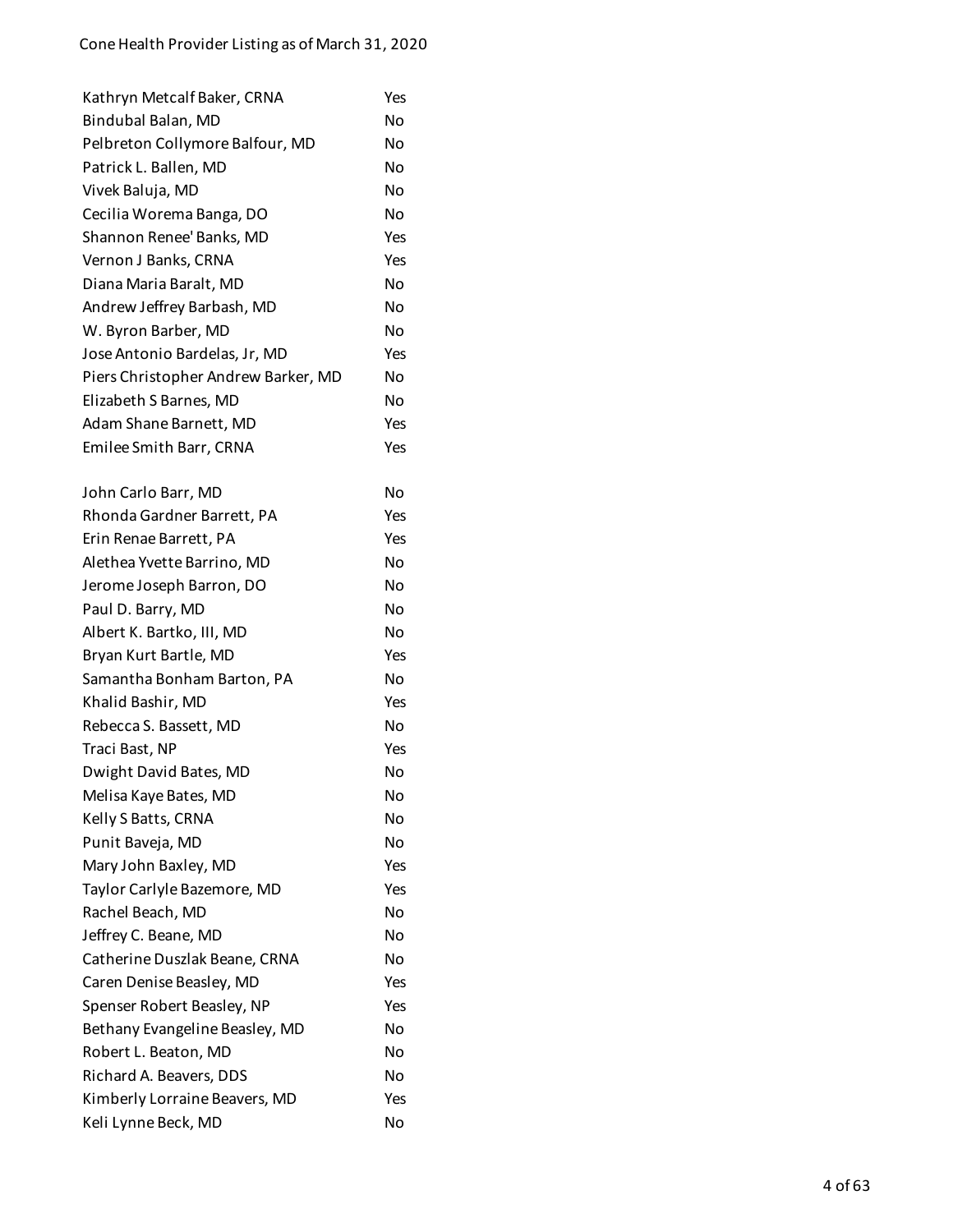| | |
|---|---|
| Kathryn Metcalf Baker, CRNA | Yes |
| Bindubal Balan, MD | No |
| Pelbreton Collymore Balfour, MD | No |
| Patrick L. Ballen, MD | No |
| Vivek Baluja, MD | No |
| Cecilia Worema Banga, DO | No |
| Shannon Renee' Banks, MD | Yes |
| Vernon J Banks, CRNA | Yes |
| Diana Maria Baralt, MD | No |
| Andrew Jeffrey Barbash, MD | No |
| W. Byron Barber, MD | No |
| Jose Antonio Bardelas, Jr, MD | Yes |
| Piers Christopher Andrew Barker, MD | No |
| Elizabeth S Barnes, MD | No |
| Adam Shane Barnett, MD | Yes |
| Emilee Smith Barr, CRNA | Yes |
| John Carlo Barr, MD | No |
| Rhonda Gardner Barrett, PA | Yes |
| Erin Renae Barrett, PA | Yes |
| Alethea Yvette Barrino, MD | No |
| Jerome Joseph Barron, DO | No |
| Paul D. Barry, MD | No |
| Albert K. Bartko, III, MD | No |
| Bryan Kurt Bartle, MD | Yes |
| Samantha Bonham Barton, PA | No |
| Khalid Bashir, MD | Yes |
| Rebecca S. Bassett, MD | No |
| Traci Bast, NP | Yes |
| Dwight David Bates, MD | No |
| Melisa Kaye Bates, MD | No |
| Kelly S Batts, CRNA | No |
| Punit Baveja, MD | No |
| Mary John Baxley, MD | Yes |
| Taylor Carlyle Bazemore, MD | Yes |
| Rachel Beach, MD | No |
| Jeffrey C. Beane, MD | No |
| Catherine Duszlak Beane, CRNA | No |
| Caren Denise Beasley, MD | Yes |
| Spenser Robert Beasley, NP | Yes |
| Bethany Evangeline Beasley, MD | No |
| Robert L. Beaton, MD | No |
| Richard A. Beavers, DDS | No |
| Kimberly Lorraine Beavers, MD | Yes |
| Keli Lynne Beck, MD | No |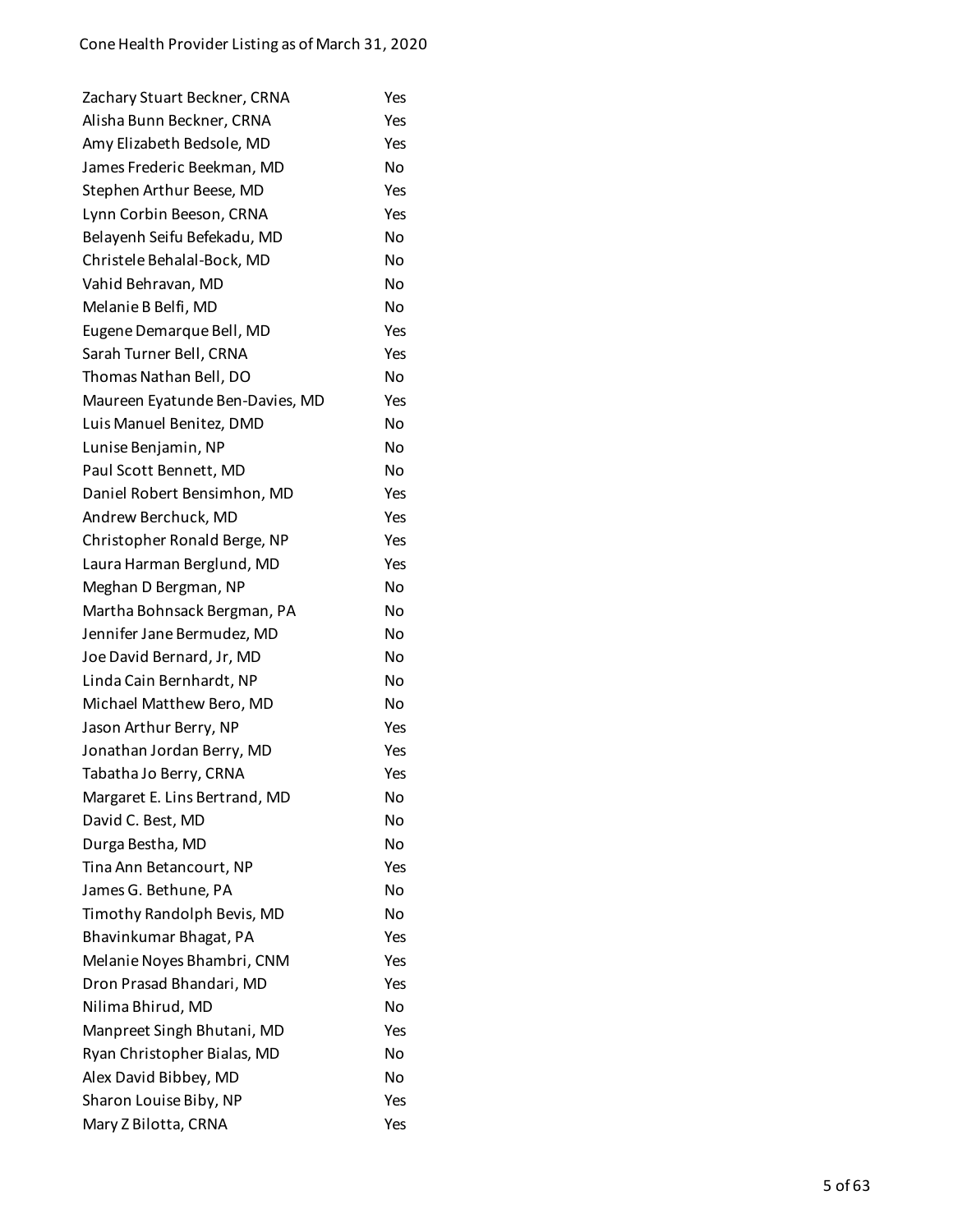| | |
|---|---|
| Zachary Stuart Beckner, CRNA | Yes |
| Alisha Bunn Beckner, CRNA | Yes |
| Amy Elizabeth Bedsole, MD | Yes |
| James Frederic Beekman, MD | No |
| Stephen Arthur Beese, MD | Yes |
| Lynn Corbin Beeson, CRNA | Yes |
| Belayenh Seifu Befekadu, MD | No |
| Christele Behalal-Bock, MD | No |
| Vahid Behravan, MD | No |
| Melanie B Belfi, MD | No |
| Eugene Demarque Bell, MD | Yes |
| Sarah Turner Bell, CRNA | Yes |
| Thomas Nathan Bell, DO | No |
| Maureen Eyatunde Ben-Davies, MD | Yes |
| Luis Manuel Benitez, DMD | No |
| Lunise Benjamin, NP | No |
| Paul Scott Bennett, MD | No |
| Daniel Robert Bensimhon, MD | Yes |
| Andrew Berchuck, MD | Yes |
| Christopher Ronald Berge, NP | Yes |
| Laura Harman Berglund, MD | Yes |
| Meghan D Bergman, NP | No |
| Martha Bohnsack Bergman, PA | No |
| Jennifer Jane Bermudez, MD | No |
| Joe David Bernard, Jr, MD | No |
| Linda Cain Bernhardt, NP | No |
| Michael Matthew Bero, MD | No |
| Jason Arthur Berry, NP | Yes |
| Jonathan Jordan Berry, MD | Yes |
| Tabatha Jo Berry, CRNA | Yes |
| Margaret E. Lins Bertrand, MD | No |
| David C. Best, MD | No |
| Durga Bestha, MD | No |
| Tina Ann Betancourt, NP | Yes |
| James G. Bethune, PA | No |
| Timothy Randolph Bevis, MD | No |
| Bhavinkumar Bhagat, PA | Yes |
| Melanie Noyes Bhambri, CNM | Yes |
| Dron Prasad Bhandari, MD | Yes |
| Nilima Bhirud, MD | No |
| Manpreet Singh Bhutani, MD | Yes |
| Ryan Christopher Bialas, MD | No |
| Alex David Bibbey, MD | No |
| Sharon Louise Biby, NP | Yes |
| Mary Z Bilotta, CRNA | Yes |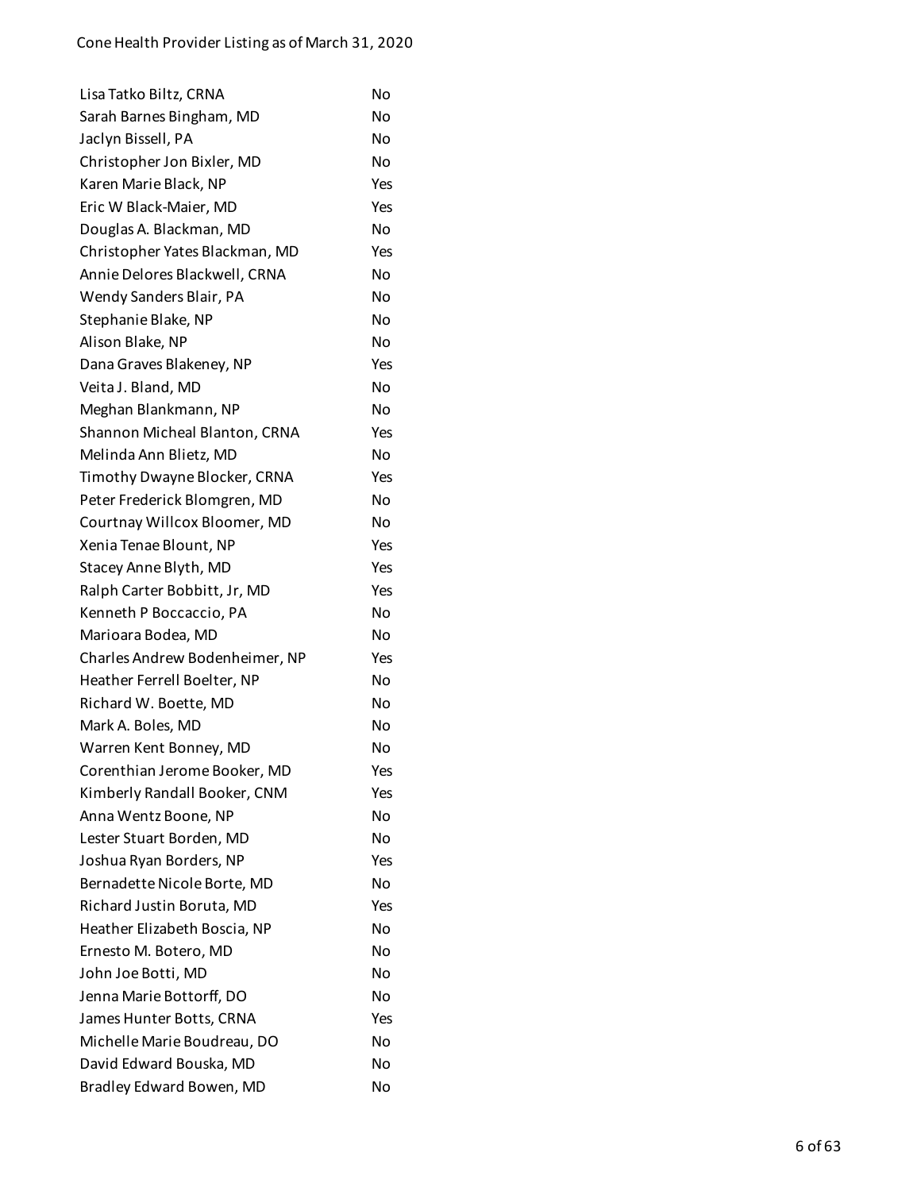| | |
|---|---|
| Lisa Tatko Biltz, CRNA | No |
| Sarah Barnes Bingham, MD | No |
| Jaclyn Bissell, PA | No |
| Christopher Jon Bixler, MD | No |
| Karen Marie Black, NP | Yes |
| Eric W Black-Maier, MD | Yes |
| Douglas A. Blackman, MD | No |
| Christopher Yates Blackman, MD | Yes |
| Annie Delores Blackwell, CRNA | No |
| Wendy Sanders Blair, PA | No |
| Stephanie Blake, NP | No |
| Alison Blake, NP | No |
| Dana Graves Blakeney, NP | Yes |
| Veita J. Bland, MD | No |
| Meghan Blankmann, NP | No |
| Shannon Micheal Blanton, CRNA | Yes |
| Melinda Ann Blietz, MD | No |
| Timothy Dwayne Blocker, CRNA | Yes |
| Peter Frederick Blomgren, MD | No |
| Courtnay Willcox Bloomer, MD | No |
| Xenia Tenae Blount, NP | Yes |
| Stacey Anne Blyth, MD | Yes |
| Ralph Carter Bobbitt, Jr, MD | Yes |
| Kenneth P Boccaccio, PA | No |
| Marioara Bodea, MD | No |
| Charles Andrew Bodenheimer, NP | Yes |
| Heather Ferrell Boelter, NP | No |
| Richard W. Boette, MD | No |
| Mark A. Boles, MD | No |
| Warren Kent Bonney, MD | No |
| Corenthian Jerome Booker, MD | Yes |
| Kimberly Randall Booker, CNM | Yes |
| Anna Wentz Boone, NP | No |
| Lester Stuart Borden, MD | No |
| Joshua Ryan Borders, NP | Yes |
| Bernadette Nicole Borte, MD | No |
| Richard Justin Boruta, MD | Yes |
| Heather Elizabeth Boscia, NP | No |
| Ernesto M. Botero, MD | No |
| John Joe Botti, MD | No |
| Jenna Marie Bottorff, DO | No |
| James Hunter Botts, CRNA | Yes |
| Michelle Marie Boudreau, DO | No |
| David Edward Bouska, MD | No |
| Bradley Edward Bowen, MD | No |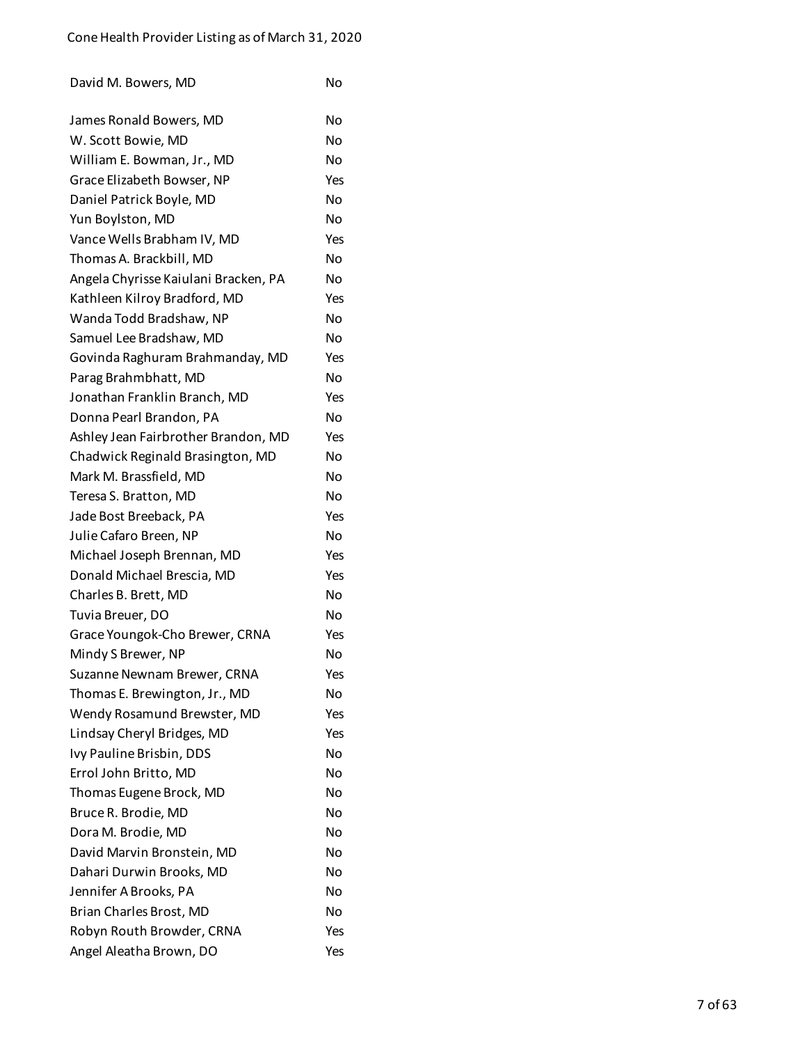| | |
|---|---|
| David M. Bowers, MD | No |
| James Ronald Bowers, MD | No |
| W. Scott Bowie, MD | No |
| William E. Bowman, Jr., MD | No |
| Grace Elizabeth Bowser, NP | Yes |
| Daniel Patrick Boyle, MD | No |
| Yun Boylston, MD | No |
| Vance Wells Brabham IV, MD | Yes |
| Thomas A. Brackbill, MD | No |
| Angela Chyrisse Kaiulani Bracken, PA | No |
| Kathleen Kilroy Bradford, MD | Yes |
| Wanda Todd Bradshaw, NP | No |
| Samuel Lee Bradshaw, MD | No |
| Govinda Raghuram Brahmanday, MD | Yes |
| Parag Brahmbhatt, MD | No |
| Jonathan Franklin Branch, MD | Yes |
| Donna Pearl Brandon, PA | No |
| Ashley Jean Fairbrother Brandon, MD | Yes |
| Chadwick Reginald Brasington, MD | No |
| Mark M. Brassfield, MD | No |
| Teresa S. Bratton, MD | No |
| Jade Bost Breeback, PA | Yes |
| Julie Cafaro Breen, NP | No |
| Michael Joseph Brennan, MD | Yes |
| Donald Michael Brescia, MD | Yes |
| Charles B. Brett, MD | No |
| Tuvia Breuer, DO | No |
| Grace Youngok-Cho Brewer, CRNA | Yes |
| Mindy S Brewer, NP | No |
| Suzanne Newnam Brewer, CRNA | Yes |
| Thomas E. Brewington, Jr., MD | No |
| Wendy Rosamund Brewster, MD | Yes |
| Lindsay Cheryl Bridges, MD | Yes |
| Ivy Pauline Brisbin, DDS | No |
| Errol John Britto, MD | No |
| Thomas Eugene Brock, MD | No |
| Bruce R. Brodie, MD | No |
| Dora M. Brodie, MD | No |
| David Marvin Bronstein, MD | No |
| Dahari Durwin Brooks, MD | No |
| Jennifer A Brooks, PA | No |
| Brian Charles Brost, MD | No |
| Robyn Routh Browder, CRNA | Yes |
| Angel Aleatha Brown, DO | Yes |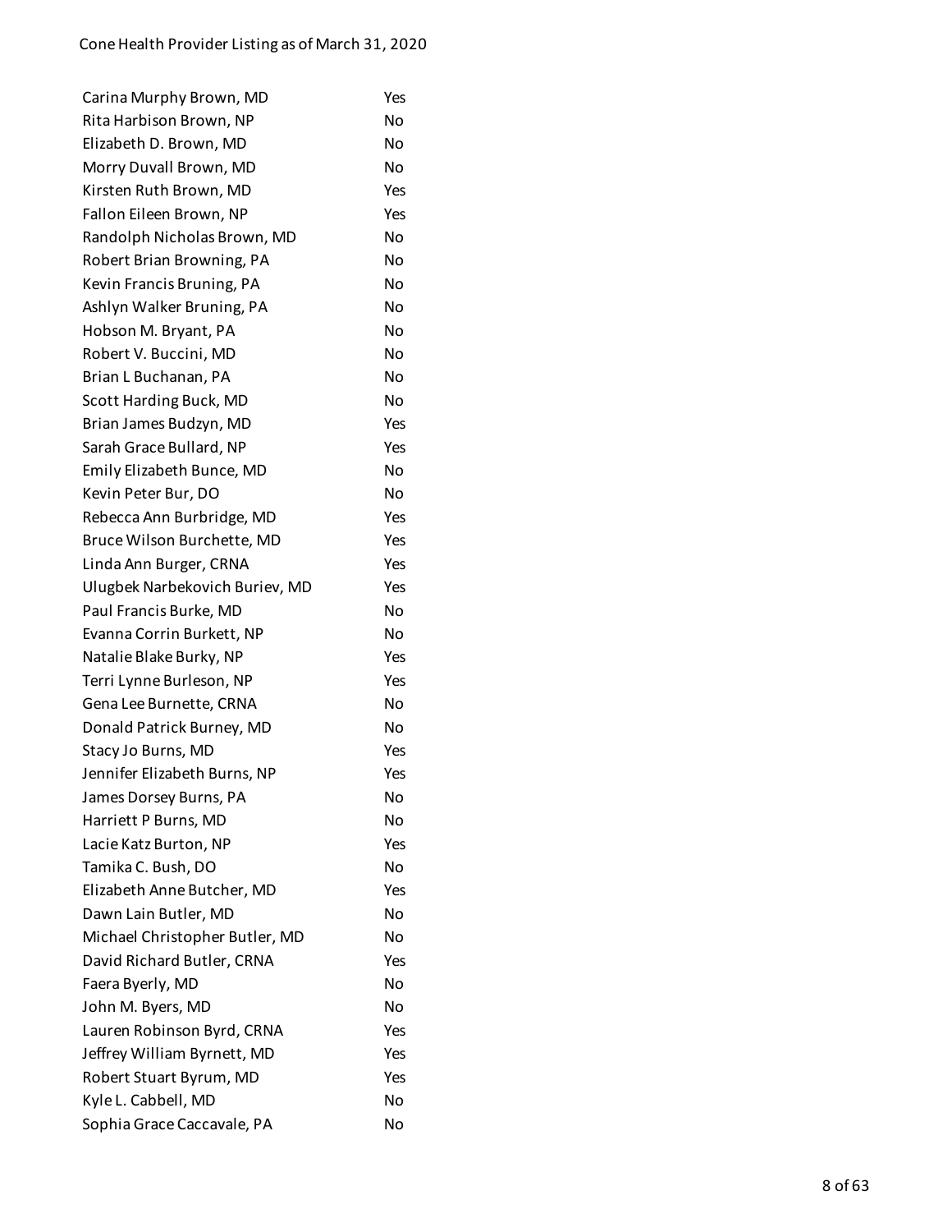| | |
|---|---|
| Carina Murphy Brown, MD | Yes |
| Rita Harbison Brown, NP | No |
| Elizabeth D. Brown, MD | No |
| Morry Duvall Brown, MD | No |
| Kirsten Ruth Brown, MD | Yes |
| Fallon Eileen Brown, NP | Yes |
| Randolph Nicholas Brown, MD | No |
| Robert Brian Browning, PA | No |
| Kevin Francis Bruning, PA | No |
| Ashlyn Walker Bruning, PA | No |
| Hobson M. Bryant, PA | No |
| Robert V. Buccini, MD | No |
| Brian L Buchanan, PA | No |
| Scott Harding Buck, MD | No |
| Brian James Budzyn, MD | Yes |
| Sarah Grace Bullard, NP | Yes |
| Emily Elizabeth Bunce, MD | No |
| Kevin Peter Bur, DO | No |
| Rebecca Ann Burbridge, MD | Yes |
| Bruce Wilson Burchette, MD | Yes |
| Linda Ann Burger, CRNA | Yes |
| Ulugbek Narbekovich Buriev, MD | Yes |
| Paul Francis Burke, MD | No |
| Evanna Corrin Burkett, NP | No |
| Natalie Blake Burky, NP | Yes |
| Terri Lynne Burleson, NP | Yes |
| Gena Lee Burnette, CRNA | No |
| Donald Patrick Burney, MD | No |
| Stacy Jo Burns, MD | Yes |
| Jennifer Elizabeth Burns, NP | Yes |
| James Dorsey Burns, PA | No |
| Harriett P Burns, MD | No |
| Lacie Katz Burton, NP | Yes |
| Tamika C. Bush, DO | No |
| Elizabeth Anne Butcher, MD | Yes |
| Dawn Lain Butler, MD | No |
| Michael Christopher Butler, MD | No |
| David Richard Butler, CRNA | Yes |
| Faera Byerly, MD | No |
| John M. Byers, MD | No |
| Lauren Robinson Byrd, CRNA | Yes |
| Jeffrey William Byrnett, MD | Yes |
| Robert Stuart Byrum, MD | Yes |
| Kyle L. Cabbell, MD | No |
| Sophia Grace Caccavale, PA | No |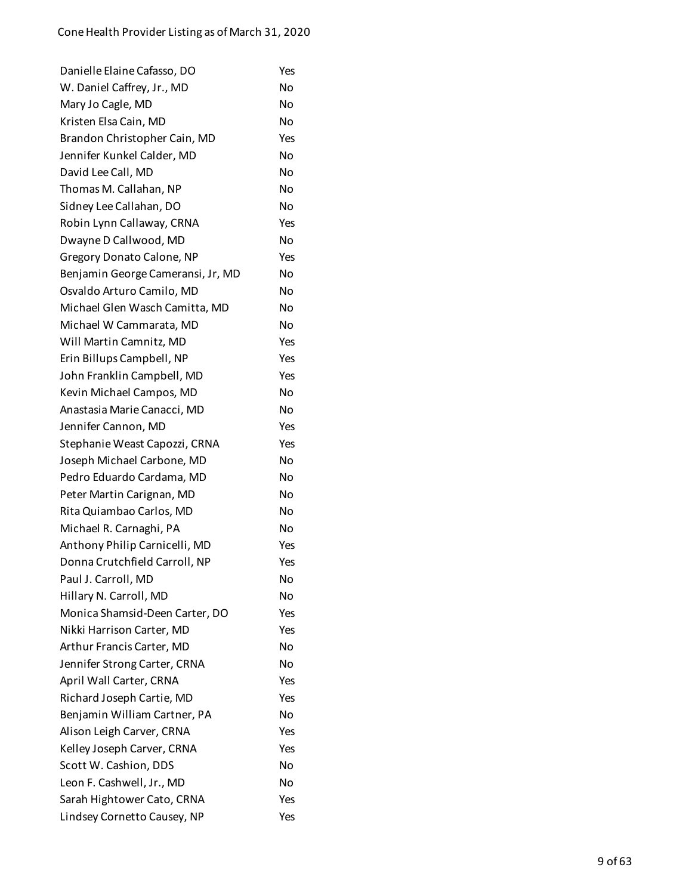| | |
|---|---|
| Danielle Elaine Cafasso, DO | Yes |
| W. Daniel Caffrey, Jr., MD | No |
| Mary Jo Cagle, MD | No |
| Kristen Elsa Cain, MD | No |
| Brandon Christopher Cain, MD | Yes |
| Jennifer Kunkel Calder, MD | No |
| David Lee Call, MD | No |
| Thomas M. Callahan, NP | No |
| Sidney Lee Callahan, DO | No |
| Robin Lynn Callaway, CRNA | Yes |
| Dwayne D Callwood, MD | No |
| Gregory Donato Calone, NP | Yes |
| Benjamin George Cameransi, Jr, MD | No |
| Osvaldo Arturo Camilo, MD | No |
| Michael Glen Wasch Camitta, MD | No |
| Michael W Cammarata, MD | No |
| Will Martin Camnitz, MD | Yes |
| Erin Billups Campbell, NP | Yes |
| John Franklin Campbell, MD | Yes |
| Kevin Michael Campos, MD | No |
| Anastasia Marie Canacci, MD | No |
| Jennifer Cannon, MD | Yes |
| Stephanie Weast Capozzi, CRNA | Yes |
| Joseph Michael Carbone, MD | No |
| Pedro Eduardo Cardama, MD | No |
| Peter Martin Carignan, MD | No |
| Rita Quiambao Carlos, MD | No |
| Michael R. Carnaghi, PA | No |
| Anthony Philip Carnicelli, MD | Yes |
| Donna Crutchfield Carroll, NP | Yes |
| Paul J. Carroll, MD | No |
| Hillary N. Carroll, MD | No |
| Monica Shamsid-Deen Carter, DO | Yes |
| Nikki Harrison Carter, MD | Yes |
| Arthur Francis Carter, MD | No |
| Jennifer Strong Carter, CRNA | No |
| April Wall Carter, CRNA | Yes |
| Richard Joseph Cartie, MD | Yes |
| Benjamin William Cartner, PA | No |
| Alison Leigh Carver, CRNA | Yes |
| Kelley Joseph Carver, CRNA | Yes |
| Scott W. Cashion, DDS | No |
| Leon F. Cashwell, Jr., MD | No |
| Sarah Hightower Cato, CRNA | Yes |
| Lindsey Cornetto Causey, NP | Yes |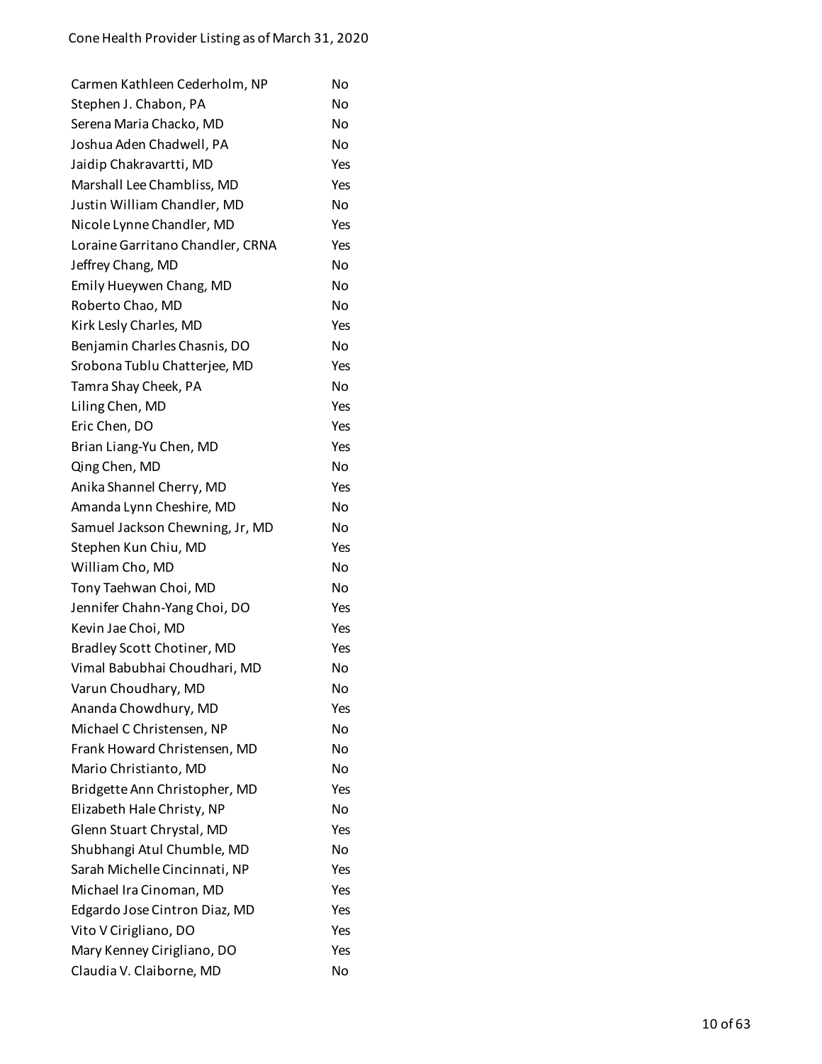| | |
|---|---|
| Carmen Kathleen Cederholm, NP | No |
| Stephen J. Chabon, PA | No |
| Serena Maria Chacko, MD | No |
| Joshua Aden Chadwell, PA | No |
| Jaidip Chakravartti, MD | Yes |
| Marshall Lee Chambliss, MD | Yes |
| Justin William Chandler, MD | No |
| Nicole Lynne Chandler, MD | Yes |
| Loraine Garritano Chandler, CRNA | Yes |
| Jeffrey Chang, MD | No |
| Emily Hueywen Chang, MD | No |
| Roberto Chao, MD | No |
| Kirk Lesly Charles, MD | Yes |
| Benjamin Charles Chasnis, DO | No |
| Srobona Tublu Chatterjee, MD | Yes |
| Tamra Shay Cheek, PA | No |
| Liling Chen, MD | Yes |
| Eric Chen, DO | Yes |
| Brian Liang-Yu Chen, MD | Yes |
| Qing Chen, MD | No |
| Anika Shannel Cherry, MD | Yes |
| Amanda Lynn Cheshire, MD | No |
| Samuel Jackson Chewning, Jr, MD | No |
| Stephen Kun Chiu, MD | Yes |
| William Cho, MD | No |
| Tony Taehwan Choi, MD | No |
| Jennifer Chahn-Yang Choi, DO | Yes |
| Kevin Jae Choi, MD | Yes |
| Bradley Scott Chotiner, MD | Yes |
| Vimal Babubhai Choudhari, MD | No |
| Varun Choudhary, MD | No |
| Ananda Chowdhury, MD | Yes |
| Michael C Christensen, NP | No |
| Frank Howard Christensen, MD | No |
| Mario Christianto, MD | No |
| Bridgette Ann Christopher, MD | Yes |
| Elizabeth Hale Christy, NP | No |
| Glenn Stuart Chrystal, MD | Yes |
| Shubhangi Atul Chumble, MD | No |
| Sarah Michelle Cincinnati, NP | Yes |
| Michael Ira Cinoman, MD | Yes |
| Edgardo Jose Cintron Diaz, MD | Yes |
| Vito V Cirigliano, DO | Yes |
| Mary Kenney Cirigliano, DO | Yes |
| Claudia V. Claiborne, MD | No |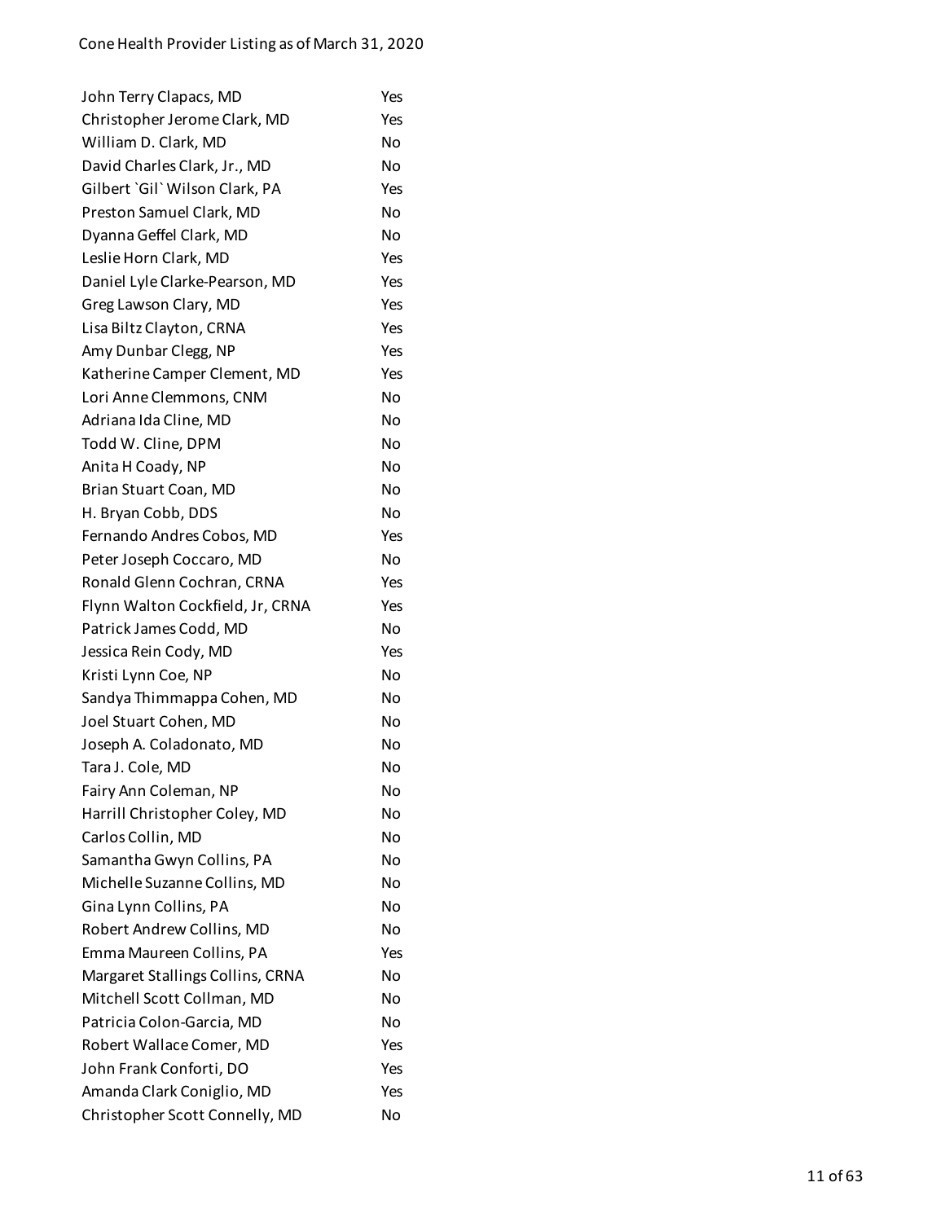| Provider | |
|---|---|
| John Terry Clapacs, MD | Yes |
| Christopher Jerome Clark, MD | Yes |
| William D. Clark, MD | No |
| David Charles Clark, Jr., MD | No |
| Gilbert `Gil` Wilson Clark, PA | Yes |
| Preston Samuel Clark, MD | No |
| Dyanna Geffel Clark, MD | No |
| Leslie Horn Clark, MD | Yes |
| Daniel Lyle Clarke-Pearson, MD | Yes |
| Greg Lawson Clary, MD | Yes |
| Lisa Biltz Clayton, CRNA | Yes |
| Amy Dunbar Clegg, NP | Yes |
| Katherine Camper Clement, MD | Yes |
| Lori Anne Clemmons, CNM | No |
| Adriana Ida Cline, MD | No |
| Todd W. Cline, DPM | No |
| Anita H Coady, NP | No |
| Brian Stuart Coan, MD | No |
| H. Bryan Cobb, DDS | No |
| Fernando Andres Cobos, MD | Yes |
| Peter Joseph Coccaro, MD | No |
| Ronald Glenn Cochran, CRNA | Yes |
| Flynn Walton Cockfield, Jr, CRNA | Yes |
| Patrick James Codd, MD | No |
| Jessica Rein Cody, MD | Yes |
| Kristi Lynn Coe, NP | No |
| Sandya Thimmappa Cohen, MD | No |
| Joel Stuart Cohen, MD | No |
| Joseph A. Coladonato, MD | No |
| Tara J. Cole, MD | No |
| Fairy Ann Coleman, NP | No |
| Harrill Christopher Coley, MD | No |
| Carlos Collin, MD | No |
| Samantha Gwyn Collins, PA | No |
| Michelle Suzanne Collins, MD | No |
| Gina Lynn Collins, PA | No |
| Robert Andrew Collins, MD | No |
| Emma Maureen Collins, PA | Yes |
| Margaret Stallings Collins, CRNA | No |
| Mitchell Scott Collman, MD | No |
| Patricia Colon-Garcia, MD | No |
| Robert Wallace Comer, MD | Yes |
| John Frank Conforti, DO | Yes |
| Amanda Clark Coniglio, MD | Yes |
| Christopher Scott Connelly, MD | No |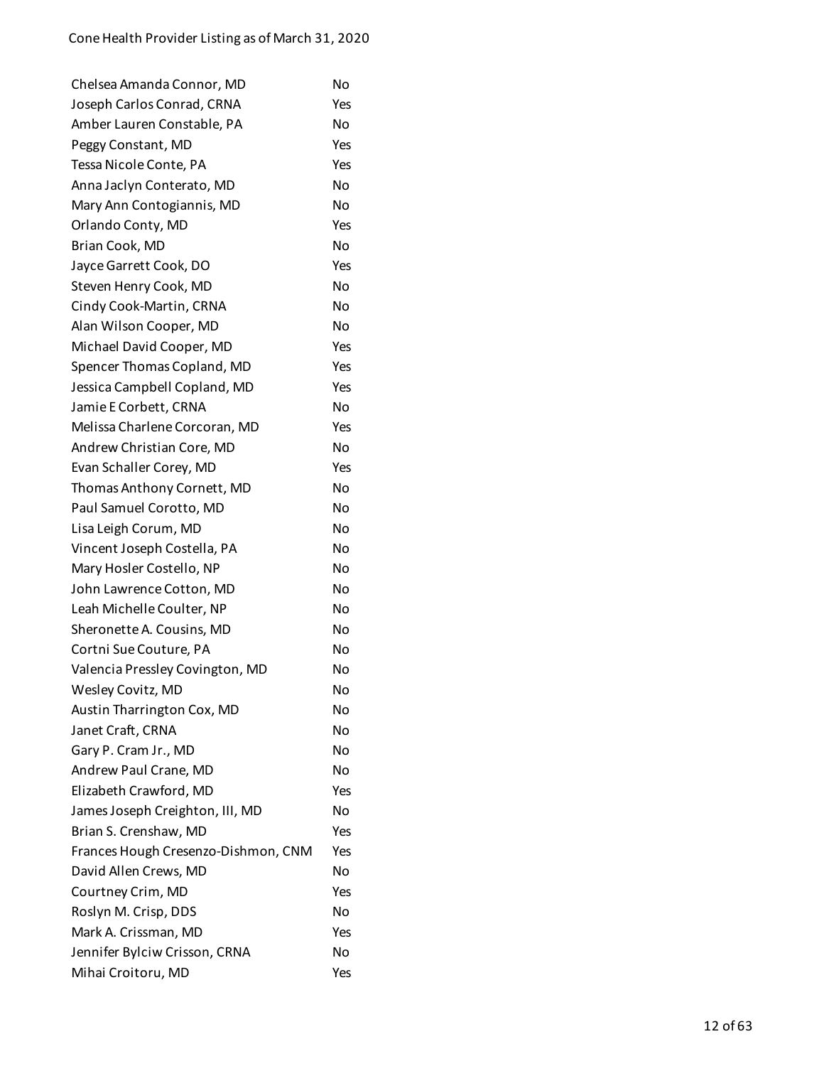| | |
|---|---|
| Chelsea Amanda Connor, MD | No |
| Joseph Carlos Conrad, CRNA | Yes |
| Amber Lauren Constable, PA | No |
| Peggy Constant, MD | Yes |
| Tessa Nicole Conte, PA | Yes |
| Anna Jaclyn Conterato, MD | No |
| Mary Ann Contogiannis, MD | No |
| Orlando Conty, MD | Yes |
| Brian Cook, MD | No |
| Jayce Garrett Cook, DO | Yes |
| Steven Henry Cook, MD | No |
| Cindy Cook-Martin, CRNA | No |
| Alan Wilson Cooper, MD | No |
| Michael David Cooper, MD | Yes |
| Spencer Thomas Copland, MD | Yes |
| Jessica Campbell Copland, MD | Yes |
| Jamie E Corbett, CRNA | No |
| Melissa Charlene Corcoran, MD | Yes |
| Andrew Christian Core, MD | No |
| Evan Schaller Corey, MD | Yes |
| Thomas Anthony Cornett, MD | No |
| Paul Samuel Corotto, MD | No |
| Lisa Leigh Corum, MD | No |
| Vincent Joseph Costella, PA | No |
| Mary Hosler Costello, NP | No |
| John Lawrence Cotton, MD | No |
| Leah Michelle Coulter, NP | No |
| Sheronette A. Cousins, MD | No |
| Cortni Sue Couture, PA | No |
| Valencia Pressley Covington, MD | No |
| Wesley Covitz, MD | No |
| Austin Tharrington Cox, MD | No |
| Janet Craft, CRNA | No |
| Gary P. Cram Jr., MD | No |
| Andrew Paul Crane, MD | No |
| Elizabeth Crawford, MD | Yes |
| James Joseph Creighton, III, MD | No |
| Brian S. Crenshaw, MD | Yes |
| Frances Hough Cresenzo-Dishmon, CNM | Yes |
| David Allen Crews, MD | No |
| Courtney Crim, MD | Yes |
| Roslyn M. Crisp, DDS | No |
| Mark A. Crissman, MD | Yes |
| Jennifer Bylciw Crisson, CRNA | No |
| Mihai Croitoru, MD | Yes |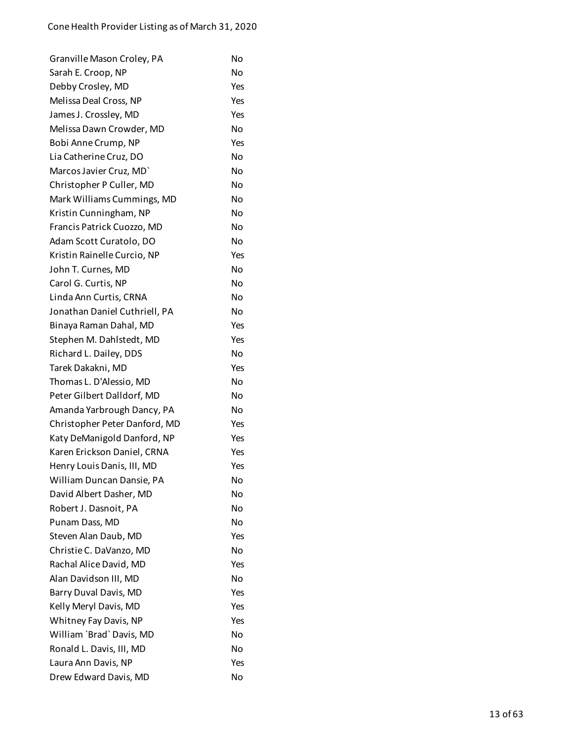| | |
|---|---|
| Granville Mason Croley, PA | No |
| Sarah E. Croop, NP | No |
| Debby Crosley, MD | Yes |
| Melissa Deal Cross, NP | Yes |
| James J. Crossley, MD | Yes |
| Melissa Dawn Crowder, MD | No |
| Bobi Anne Crump, NP | Yes |
| Lia Catherine Cruz, DO | No |
| Marcos Javier Cruz, MD` | No |
| Christopher P Culler, MD | No |
| Mark Williams Cummings, MD | No |
| Kristin Cunningham, NP | No |
| Francis Patrick Cuozzo, MD | No |
| Adam Scott Curatolo, DO | No |
| Kristin Rainelle Curcio, NP | Yes |
| John T. Curnes, MD | No |
| Carol G. Curtis, NP | No |
| Linda Ann Curtis, CRNA | No |
| Jonathan Daniel Cuthriell, PA | No |
| Binaya Raman Dahal, MD | Yes |
| Stephen M. Dahlstedt, MD | Yes |
| Richard L. Dailey, DDS | No |
| Tarek Dakakni, MD | Yes |
| Thomas L. D'Alessio, MD | No |
| Peter Gilbert Dalldorf, MD | No |
| Amanda Yarbrough Dancy, PA | No |
| Christopher Peter Danford, MD | Yes |
| Katy DeManigold Danford, NP | Yes |
| Karen Erickson Daniel, CRNA | Yes |
| Henry Louis Danis, III, MD | Yes |
| William Duncan Dansie, PA | No |
| David Albert Dasher, MD | No |
| Robert J. Dasnoit, PA | No |
| Punam Dass, MD | No |
| Steven Alan Daub, MD | Yes |
| Christie C. DaVanzo, MD | No |
| Rachal Alice David, MD | Yes |
| Alan Davidson III, MD | No |
| Barry Duval Davis, MD | Yes |
| Kelly Meryl Davis, MD | Yes |
| Whitney Fay Davis, NP | Yes |
| William `Brad` Davis, MD | No |
| Ronald L. Davis, III, MD | No |
| Laura Ann Davis, NP | Yes |
| Drew Edward Davis, MD | No |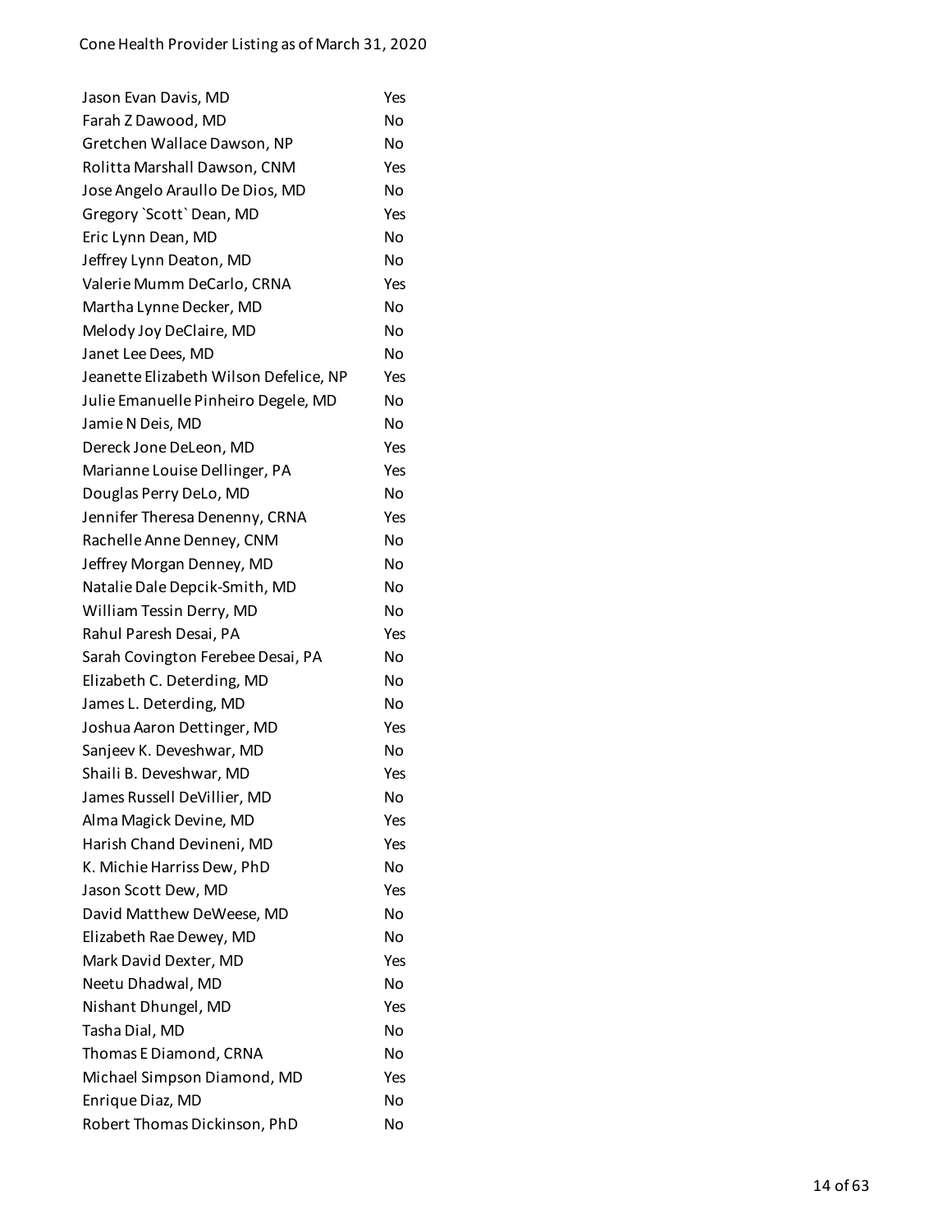| | |
|---|---|
| Jason Evan Davis, MD | Yes |
| Farah Z Dawood, MD | No |
| Gretchen Wallace Dawson, NP | No |
| Rolitta Marshall Dawson, CNM | Yes |
| Jose Angelo Araullo De Dios, MD | No |
| Gregory `Scott` Dean, MD | Yes |
| Eric Lynn Dean, MD | No |
| Jeffrey Lynn Deaton, MD | No |
| Valerie Mumm DeCarlo, CRNA | Yes |
| Martha Lynne Decker, MD | No |
| Melody Joy DeClaire, MD | No |
| Janet Lee Dees, MD | No |
| Jeanette Elizabeth Wilson Defelice, NP | Yes |
| Julie Emanuelle Pinheiro Degele, MD | No |
| Jamie N Deis, MD | No |
| Dereck Jone DeLeon, MD | Yes |
| Marianne Louise Dellinger, PA | Yes |
| Douglas Perry DeLo, MD | No |
| Jennifer Theresa Denenny, CRNA | Yes |
| Rachelle Anne Denney, CNM | No |
| Jeffrey Morgan Denney, MD | No |
| Natalie Dale Depcik-Smith, MD | No |
| William Tessin Derry, MD | No |
| Rahul Paresh Desai, PA | Yes |
| Sarah Covington Ferebee Desai, PA | No |
| Elizabeth C. Deterding, MD | No |
| James L. Deterding, MD | No |
| Joshua Aaron Dettinger, MD | Yes |
| Sanjeev K. Deveshwar, MD | No |
| Shaili B. Deveshwar, MD | Yes |
| James Russell DeVillier, MD | No |
| Alma Magick Devine, MD | Yes |
| Harish Chand Devineni, MD | Yes |
| K. Michie Harriss Dew, PhD | No |
| Jason Scott Dew, MD | Yes |
| David Matthew DeWeese, MD | No |
| Elizabeth Rae Dewey, MD | No |
| Mark David Dexter, MD | Yes |
| Neetu Dhadwal, MD | No |
| Nishant Dhungel, MD | Yes |
| Tasha Dial, MD | No |
| Thomas E Diamond, CRNA | No |
| Michael Simpson Diamond, MD | Yes |
| Enrique Diaz, MD | No |
| Robert Thomas Dickinson, PhD | No |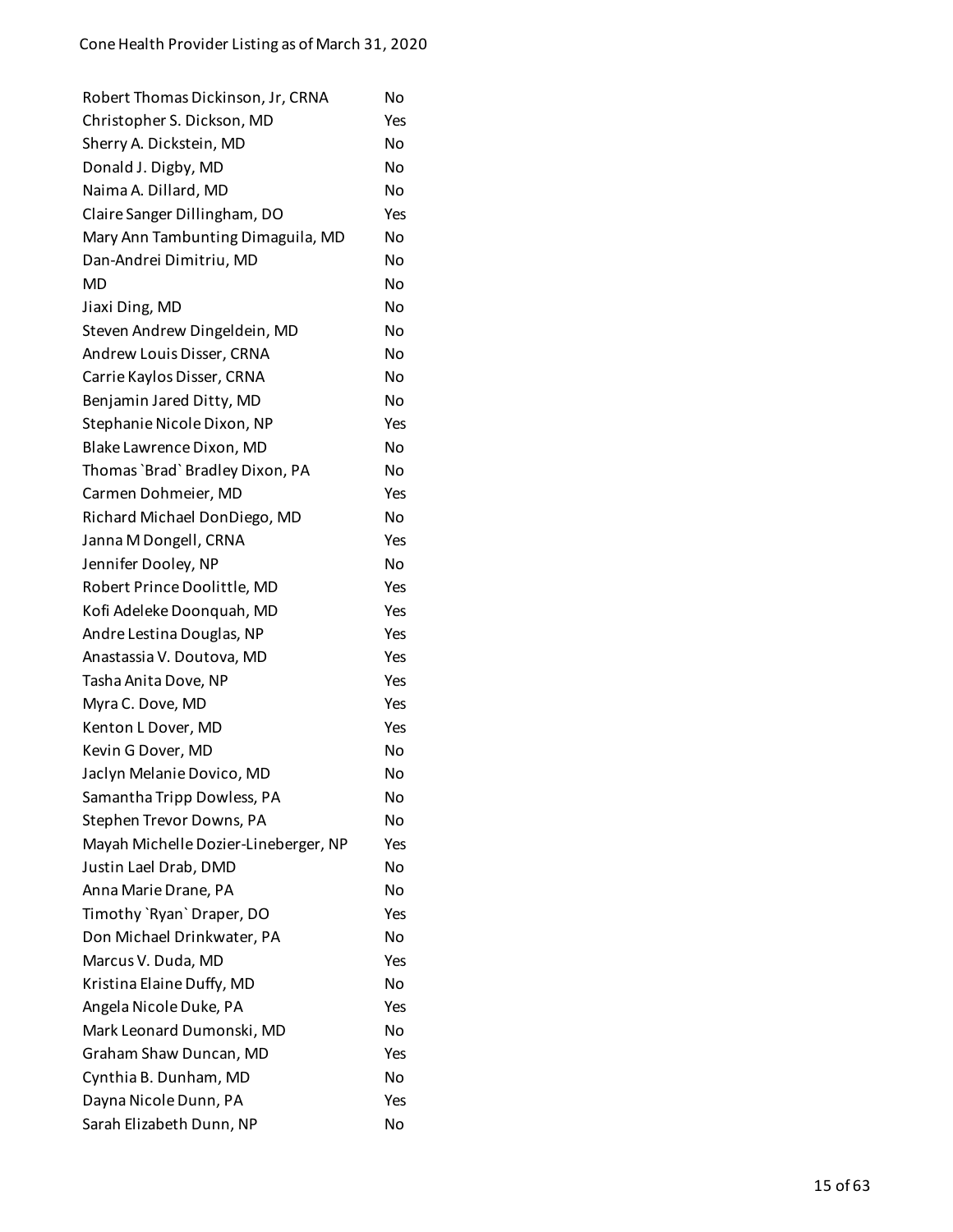| | |
|---|---|
| Robert Thomas Dickinson, Jr, CRNA | No |
| Christopher S. Dickson, MD | Yes |
| Sherry A. Dickstein, MD | No |
| Donald J. Digby, MD | No |
| Naima A. Dillard, MD | No |
| Claire Sanger Dillingham, DO | Yes |
| Mary Ann Tambunting Dimaguila, MD | No |
| Dan-Andrei Dimitriu, MD | No |
| MD | No |
| Jiaxi Ding, MD | No |
| Steven Andrew Dingeldein, MD | No |
| Andrew Louis Disser, CRNA | No |
| Carrie Kaylos Disser, CRNA | No |
| Benjamin Jared Ditty, MD | No |
| Stephanie Nicole Dixon, NP | Yes |
| Blake Lawrence Dixon, MD | No |
| Thomas `Brad` Bradley Dixon, PA | No |
| Carmen Dohmeier, MD | Yes |
| Richard Michael DonDiego, MD | No |
| Janna M Dongell, CRNA | Yes |
| Jennifer Dooley, NP | No |
| Robert Prince Doolittle, MD | Yes |
| Kofi Adeleke Doonquah, MD | Yes |
| Andre Lestina Douglas, NP | Yes |
| Anastassia V. Doutova, MD | Yes |
| Tasha Anita Dove, NP | Yes |
| Myra C. Dove, MD | Yes |
| Kenton L Dover, MD | Yes |
| Kevin G Dover, MD | No |
| Jaclyn Melanie Dovico, MD | No |
| Samantha Tripp Dowless, PA | No |
| Stephen Trevor Downs, PA | No |
| Mayah Michelle Dozier-Lineberger, NP | Yes |
| Justin Lael Drab, DMD | No |
| Anna Marie Drane, PA | No |
| Timothy `Ryan` Draper, DO | Yes |
| Don Michael Drinkwater, PA | No |
| Marcus V. Duda, MD | Yes |
| Kristina Elaine Duffy, MD | No |
| Angela Nicole Duke, PA | Yes |
| Mark Leonard Dumonski, MD | No |
| Graham Shaw Duncan, MD | Yes |
| Cynthia B. Dunham, MD | No |
| Dayna Nicole Dunn, PA | Yes |
| Sarah Elizabeth Dunn, NP | No |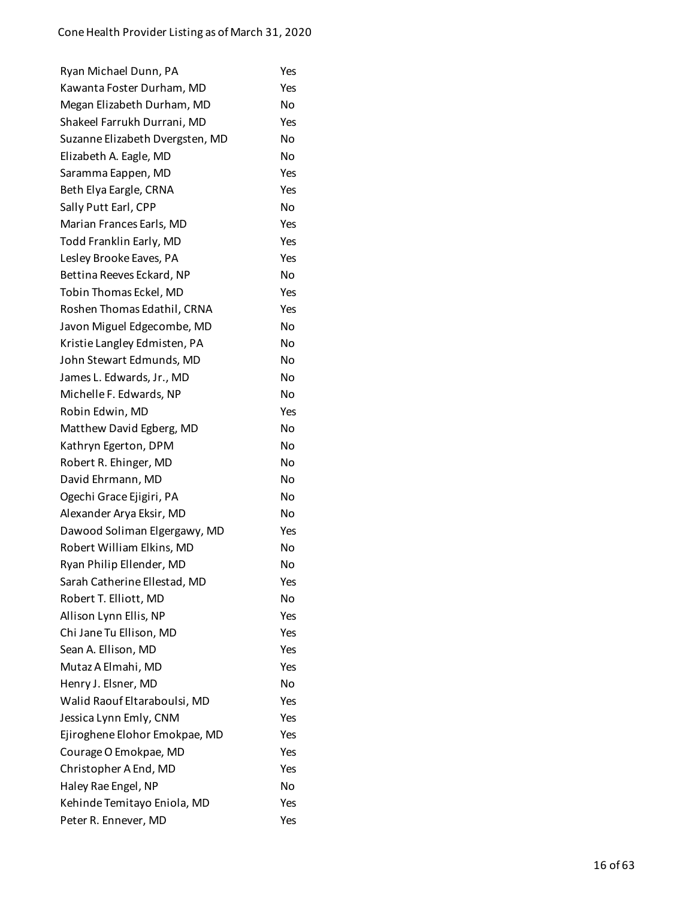| Ryan Michael Dunn, PA | Yes |
|---|---|
| Kawanta Foster Durham, MD | Yes |
| Megan Elizabeth Durham, MD | No |
| Shakeel Farrukh Durrani, MD | Yes |
| Suzanne Elizabeth Dvergsten, MD | No |
| Elizabeth A. Eagle, MD | No |
| Saramma Eappen, MD | Yes |
| Beth Elya Eargle, CRNA | Yes |
| Sally Putt Earl, CPP | No |
| Marian Frances Earls, MD | Yes |
| Todd Franklin Early, MD | Yes |
| Lesley Brooke Eaves, PA | Yes |
| Bettina Reeves Eckard, NP | No |
| Tobin Thomas Eckel, MD | Yes |
| Roshen Thomas Edathil, CRNA | Yes |
| Javon Miguel Edgecombe, MD | No |
| Kristie Langley Edmisten, PA | No |
| John Stewart Edmunds, MD | No |
| James L. Edwards, Jr., MD | No |
| Michelle F. Edwards, NP | No |
| Robin Edwin, MD | Yes |
| Matthew David Egberg, MD | No |
| Kathryn Egerton, DPM | No |
| Robert R. Ehinger, MD | No |
| David Ehrmann, MD | No |
| Ogechi Grace Ejigiri, PA | No |
| Alexander Arya Eksir, MD | No |
| Dawood Soliman Elgergawy, MD | Yes |
| Robert William Elkins, MD | No |
| Ryan Philip Ellender, MD | No |
| Sarah Catherine Ellestad, MD | Yes |
| Robert T. Elliott, MD | No |
| Allison Lynn Ellis, NP | Yes |
| Chi Jane Tu Ellison, MD | Yes |
| Sean A. Ellison, MD | Yes |
| Mutaz A Elmahi, MD | Yes |
| Henry J. Elsner, MD | No |
| Walid Raouf Eltaraboulsi, MD | Yes |
| Jessica Lynn Emly, CNM | Yes |
| Ejiroghene Elohor Emokpae, MD | Yes |
| Courage O Emokpae, MD | Yes |
| Christopher A End, MD | Yes |
| Haley Rae Engel, NP | No |
| Kehinde Temitayo Eniola, MD | Yes |
| Peter R. Ennever, MD | Yes |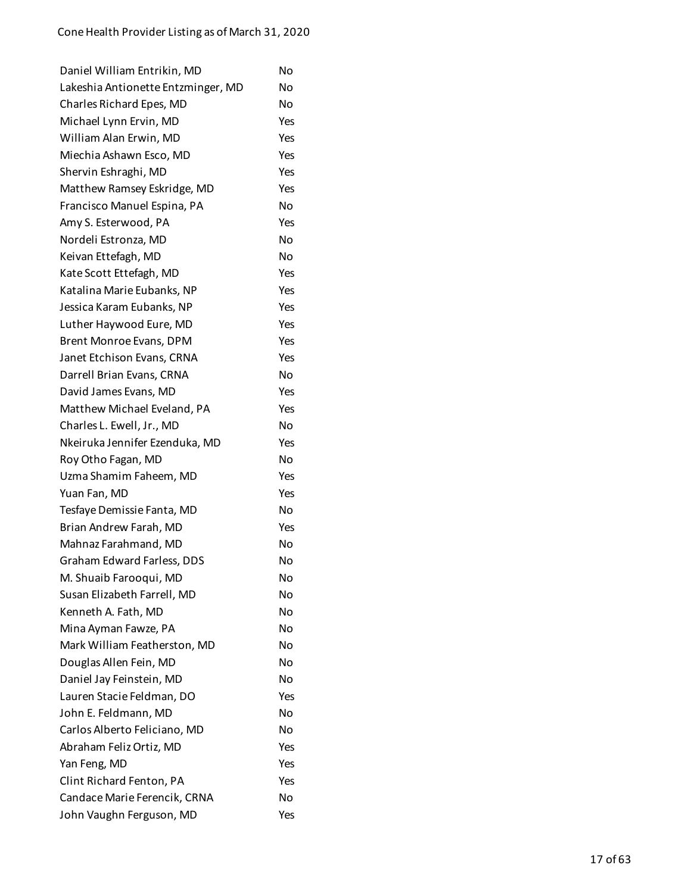| | |
|---|---|
| Daniel William Entrikin, MD | No |
| Lakeshia Antionette Entzminger, MD | No |
| Charles Richard Epes, MD | No |
| Michael Lynn Ervin, MD | Yes |
| William Alan Erwin, MD | Yes |
| Miechia Ashawn Esco, MD | Yes |
| Shervin Eshraghi, MD | Yes |
| Matthew Ramsey Eskridge, MD | Yes |
| Francisco Manuel Espina, PA | No |
| Amy S. Esterwood, PA | Yes |
| Nordeli Estronza, MD | No |
| Keivan Ettefagh, MD | No |
| Kate Scott Ettefagh, MD | Yes |
| Katalina Marie Eubanks, NP | Yes |
| Jessica Karam Eubanks, NP | Yes |
| Luther Haywood Eure, MD | Yes |
| Brent Monroe Evans, DPM | Yes |
| Janet Etchison Evans, CRNA | Yes |
| Darrell Brian Evans, CRNA | No |
| David James Evans, MD | Yes |
| Matthew Michael Eveland, PA | Yes |
| Charles L. Ewell, Jr., MD | No |
| Nkeiruka Jennifer Ezenduka, MD | Yes |
| Roy Otho Fagan, MD | No |
| Uzma Shamim Faheem, MD | Yes |
| Yuan Fan, MD | Yes |
| Tesfaye Demissie Fanta, MD | No |
| Brian Andrew Farah, MD | Yes |
| Mahnaz Farahmand, MD | No |
| Graham Edward Farless, DDS | No |
| M. Shuaib Farooqui, MD | No |
| Susan Elizabeth Farrell, MD | No |
| Kenneth A. Fath, MD | No |
| Mina Ayman Fawze, PA | No |
| Mark William Featherston, MD | No |
| Douglas Allen Fein, MD | No |
| Daniel Jay Feinstein, MD | No |
| Lauren Stacie Feldman, DO | Yes |
| John E. Feldmann, MD | No |
| Carlos Alberto Feliciano, MD | No |
| Abraham Feliz Ortiz, MD | Yes |
| Yan Feng, MD | Yes |
| Clint Richard Fenton, PA | Yes |
| Candace Marie Ferencik, CRNA | No |
| John Vaughn Ferguson, MD | Yes |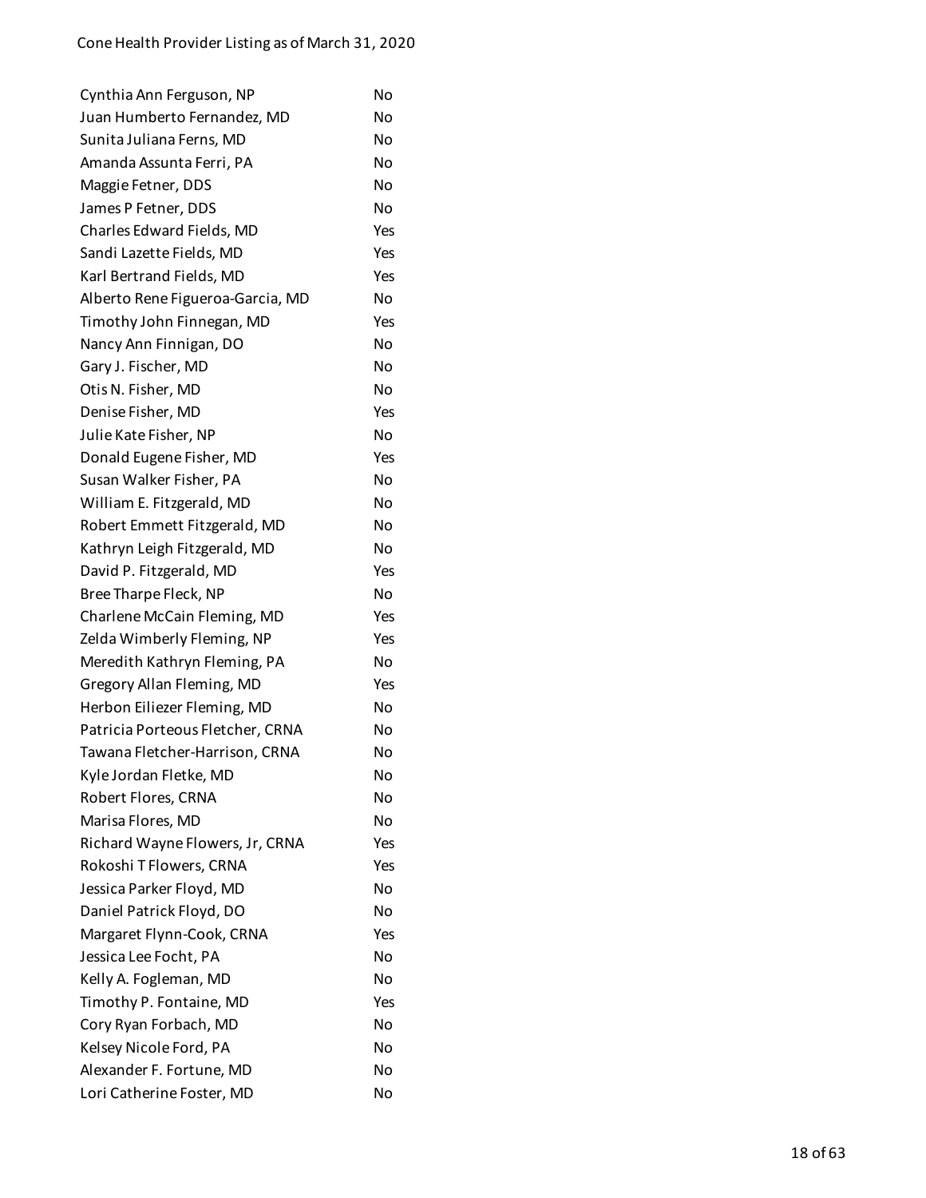| | |
|---|---|
| Cynthia Ann Ferguson, NP | No |
| Juan Humberto Fernandez, MD | No |
| Sunita Juliana Ferns, MD | No |
| Amanda Assunta Ferri, PA | No |
| Maggie Fetner, DDS | No |
| James P Fetner, DDS | No |
| Charles Edward Fields, MD | Yes |
| Sandi Lazette Fields, MD | Yes |
| Karl Bertrand Fields, MD | Yes |
| Alberto Rene Figueroa-Garcia, MD | No |
| Timothy John Finnegan, MD | Yes |
| Nancy Ann Finnigan, DO | No |
| Gary J. Fischer, MD | No |
| Otis N. Fisher, MD | No |
| Denise Fisher, MD | Yes |
| Julie Kate Fisher, NP | No |
| Donald Eugene Fisher, MD | Yes |
| Susan Walker Fisher, PA | No |
| William E. Fitzgerald, MD | No |
| Robert Emmett Fitzgerald, MD | No |
| Kathryn Leigh Fitzgerald, MD | No |
| David P. Fitzgerald, MD | Yes |
| Bree Tharpe Fleck, NP | No |
| Charlene McCain Fleming, MD | Yes |
| Zelda Wimberly Fleming, NP | Yes |
| Meredith Kathryn Fleming, PA | No |
| Gregory Allan Fleming, MD | Yes |
| Herbon Eiliezer Fleming, MD | No |
| Patricia Porteous Fletcher, CRNA | No |
| Tawana Fletcher-Harrison, CRNA | No |
| Kyle Jordan Fletke, MD | No |
| Robert Flores, CRNA | No |
| Marisa Flores, MD | No |
| Richard Wayne Flowers, Jr, CRNA | Yes |
| Rokoshi T Flowers, CRNA | Yes |
| Jessica Parker Floyd, MD | No |
| Daniel Patrick Floyd, DO | No |
| Margaret Flynn-Cook, CRNA | Yes |
| Jessica Lee Focht, PA | No |
| Kelly A. Fogleman, MD | No |
| Timothy P. Fontaine, MD | Yes |
| Cory Ryan Forbach, MD | No |
| Kelsey Nicole Ford, PA | No |
| Alexander F. Fortune, MD | No |
| Lori Catherine Foster, MD | No |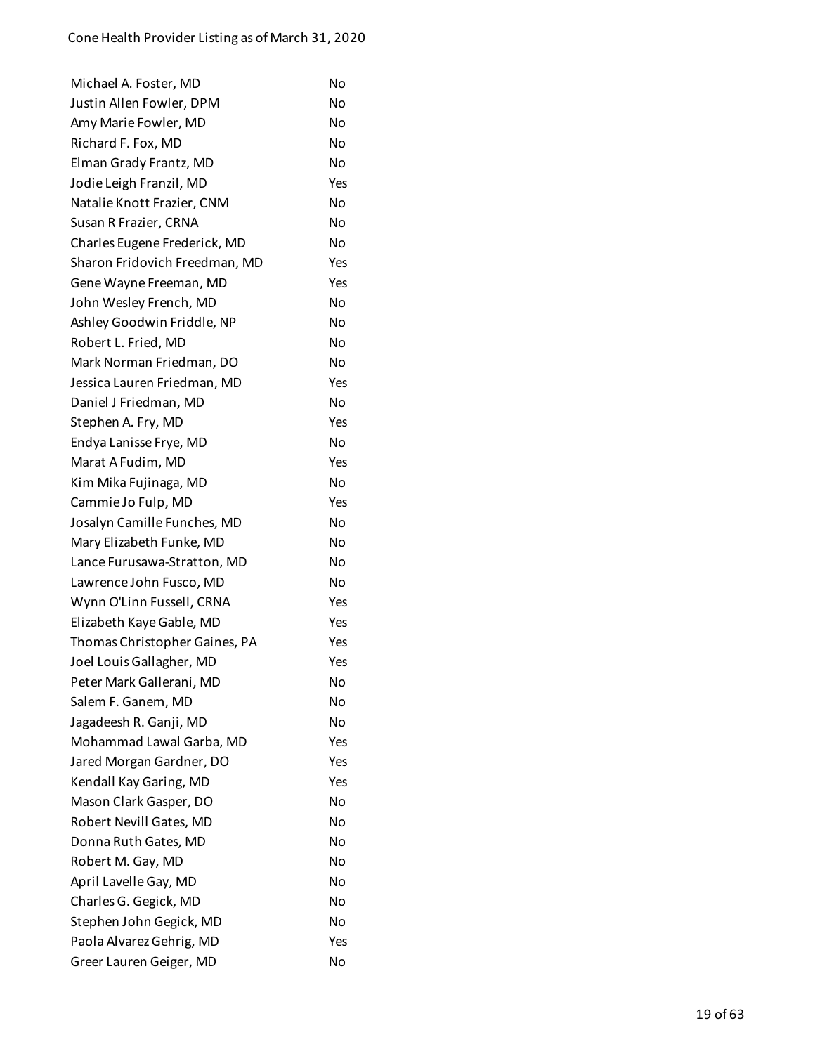| | |
|---|---|
| Michael A. Foster, MD | No |
| Justin Allen Fowler, DPM | No |
| Amy Marie Fowler, MD | No |
| Richard F. Fox, MD | No |
| Elman Grady Frantz, MD | No |
| Jodie Leigh Franzil, MD | Yes |
| Natalie Knott Frazier, CNM | No |
| Susan R Frazier, CRNA | No |
| Charles Eugene Frederick, MD | No |
| Sharon Fridovich Freedman, MD | Yes |
| Gene Wayne Freeman, MD | Yes |
| John Wesley French, MD | No |
| Ashley Goodwin Friddle, NP | No |
| Robert L. Fried, MD | No |
| Mark Norman Friedman, DO | No |
| Jessica Lauren Friedman, MD | Yes |
| Daniel J Friedman, MD | No |
| Stephen A. Fry, MD | Yes |
| Endya Lanisse Frye, MD | No |
| Marat A Fudim, MD | Yes |
| Kim Mika Fujinaga, MD | No |
| Cammie Jo Fulp, MD | Yes |
| Josalyn Camille Funches, MD | No |
| Mary Elizabeth Funke, MD | No |
| Lance Furusawa-Stratton, MD | No |
| Lawrence John Fusco, MD | No |
| Wynn O'Linn Fussell, CRNA | Yes |
| Elizabeth Kaye Gable, MD | Yes |
| Thomas Christopher Gaines, PA | Yes |
| Joel Louis Gallagher, MD | Yes |
| Peter Mark Gallerani, MD | No |
| Salem F. Ganem, MD | No |
| Jagadeesh R. Ganji, MD | No |
| Mohammad Lawal Garba, MD | Yes |
| Jared Morgan Gardner, DO | Yes |
| Kendall Kay Garing, MD | Yes |
| Mason Clark Gasper, DO | No |
| Robert Nevill Gates, MD | No |
| Donna Ruth Gates, MD | No |
| Robert M. Gay, MD | No |
| April Lavelle Gay, MD | No |
| Charles G. Gegick, MD | No |
| Stephen John Gegick, MD | No |
| Paola Alvarez Gehrig, MD | Yes |
| Greer Lauren Geiger, MD | No |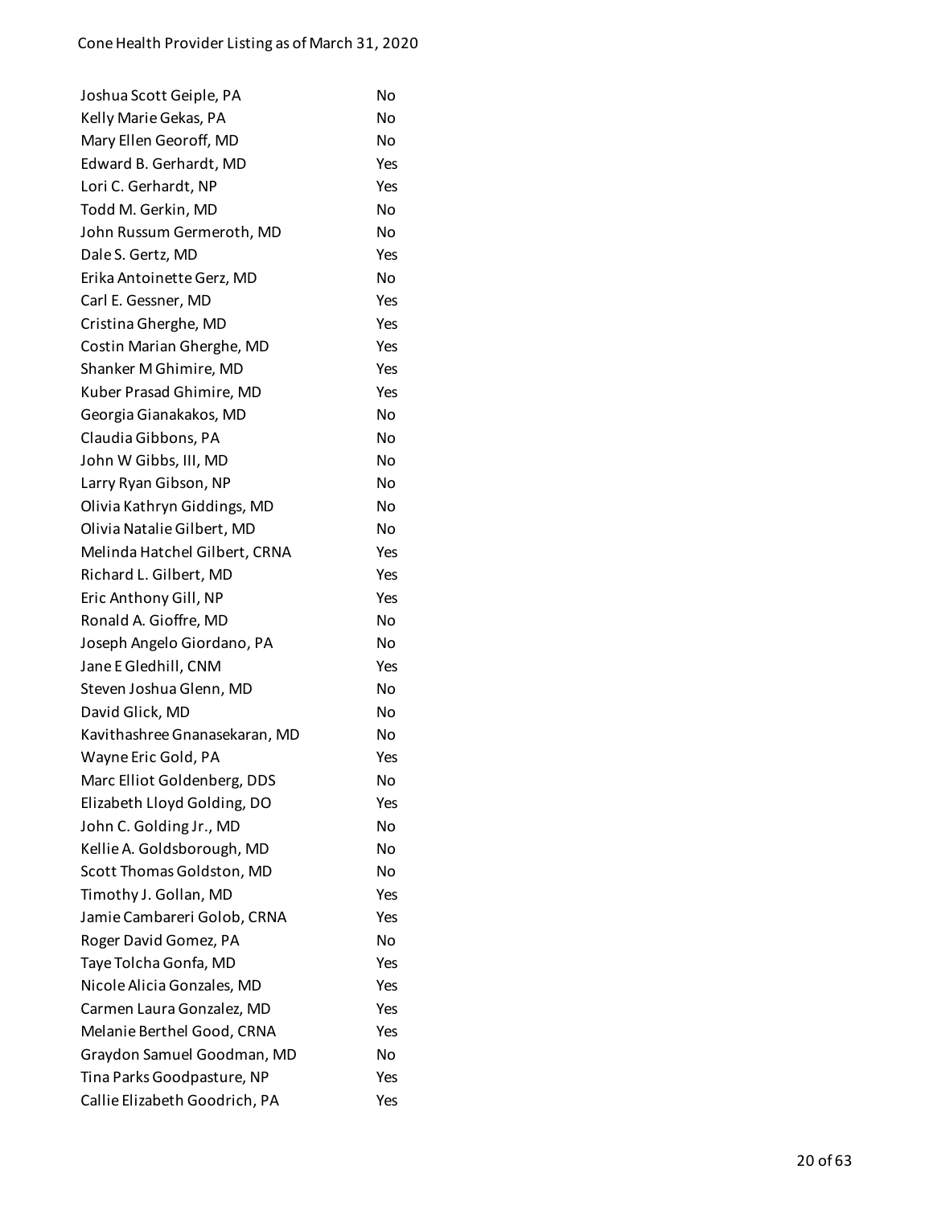| | |
|---|---|
| Joshua Scott Geiple, PA | No |
| Kelly Marie Gekas, PA | No |
| Mary Ellen Georoff, MD | No |
| Edward B. Gerhardt, MD | Yes |
| Lori C. Gerhardt, NP | Yes |
| Todd M. Gerkin, MD | No |
| John Russum Germeroth, MD | No |
| Dale S. Gertz, MD | Yes |
| Erika Antoinette Gerz, MD | No |
| Carl E. Gessner, MD | Yes |
| Cristina Gherghe, MD | Yes |
| Costin Marian Gherghe, MD | Yes |
| Shanker M Ghimire, MD | Yes |
| Kuber Prasad Ghimire, MD | Yes |
| Georgia Gianakakos, MD | No |
| Claudia Gibbons, PA | No |
| John W Gibbs, III, MD | No |
| Larry Ryan Gibson, NP | No |
| Olivia Kathryn Giddings, MD | No |
| Olivia Natalie Gilbert, MD | No |
| Melinda Hatchel Gilbert, CRNA | Yes |
| Richard L. Gilbert, MD | Yes |
| Eric Anthony Gill, NP | Yes |
| Ronald A. Gioffre, MD | No |
| Joseph Angelo Giordano, PA | No |
| Jane E Gledhill, CNM | Yes |
| Steven Joshua Glenn, MD | No |
| David Glick, MD | No |
| Kavithashree Gnanasekaran, MD | No |
| Wayne Eric Gold, PA | Yes |
| Marc Elliot Goldenberg, DDS | No |
| Elizabeth Lloyd Golding, DO | Yes |
| John C. Golding Jr., MD | No |
| Kellie A. Goldsborough, MD | No |
| Scott Thomas Goldston, MD | No |
| Timothy J. Gollan, MD | Yes |
| Jamie Cambareri Golob, CRNA | Yes |
| Roger David Gomez, PA | No |
| Taye Tolcha Gonfa, MD | Yes |
| Nicole Alicia Gonzales, MD | Yes |
| Carmen Laura Gonzalez, MD | Yes |
| Melanie Berthel Good, CRNA | Yes |
| Graydon Samuel Goodman, MD | No |
| Tina Parks Goodpasture, NP | Yes |
| Callie Elizabeth Goodrich, PA | Yes |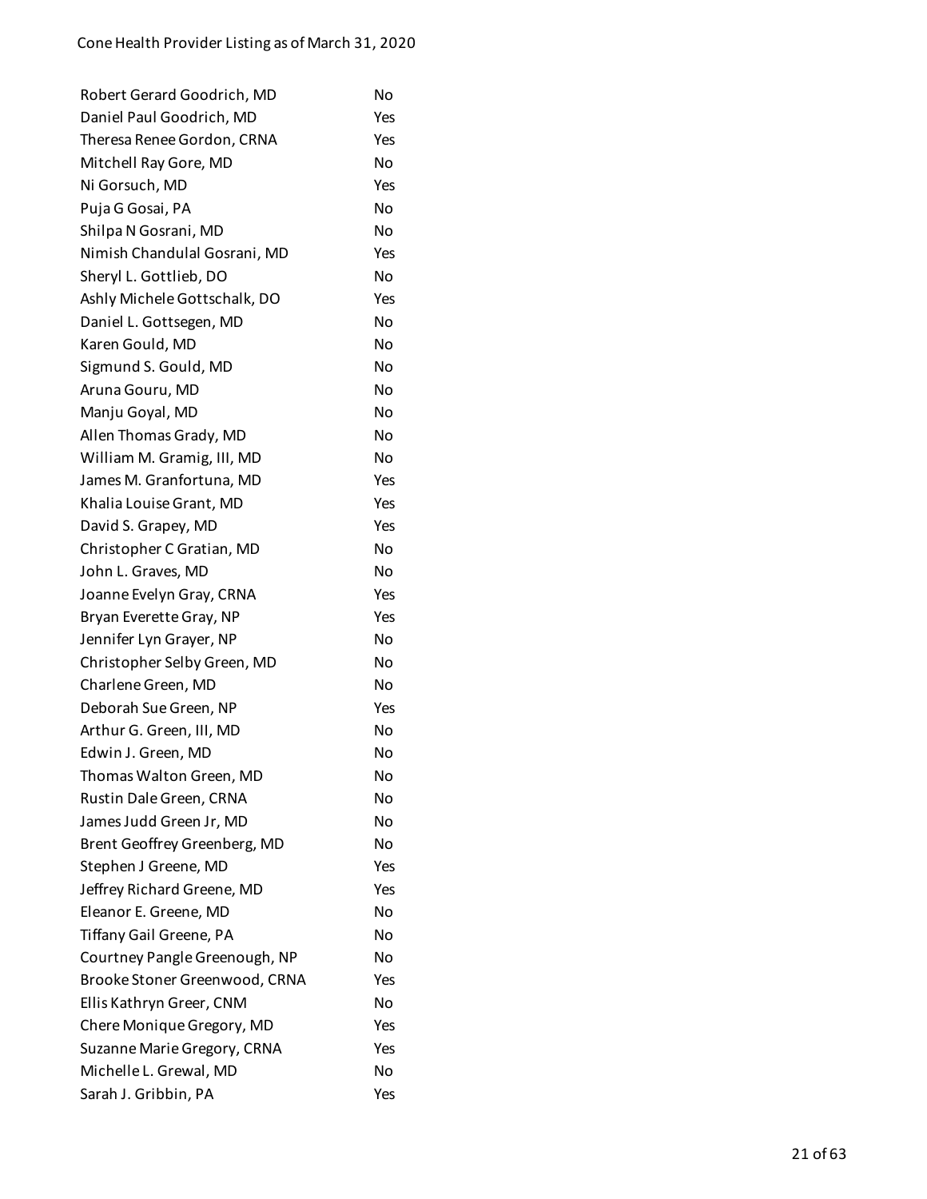| | |
|---|---|
| Robert Gerard Goodrich, MD | No |
| Daniel Paul Goodrich, MD | Yes |
| Theresa Renee Gordon, CRNA | Yes |
| Mitchell Ray Gore, MD | No |
| Ni Gorsuch, MD | Yes |
| Puja G Gosai, PA | No |
| Shilpa N Gosrani, MD | No |
| Nimish Chandulal Gosrani, MD | Yes |
| Sheryl L. Gottlieb, DO | No |
| Ashly Michele Gottschalk, DO | Yes |
| Daniel L. Gottsegen, MD | No |
| Karen Gould, MD | No |
| Sigmund S. Gould, MD | No |
| Aruna Gouru, MD | No |
| Manju Goyal, MD | No |
| Allen Thomas Grady, MD | No |
| William M. Gramig, III, MD | No |
| James M. Granfortuna, MD | Yes |
| Khalia Louise Grant, MD | Yes |
| David S. Grapey, MD | Yes |
| Christopher C Gratian, MD | No |
| John L. Graves, MD | No |
| Joanne Evelyn Gray, CRNA | Yes |
| Bryan Everette Gray, NP | Yes |
| Jennifer Lyn Grayer, NP | No |
| Christopher Selby Green, MD | No |
| Charlene Green, MD | No |
| Deborah Sue Green, NP | Yes |
| Arthur G. Green, III, MD | No |
| Edwin J. Green, MD | No |
| Thomas Walton Green, MD | No |
| Rustin Dale Green, CRNA | No |
| James Judd Green Jr, MD | No |
| Brent Geoffrey Greenberg, MD | No |
| Stephen J Greene, MD | Yes |
| Jeffrey Richard Greene, MD | Yes |
| Eleanor E. Greene, MD | No |
| Tiffany Gail Greene, PA | No |
| Courtney Pangle Greenough, NP | No |
| Brooke Stoner Greenwood, CRNA | Yes |
| Ellis Kathryn Greer, CNM | No |
| Chere Monique Gregory, MD | Yes |
| Suzanne Marie Gregory, CRNA | Yes |
| Michelle L. Grewal, MD | No |
| Sarah J. Gribbin, PA | Yes |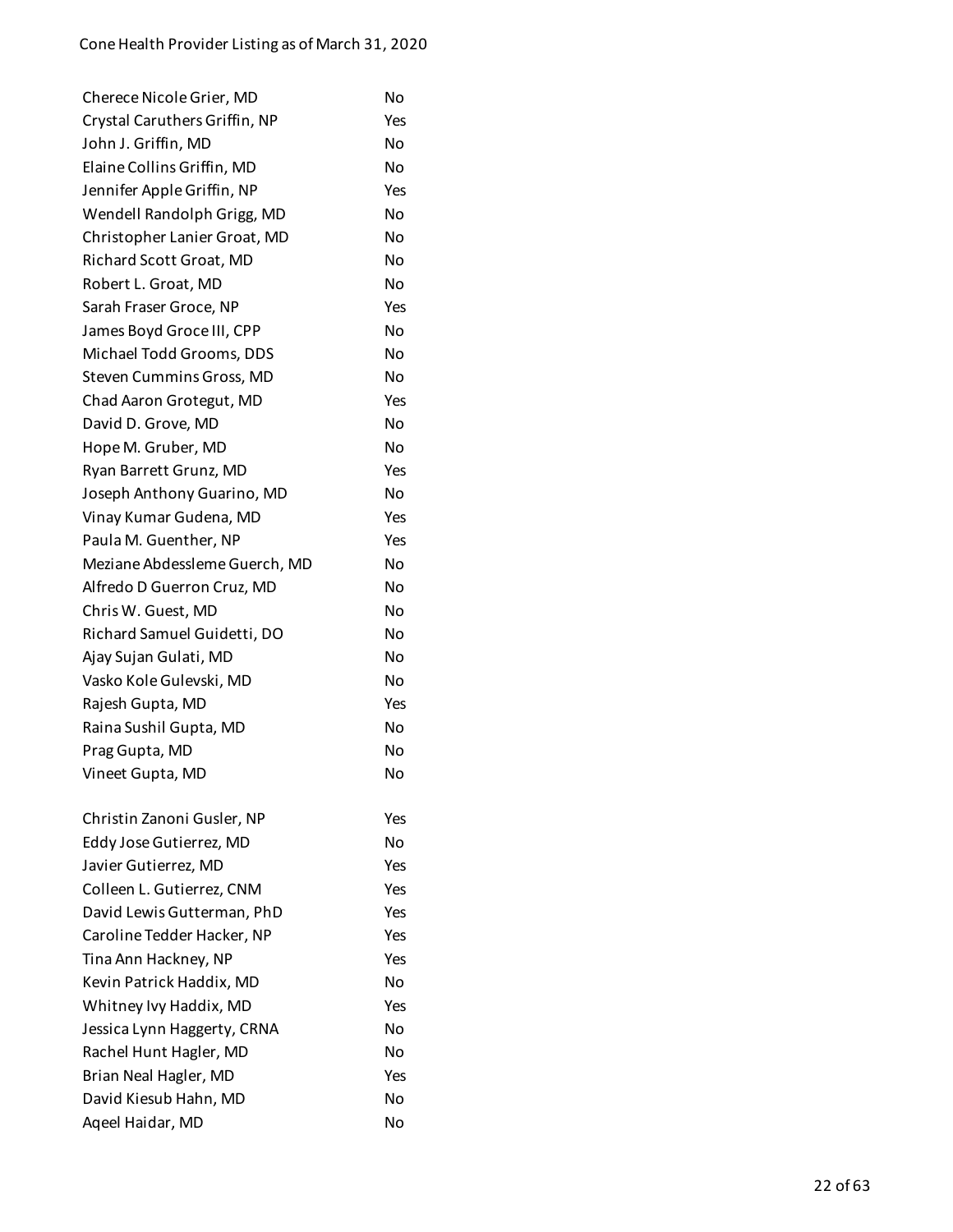| | |
|---|---|
| Cherece Nicole Grier, MD | No |
| Crystal Caruthers Griffin, NP | Yes |
| John J. Griffin, MD | No |
| Elaine Collins Griffin, MD | No |
| Jennifer Apple Griffin, NP | Yes |
| Wendell Randolph Grigg, MD | No |
| Christopher Lanier Groat, MD | No |
| Richard Scott Groat, MD | No |
| Robert L. Groat, MD | No |
| Sarah Fraser Groce, NP | Yes |
| James Boyd Groce III, CPP | No |
| Michael Todd Grooms, DDS | No |
| Steven Cummins Gross, MD | No |
| Chad Aaron Grotegut, MD | Yes |
| David D. Grove, MD | No |
| Hope M. Gruber, MD | No |
| Ryan Barrett Grunz, MD | Yes |
| Joseph Anthony Guarino, MD | No |
| Vinay Kumar Gudena, MD | Yes |
| Paula M. Guenther, NP | Yes |
| Meziane Abdessleme Guerch, MD | No |
| Alfredo D Guerron Cruz, MD | No |
| Chris W. Guest, MD | No |
| Richard Samuel Guidetti, DO | No |
| Ajay Sujan Gulati, MD | No |
| Vasko Kole Gulevski, MD | No |
| Rajesh Gupta, MD | Yes |
| Raina Sushil Gupta, MD | No |
| Prag Gupta, MD | No |
| Vineet Gupta, MD | No |
| Christin Zanoni Gusler, NP | Yes |
| Eddy Jose Gutierrez, MD | No |
| Javier Gutierrez, MD | Yes |
| Colleen L. Gutierrez, CNM | Yes |
| David Lewis Gutterman, PhD | Yes |
| Caroline Tedder Hacker, NP | Yes |
| Tina Ann Hackney, NP | Yes |
| Kevin Patrick Haddix, MD | No |
| Whitney Ivy Haddix, MD | Yes |
| Jessica Lynn Haggerty, CRNA | No |
| Rachel Hunt Hagler, MD | No |
| Brian Neal Hagler, MD | Yes |
| David Kiesub Hahn, MD | No |
| Aqeel Haidar, MD | No |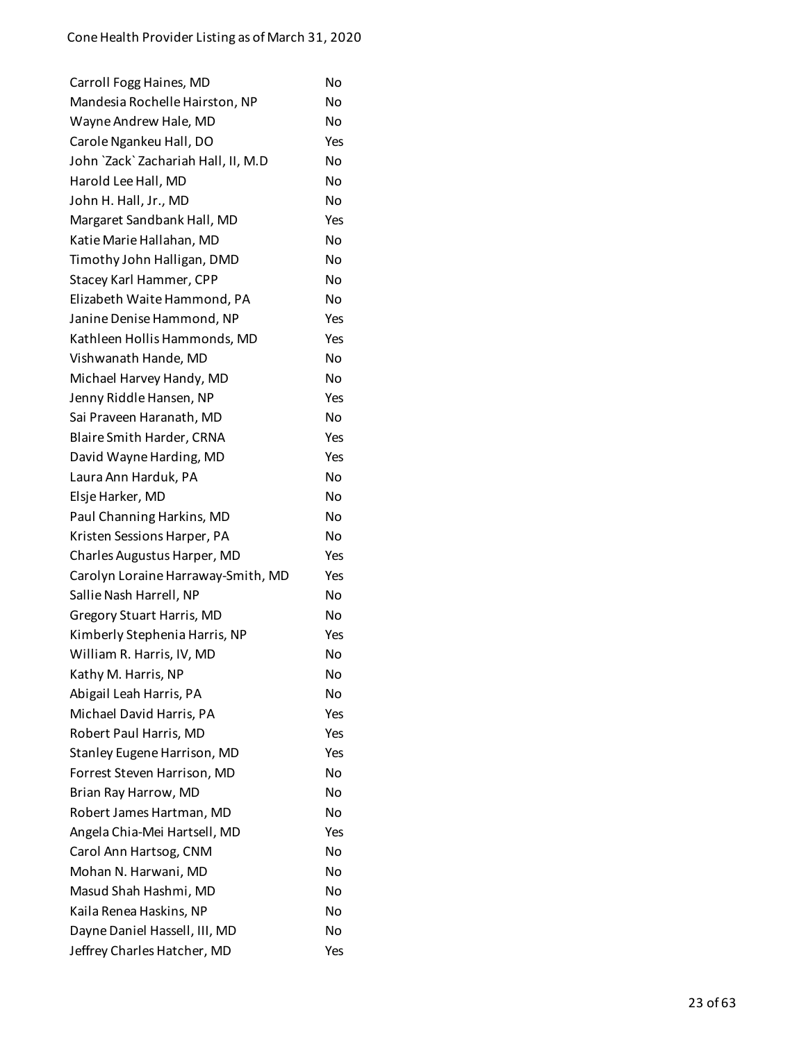| | |
|---|---|
| Carroll Fogg Haines, MD | No |
| Mandesia Rochelle Hairston, NP | No |
| Wayne Andrew Hale, MD | No |
| Carole Ngankeu Hall, DO | Yes |
| John `Zack` Zachariah Hall, II, M.D | No |
| Harold Lee Hall, MD | No |
| John H. Hall, Jr., MD | No |
| Margaret Sandbank Hall, MD | Yes |
| Katie Marie Hallahan, MD | No |
| Timothy John Halligan, DMD | No |
| Stacey Karl Hammer, CPP | No |
| Elizabeth Waite Hammond, PA | No |
| Janine Denise Hammond, NP | Yes |
| Kathleen Hollis Hammonds, MD | Yes |
| Vishwanath Hande, MD | No |
| Michael Harvey Handy, MD | No |
| Jenny Riddle Hansen, NP | Yes |
| Sai Praveen Haranath, MD | No |
| Blaire Smith Harder, CRNA | Yes |
| David Wayne Harding, MD | Yes |
| Laura Ann Harduk, PA | No |
| Elsje Harker, MD | No |
| Paul Channing Harkins, MD | No |
| Kristen Sessions Harper, PA | No |
| Charles Augustus Harper, MD | Yes |
| Carolyn Loraine Harraway-Smith, MD | Yes |
| Sallie Nash Harrell, NP | No |
| Gregory Stuart Harris, MD | No |
| Kimberly Stephenia Harris, NP | Yes |
| William R. Harris, IV, MD | No |
| Kathy M. Harris, NP | No |
| Abigail Leah Harris, PA | No |
| Michael David Harris, PA | Yes |
| Robert Paul Harris, MD | Yes |
| Stanley Eugene Harrison, MD | Yes |
| Forrest Steven Harrison, MD | No |
| Brian Ray Harrow, MD | No |
| Robert James Hartman, MD | No |
| Angela Chia-Mei Hartsell, MD | Yes |
| Carol Ann Hartsog, CNM | No |
| Mohan N. Harwani, MD | No |
| Masud Shah Hashmi, MD | No |
| Kaila Renea Haskins, NP | No |
| Dayne Daniel Hassell, III, MD | No |
| Jeffrey Charles Hatcher, MD | Yes |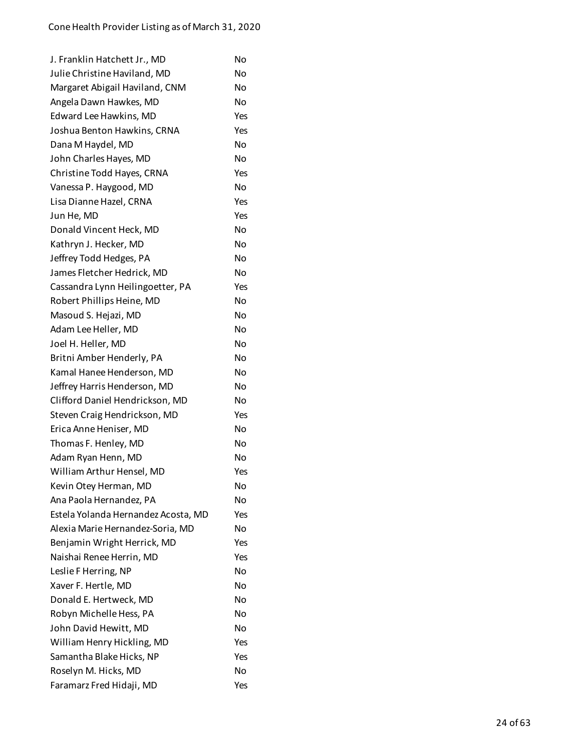| | |
|---|---|
| J. Franklin Hatchett Jr., MD | No |
| Julie Christine Haviland, MD | No |
| Margaret Abigail Haviland, CNM | No |
| Angela Dawn Hawkes, MD | No |
| Edward Lee Hawkins, MD | Yes |
| Joshua Benton Hawkins, CRNA | Yes |
| Dana M Haydel, MD | No |
| John Charles Hayes, MD | No |
| Christine Todd Hayes, CRNA | Yes |
| Vanessa P. Haygood, MD | No |
| Lisa Dianne Hazel, CRNA | Yes |
| Jun He, MD | Yes |
| Donald Vincent Heck, MD | No |
| Kathryn J. Hecker, MD | No |
| Jeffrey Todd Hedges, PA | No |
| James Fletcher Hedrick, MD | No |
| Cassandra Lynn Heilingoetter, PA | Yes |
| Robert Phillips Heine, MD | No |
| Masoud S. Hejazi, MD | No |
| Adam Lee Heller, MD | No |
| Joel H. Heller, MD | No |
| Britni Amber Henderly, PA | No |
| Kamal Hanee Henderson, MD | No |
| Jeffrey Harris Henderson, MD | No |
| Clifford Daniel Hendrickson, MD | No |
| Steven Craig Hendrickson, MD | Yes |
| Erica Anne Heniser, MD | No |
| Thomas F. Henley, MD | No |
| Adam Ryan Henn, MD | No |
| William Arthur Hensel, MD | Yes |
| Kevin Otey Herman, MD | No |
| Ana Paola Hernandez, PA | No |
| Estela Yolanda Hernandez Acosta, MD | Yes |
| Alexia Marie Hernandez-Soria, MD | No |
| Benjamin Wright Herrick, MD | Yes |
| Naishai Renee Herrin, MD | Yes |
| Leslie F Herring, NP | No |
| Xaver F. Hertle, MD | No |
| Donald E. Hertweck, MD | No |
| Robyn Michelle Hess, PA | No |
| John David Hewitt, MD | No |
| William Henry Hickling, MD | Yes |
| Samantha Blake Hicks, NP | Yes |
| Roselyn M. Hicks, MD | No |
| Faramarz Fred Hidaji, MD | Yes |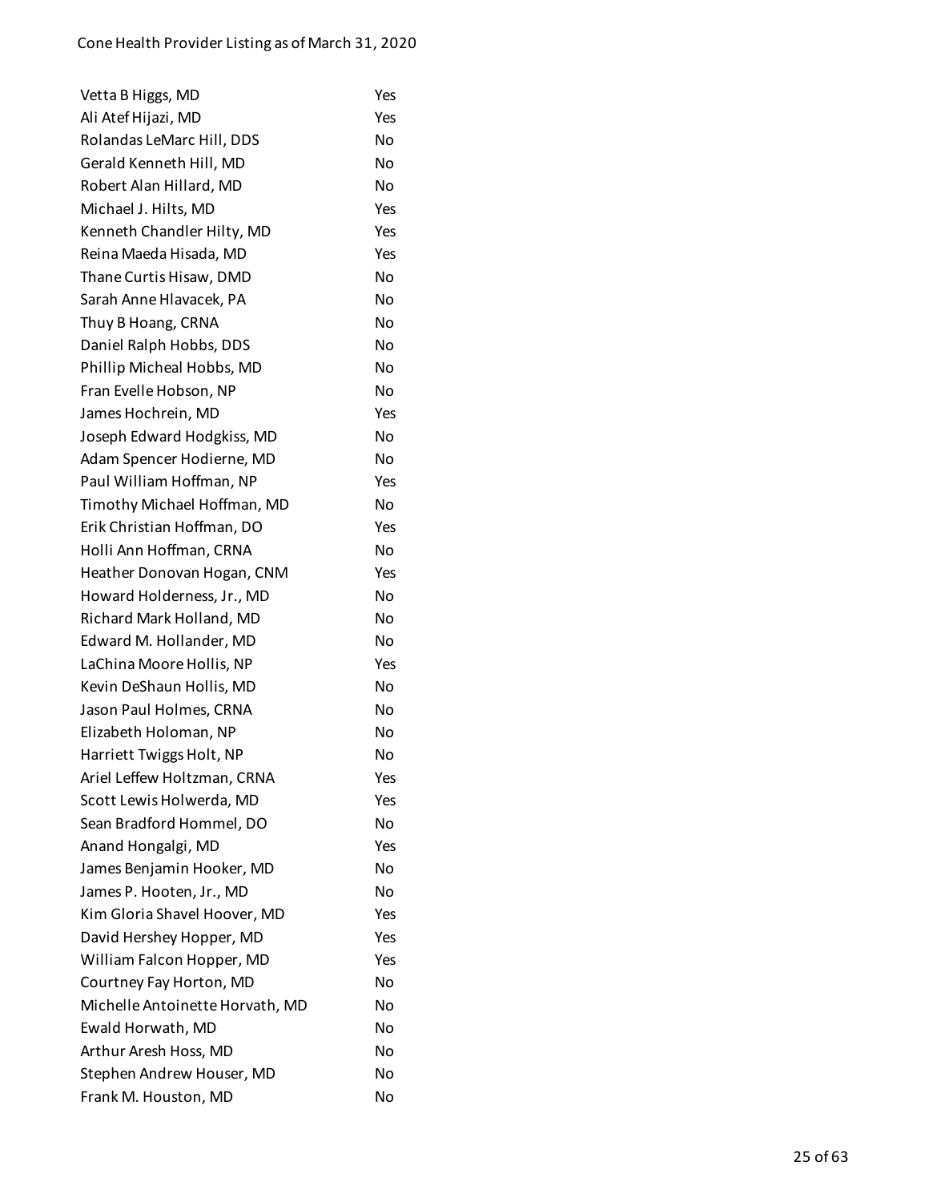| | |
|---|---|
| Vetta B Higgs, MD | Yes |
| Ali Atef Hijazi, MD | Yes |
| Rolandas LeMarc Hill, DDS | No |
| Gerald Kenneth Hill, MD | No |
| Robert Alan Hillard, MD | No |
| Michael J. Hilts, MD | Yes |
| Kenneth Chandler Hilty, MD | Yes |
| Reina Maeda Hisada, MD | Yes |
| Thane Curtis Hisaw, DMD | No |
| Sarah Anne Hlavacek, PA | No |
| Thuy B Hoang, CRNA | No |
| Daniel Ralph Hobbs, DDS | No |
| Phillip Micheal Hobbs, MD | No |
| Fran Evelle Hobson, NP | No |
| James Hochrein, MD | Yes |
| Joseph Edward Hodgkiss, MD | No |
| Adam Spencer Hodierne, MD | No |
| Paul William Hoffman, NP | Yes |
| Timothy Michael Hoffman, MD | No |
| Erik Christian Hoffman, DO | Yes |
| Holli Ann Hoffman, CRNA | No |
| Heather Donovan Hogan, CNM | Yes |
| Howard Holderness, Jr., MD | No |
| Richard Mark Holland, MD | No |
| Edward M. Hollander, MD | No |
| LaChina Moore Hollis, NP | Yes |
| Kevin DeShaun Hollis, MD | No |
| Jason Paul Holmes, CRNA | No |
| Elizabeth Holoman, NP | No |
| Harriett Twiggs Holt, NP | No |
| Ariel Leffew Holtzman, CRNA | Yes |
| Scott Lewis Holwerda, MD | Yes |
| Sean Bradford Hommel, DO | No |
| Anand Hongalgi, MD | Yes |
| James Benjamin Hooker, MD | No |
| James P. Hooten, Jr., MD | No |
| Kim Gloria Shavel Hoover, MD | Yes |
| David Hershey Hopper, MD | Yes |
| William Falcon Hopper, MD | Yes |
| Courtney Fay Horton, MD | No |
| Michelle Antoinette Horvath, MD | No |
| Ewald Horwath, MD | No |
| Arthur Aresh Hoss, MD | No |
| Stephen Andrew Houser, MD | No |
| Frank M. Houston, MD | No |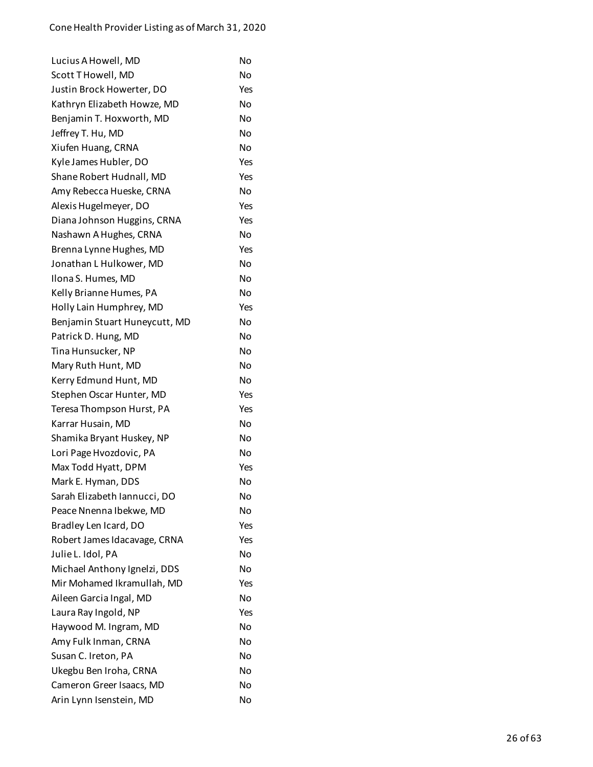| | |
|---|---|
| Lucius A Howell, MD | No |
| Scott T Howell, MD | No |
| Justin Brock Howerter, DO | Yes |
| Kathryn Elizabeth Howze, MD | No |
| Benjamin T. Hoxworth, MD | No |
| Jeffrey T. Hu, MD | No |
| Xiufen Huang, CRNA | No |
| Kyle James Hubler, DO | Yes |
| Shane Robert Hudnall, MD | Yes |
| Amy Rebecca Hueske, CRNA | No |
| Alexis Hugelmeyer, DO | Yes |
| Diana Johnson Huggins, CRNA | Yes |
| Nashawn A Hughes, CRNA | No |
| Brenna Lynne Hughes, MD | Yes |
| Jonathan L Hulkower, MD | No |
| Ilona S. Humes, MD | No |
| Kelly Brianne Humes, PA | No |
| Holly Lain Humphrey, MD | Yes |
| Benjamin Stuart Huneycutt, MD | No |
| Patrick D. Hung, MD | No |
| Tina Hunsucker, NP | No |
| Mary Ruth Hunt, MD | No |
| Kerry Edmund Hunt, MD | No |
| Stephen Oscar Hunter, MD | Yes |
| Teresa Thompson Hurst, PA | Yes |
| Karrar Husain, MD | No |
| Shamika Bryant Huskey, NP | No |
| Lori Page Hvozdovic, PA | No |
| Max Todd Hyatt, DPM | Yes |
| Mark E. Hyman, DDS | No |
| Sarah Elizabeth Iannucci, DO | No |
| Peace Nnenna Ibekwe, MD | No |
| Bradley Len Icard, DO | Yes |
| Robert James Idacavage, CRNA | Yes |
| Julie L. Idol, PA | No |
| Michael Anthony Ignelzi, DDS | No |
| Mir Mohamed Ikramullah, MD | Yes |
| Aileen Garcia Ingal, MD | No |
| Laura Ray Ingold, NP | Yes |
| Haywood M. Ingram, MD | No |
| Amy Fulk Inman, CRNA | No |
| Susan C. Ireton, PA | No |
| Ukegbu Ben Iroha, CRNA | No |
| Cameron Greer Isaacs, MD | No |
| Arin Lynn Isenstein, MD | No |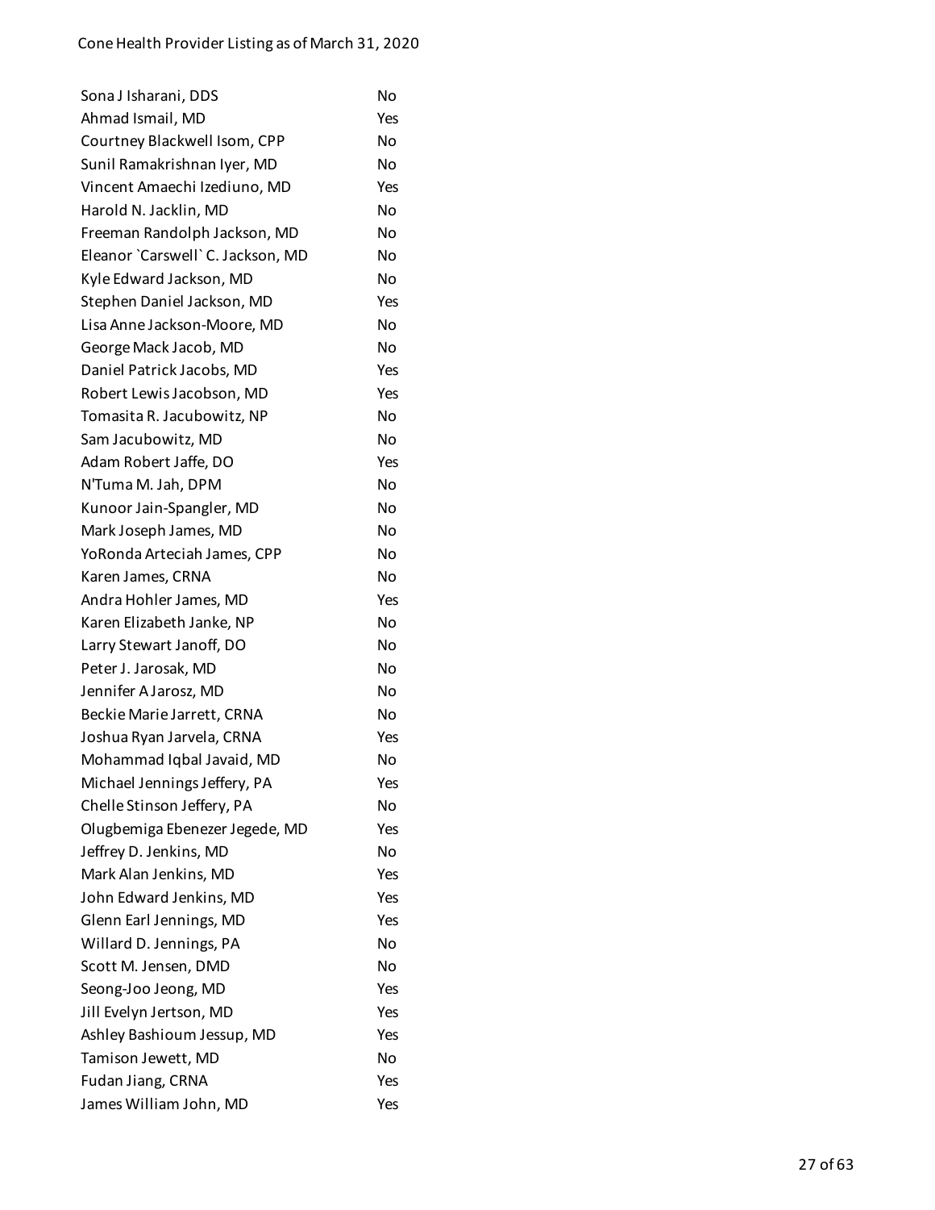| | |
|---|---|
| Sona J Isharani, DDS | No |
| Ahmad Ismail, MD | Yes |
| Courtney Blackwell Isom, CPP | No |
| Sunil Ramakrishnan Iyer, MD | No |
| Vincent Amaechi Izediuno, MD | Yes |
| Harold N. Jacklin, MD | No |
| Freeman Randolph Jackson, MD | No |
| Eleanor `Carswell` C. Jackson, MD | No |
| Kyle Edward Jackson, MD | No |
| Stephen Daniel Jackson, MD | Yes |
| Lisa Anne Jackson-Moore, MD | No |
| George Mack Jacob, MD | No |
| Daniel Patrick Jacobs, MD | Yes |
| Robert Lewis Jacobson, MD | Yes |
| Tomasita R. Jacubowitz, NP | No |
| Sam Jacubowitz, MD | No |
| Adam Robert Jaffe, DO | Yes |
| N'Tuma M. Jah, DPM | No |
| Kunoor Jain-Spangler, MD | No |
| Mark Joseph James, MD | No |
| YoRonda Arteciah James, CPP | No |
| Karen James, CRNA | No |
| Andra Hohler James, MD | Yes |
| Karen Elizabeth Janke, NP | No |
| Larry Stewart Janoff, DO | No |
| Peter J. Jarosak, MD | No |
| Jennifer A Jarosz, MD | No |
| Beckie Marie Jarrett, CRNA | No |
| Joshua Ryan Jarvela, CRNA | Yes |
| Mohammad Iqbal Javaid, MD | No |
| Michael Jennings Jeffery, PA | Yes |
| Chelle Stinson Jeffery, PA | No |
| Olugbemiga Ebenezer Jegede, MD | Yes |
| Jeffrey D. Jenkins, MD | No |
| Mark Alan Jenkins, MD | Yes |
| John Edward Jenkins, MD | Yes |
| Glenn Earl Jennings, MD | Yes |
| Willard D. Jennings, PA | No |
| Scott M. Jensen, DMD | No |
| Seong-Joo Jeong, MD | Yes |
| Jill Evelyn Jertson, MD | Yes |
| Ashley Bashioum Jessup, MD | Yes |
| Tamison Jewett, MD | No |
| Fudan Jiang, CRNA | Yes |
| James William John, MD | Yes |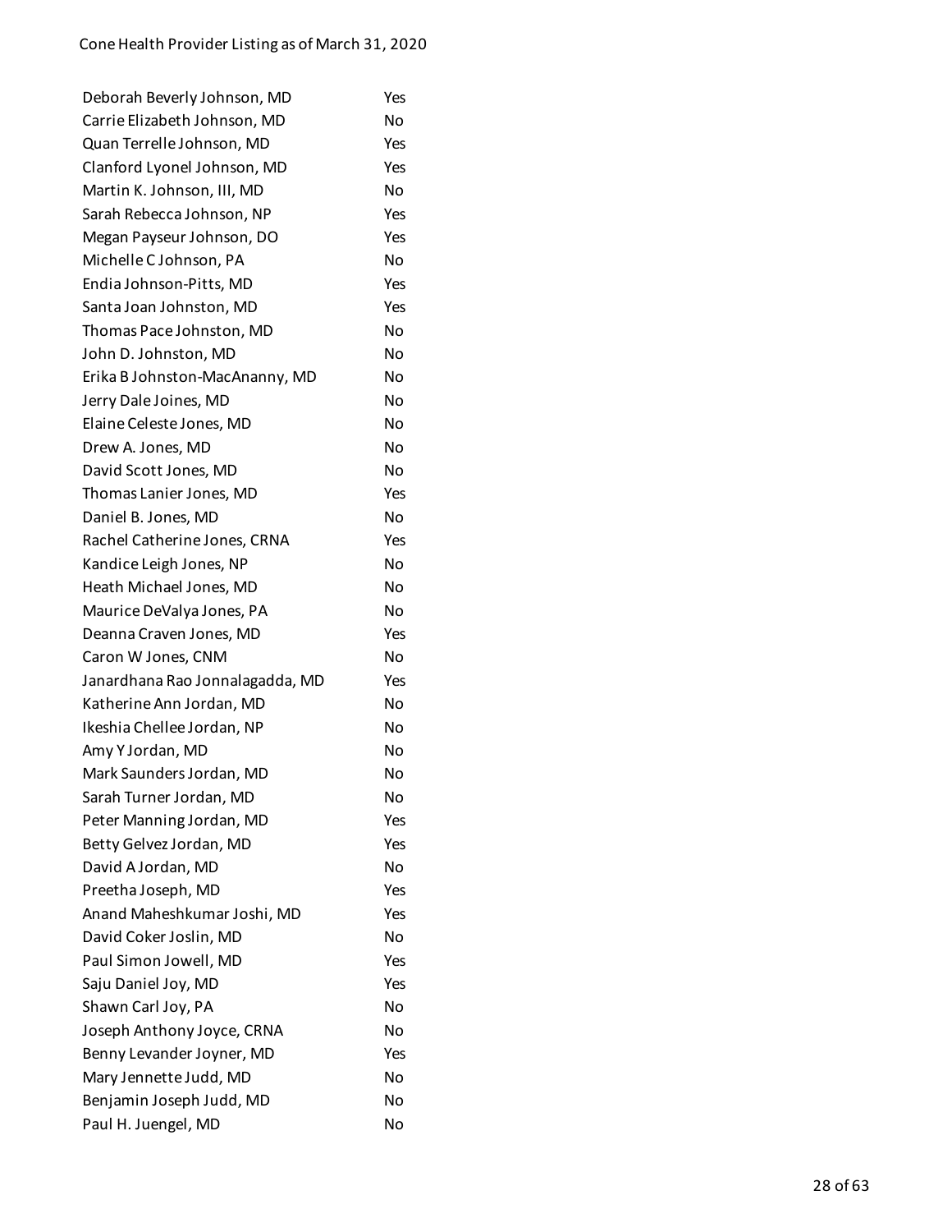| | |
|---|---|
| Deborah Beverly Johnson, MD | Yes |
| Carrie Elizabeth Johnson, MD | No |
| Quan Terrelle Johnson, MD | Yes |
| Clanford Lyonel Johnson, MD | Yes |
| Martin K. Johnson, III, MD | No |
| Sarah Rebecca Johnson, NP | Yes |
| Megan Payseur Johnson, DO | Yes |
| Michelle C Johnson, PA | No |
| Endia Johnson-Pitts, MD | Yes |
| Santa Joan Johnston, MD | Yes |
| Thomas Pace Johnston, MD | No |
| John D. Johnston, MD | No |
| Erika B Johnston-MacAnanny, MD | No |
| Jerry Dale Joines, MD | No |
| Elaine Celeste Jones, MD | No |
| Drew A. Jones, MD | No |
| David Scott Jones, MD | No |
| Thomas Lanier Jones, MD | Yes |
| Daniel B. Jones, MD | No |
| Rachel Catherine Jones, CRNA | Yes |
| Kandice Leigh Jones, NP | No |
| Heath Michael Jones, MD | No |
| Maurice DeValya Jones, PA | No |
| Deanna Craven Jones, MD | Yes |
| Caron W Jones, CNM | No |
| Janardhana Rao Jonnalagadda, MD | Yes |
| Katherine Ann Jordan, MD | No |
| Ikeshia Chellee Jordan, NP | No |
| Amy Y Jordan, MD | No |
| Mark Saunders Jordan, MD | No |
| Sarah Turner Jordan, MD | No |
| Peter Manning Jordan, MD | Yes |
| Betty Gelvez Jordan, MD | Yes |
| David A Jordan, MD | No |
| Preetha Joseph, MD | Yes |
| Anand Maheshkumar Joshi, MD | Yes |
| David Coker Joslin, MD | No |
| Paul Simon Jowell, MD | Yes |
| Saju Daniel Joy, MD | Yes |
| Shawn Carl Joy, PA | No |
| Joseph Anthony Joyce, CRNA | No |
| Benny Levander Joyner, MD | Yes |
| Mary Jennette Judd, MD | No |
| Benjamin Joseph Judd, MD | No |
| Paul H. Juengel, MD | No |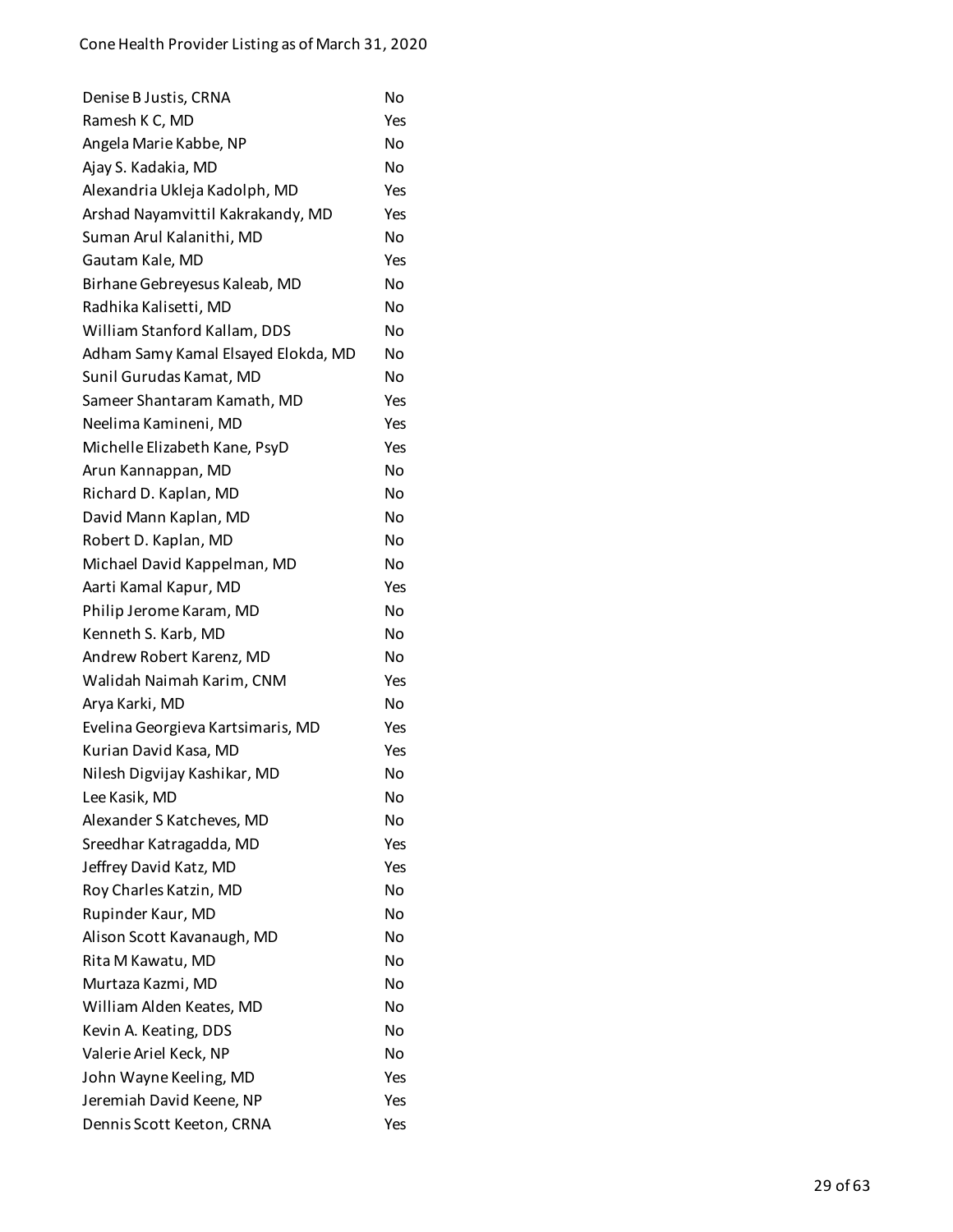| | |
|---|---|
| Denise B Justis, CRNA | No |
| Ramesh K C, MD | Yes |
| Angela Marie Kabbe, NP | No |
| Ajay S. Kadakia, MD | No |
| Alexandria Ukleja Kadolph, MD | Yes |
| Arshad Nayamvittil Kakrakandy, MD | Yes |
| Suman Arul Kalanithi, MD | No |
| Gautam Kale, MD | Yes |
| Birhane Gebreyesus Kaleab, MD | No |
| Radhika Kalisetti, MD | No |
| William Stanford Kallam, DDS | No |
| Adham Samy Kamal Elsayed Elokda, MD | No |
| Sunil Gurudas Kamat, MD | No |
| Sameer Shantaram Kamath, MD | Yes |
| Neelima Kamineni, MD | Yes |
| Michelle Elizabeth Kane, PsyD | Yes |
| Arun Kannappan, MD | No |
| Richard D. Kaplan, MD | No |
| David Mann Kaplan, MD | No |
| Robert D. Kaplan, MD | No |
| Michael David Kappelman, MD | No |
| Aarti Kamal Kapur, MD | Yes |
| Philip Jerome Karam, MD | No |
| Kenneth S. Karb, MD | No |
| Andrew Robert Karenz, MD | No |
| Walidah Naimah Karim, CNM | Yes |
| Arya Karki, MD | No |
| Evelina Georgieva Kartsimaris, MD | Yes |
| Kurian David Kasa, MD | Yes |
| Nilesh Digvijay Kashikar, MD | No |
| Lee Kasik, MD | No |
| Alexander S Katcheves, MD | No |
| Sreedhar Katragadda, MD | Yes |
| Jeffrey David Katz, MD | Yes |
| Roy Charles Katzin, MD | No |
| Rupinder Kaur, MD | No |
| Alison Scott Kavanaugh, MD | No |
| Rita M Kawatu, MD | No |
| Murtaza Kazmi, MD | No |
| William Alden Keates, MD | No |
| Kevin A. Keating, DDS | No |
| Valerie Ariel Keck, NP | No |
| John Wayne Keeling, MD | Yes |
| Jeremiah David Keene, NP | Yes |
| Dennis Scott Keeton, CRNA | Yes |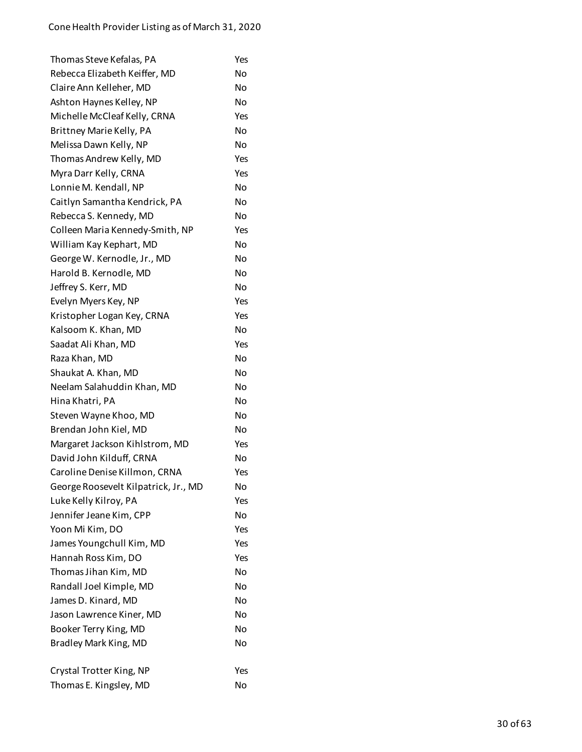| | |
|---|---|
| Thomas Steve Kefalas, PA | Yes |
| Rebecca Elizabeth Keiffer, MD | No |
| Claire Ann Kelleher, MD | No |
| Ashton Haynes Kelley, NP | No |
| Michelle McCleaf Kelly, CRNA | Yes |
| Brittney Marie Kelly, PA | No |
| Melissa Dawn Kelly, NP | No |
| Thomas Andrew Kelly, MD | Yes |
| Myra Darr Kelly, CRNA | Yes |
| Lonnie M. Kendall, NP | No |
| Caitlyn Samantha Kendrick, PA | No |
| Rebecca S. Kennedy, MD | No |
| Colleen Maria Kennedy-Smith, NP | Yes |
| William Kay Kephart, MD | No |
| George W. Kernodle, Jr., MD | No |
| Harold B. Kernodle, MD | No |
| Jeffrey S. Kerr, MD | No |
| Evelyn Myers Key, NP | Yes |
| Kristopher Logan Key, CRNA | Yes |
| Kalsoom K. Khan, MD | No |
| Saadat Ali Khan, MD | Yes |
| Raza Khan, MD | No |
| Shaukat A. Khan, MD | No |
| Neelam Salahuddin Khan, MD | No |
| Hina Khatri, PA | No |
| Steven Wayne Khoo, MD | No |
| Brendan John Kiel, MD | No |
| Margaret Jackson Kihlstrom, MD | Yes |
| David John Kilduff, CRNA | No |
| Caroline Denise Killmon, CRNA | Yes |
| George Roosevelt Kilpatrick, Jr., MD | No |
| Luke Kelly Kilroy, PA | Yes |
| Jennifer Jeane Kim, CPP | No |
| Yoon Mi Kim, DO | Yes |
| James Youngchull Kim, MD | Yes |
| Hannah Ross Kim, DO | Yes |
| Thomas Jihan Kim, MD | No |
| Randall Joel Kimple, MD | No |
| James D. Kinard, MD | No |
| Jason Lawrence Kiner, MD | No |
| Booker Terry King, MD | No |
| Bradley Mark King, MD | No |
| Crystal Trotter King, NP | Yes |
| Thomas E. Kingsley, MD | No |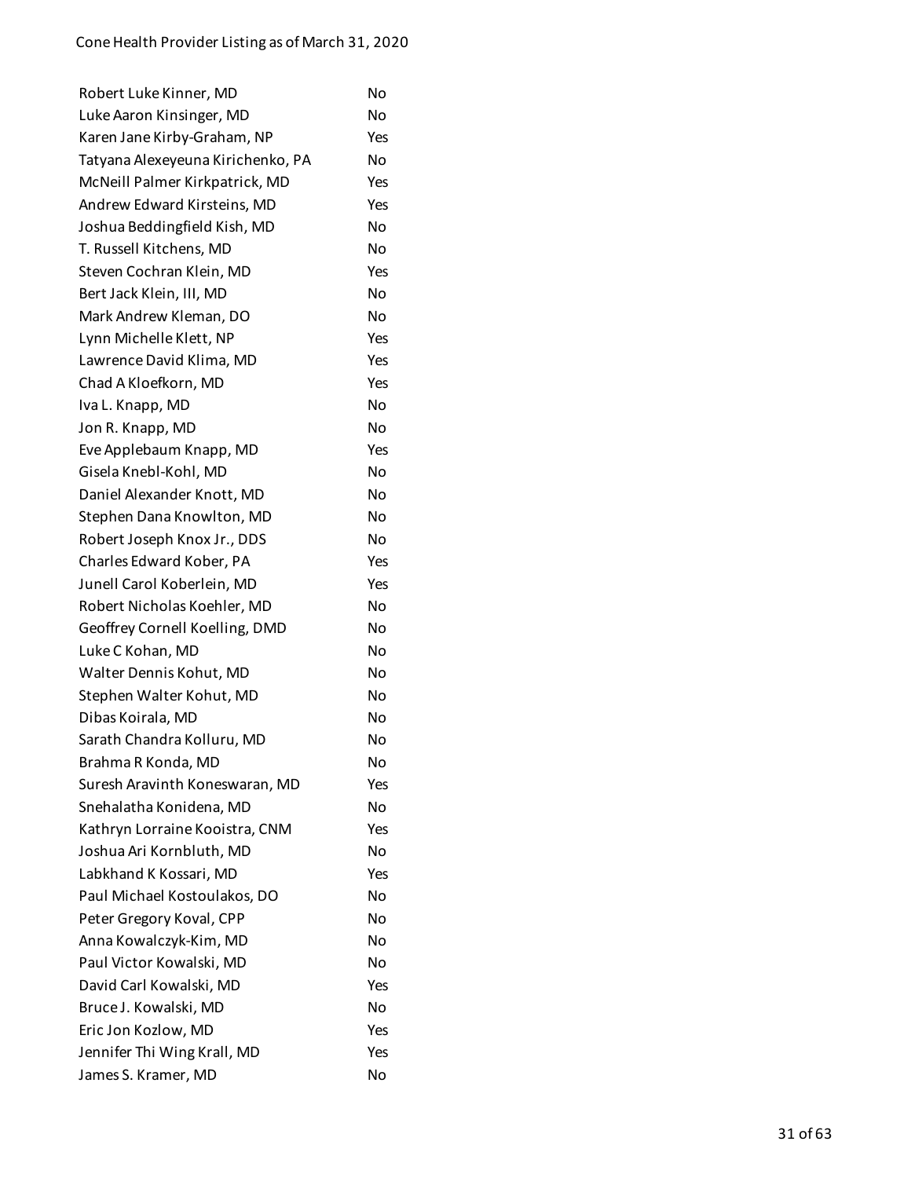| | |
|---|---|
| Robert Luke Kinner, MD | No |
| Luke Aaron Kinsinger, MD | No |
| Karen Jane Kirby-Graham, NP | Yes |
| Tatyana Alexeyeuna Kirichenko, PA | No |
| McNeill Palmer Kirkpatrick, MD | Yes |
| Andrew Edward Kirsteins, MD | Yes |
| Joshua Beddingfield Kish, MD | No |
| T. Russell Kitchens, MD | No |
| Steven Cochran Klein, MD | Yes |
| Bert Jack Klein, III, MD | No |
| Mark Andrew Kleman, DO | No |
| Lynn Michelle Klett, NP | Yes |
| Lawrence David Klima, MD | Yes |
| Chad A Kloefkorn, MD | Yes |
| Iva L. Knapp, MD | No |
| Jon R. Knapp, MD | No |
| Eve Applebaum Knapp, MD | Yes |
| Gisela Knebl-Kohl, MD | No |
| Daniel Alexander Knott, MD | No |
| Stephen Dana Knowlton, MD | No |
| Robert Joseph Knox Jr., DDS | No |
| Charles Edward Kober, PA | Yes |
| Junell Carol Koberlein, MD | Yes |
| Robert Nicholas Koehler, MD | No |
| Geoffrey Cornell Koelling, DMD | No |
| Luke C Kohan, MD | No |
| Walter Dennis Kohut, MD | No |
| Stephen Walter Kohut, MD | No |
| Dibas Koirala, MD | No |
| Sarath Chandra Kolluru, MD | No |
| Brahma R Konda, MD | No |
| Suresh Aravinth Koneswaran, MD | Yes |
| Snehalatha Konidena, MD | No |
| Kathryn Lorraine Kooistra, CNM | Yes |
| Joshua Ari Kornbluth, MD | No |
| Labkhand K Kossari, MD | Yes |
| Paul Michael Kostoulakos, DO | No |
| Peter Gregory Koval, CPP | No |
| Anna Kowalczyk-Kim, MD | No |
| Paul Victor Kowalski, MD | No |
| David Carl Kowalski, MD | Yes |
| Bruce J. Kowalski, MD | No |
| Eric Jon Kozlow, MD | Yes |
| Jennifer Thi Wing Krall, MD | Yes |
| James S. Kramer, MD | No |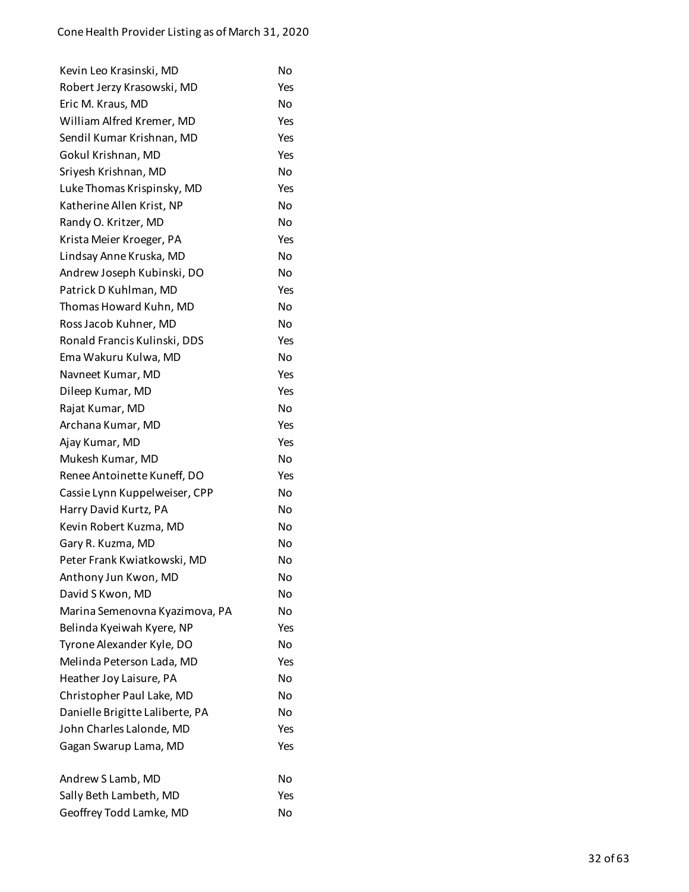| | |
|---|---|
| Kevin Leo Krasinski, MD | No |
| Robert Jerzy Krasowski, MD | Yes |
| Eric M. Kraus, MD | No |
| William Alfred Kremer, MD | Yes |
| Sendil Kumar Krishnan, MD | Yes |
| Gokul Krishnan, MD | Yes |
| Sriyesh Krishnan, MD | No |
| Luke Thomas Krispinsky, MD | Yes |
| Katherine Allen Krist, NP | No |
| Randy O. Kritzer, MD | No |
| Krista Meier Kroeger, PA | Yes |
| Lindsay Anne Kruska, MD | No |
| Andrew Joseph Kubinski, DO | No |
| Patrick D Kuhlman, MD | Yes |
| Thomas Howard Kuhn, MD | No |
| Ross Jacob Kuhner, MD | No |
| Ronald Francis Kulinski, DDS | Yes |
| Ema Wakuru Kulwa, MD | No |
| Navneet Kumar, MD | Yes |
| Dileep Kumar, MD | Yes |
| Rajat Kumar, MD | No |
| Archana Kumar, MD | Yes |
| Ajay Kumar, MD | Yes |
| Mukesh Kumar, MD | No |
| Renee Antoinette Kuneff, DO | Yes |
| Cassie Lynn Kuppelweiser, CPP | No |
| Harry David Kurtz, PA | No |
| Kevin Robert Kuzma, MD | No |
| Gary R. Kuzma, MD | No |
| Peter Frank Kwiatkowski, MD | No |
| Anthony Jun Kwon, MD | No |
| David S Kwon, MD | No |
| Marina Semenovna Kyazimova, PA | No |
| Belinda Kyeiwah Kyere, NP | Yes |
| Tyrone Alexander Kyle, DO | No |
| Melinda Peterson Lada, MD | Yes |
| Heather Joy Laisure, PA | No |
| Christopher Paul Lake, MD | No |
| Danielle Brigitte Laliberte, PA | No |
| John Charles Lalonde, MD | Yes |
| Gagan Swarup Lama, MD | Yes |
| Andrew S Lamb, MD | No |
| Sally Beth Lambeth, MD | Yes |
| Geoffrey Todd Lamke, MD | No |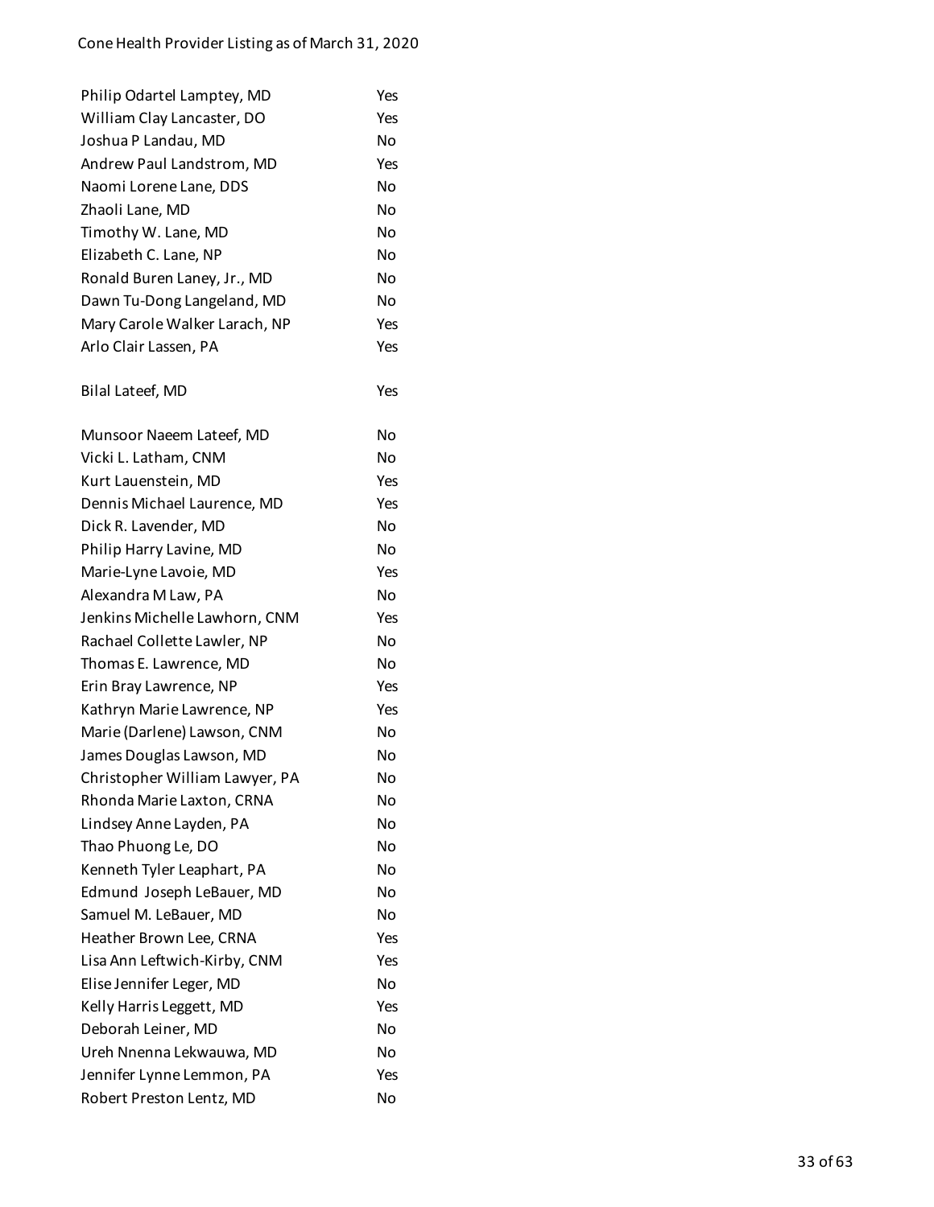| | |
|---|---|
| Philip Odartel Lamptey, MD | Yes |
| William Clay Lancaster, DO | Yes |
| Joshua P Landau, MD | No |
| Andrew Paul Landstrom, MD | Yes |
| Naomi Lorene Lane, DDS | No |
| Zhaoli Lane, MD | No |
| Timothy W. Lane, MD | No |
| Elizabeth C. Lane, NP | No |
| Ronald Buren Laney, Jr., MD | No |
| Dawn Tu-Dong Langeland, MD | No |
| Mary Carole Walker Larach, NP | Yes |
| Arlo Clair Lassen, PA | Yes |
| Bilal Lateef, MD | Yes |
| Munsoor Naeem Lateef, MD | No |
| Vicki L. Latham, CNM | No |
| Kurt Lauenstein, MD | Yes |
| Dennis Michael Laurence, MD | Yes |
| Dick R. Lavender, MD | No |
| Philip Harry Lavine, MD | No |
| Marie-Lyne Lavoie, MD | Yes |
| Alexandra M Law, PA | No |
| Jenkins Michelle Lawhorn, CNM | Yes |
| Rachael Collette Lawler, NP | No |
| Thomas E. Lawrence, MD | No |
| Erin Bray Lawrence, NP | Yes |
| Kathryn Marie Lawrence, NP | Yes |
| Marie (Darlene) Lawson, CNM | No |
| James Douglas Lawson, MD | No |
| Christopher William Lawyer, PA | No |
| Rhonda Marie Laxton, CRNA | No |
| Lindsey Anne Layden, PA | No |
| Thao Phuong Le, DO | No |
| Kenneth Tyler Leaphart, PA | No |
| Edmund Joseph LeBauer, MD | No |
| Samuel M. LeBauer, MD | No |
| Heather Brown Lee, CRNA | Yes |
| Lisa Ann Leftwich-Kirby, CNM | Yes |
| Elise Jennifer Leger, MD | No |
| Kelly Harris Leggett, MD | Yes |
| Deborah Leiner, MD | No |
| Ureh Nnenna Lekwauwa, MD | No |
| Jennifer Lynne Lemmon, PA | Yes |
| Robert Preston Lentz, MD | No |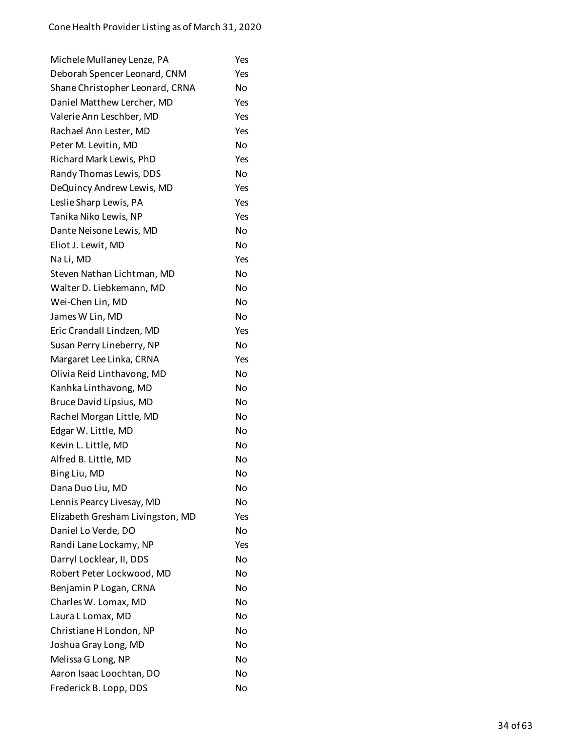| | |
|---|---|
| Michele Mullaney Lenze, PA | Yes |
| Deborah Spencer Leonard, CNM | Yes |
| Shane Christopher Leonard, CRNA | No |
| Daniel Matthew Lercher, MD | Yes |
| Valerie Ann Leschber, MD | Yes |
| Rachael Ann Lester, MD | Yes |
| Peter M. Levitin, MD | No |
| Richard Mark Lewis, PhD | Yes |
| Randy Thomas Lewis, DDS | No |
| DeQuincy Andrew Lewis, MD | Yes |
| Leslie Sharp Lewis, PA | Yes |
| Tanika Niko Lewis, NP | Yes |
| Dante Neisone Lewis, MD | No |
| Eliot J. Lewit, MD | No |
| Na Li, MD | Yes |
| Steven Nathan Lichtman, MD | No |
| Walter D. Liebkemann, MD | No |
| Wei-Chen Lin, MD | No |
| James W Lin, MD | No |
| Eric Crandall Lindzen, MD | Yes |
| Susan Perry Lineberry, NP | No |
| Margaret Lee Linka, CRNA | Yes |
| Olivia Reid Linthavong, MD | No |
| Kanhka Linthavong, MD | No |
| Bruce David Lipsius, MD | No |
| Rachel Morgan Little, MD | No |
| Edgar W. Little, MD | No |
| Kevin L. Little, MD | No |
| Alfred B. Little, MD | No |
| Bing Liu, MD | No |
| Dana Duo Liu, MD | No |
| Lennis Pearcy Livesay, MD | No |
| Elizabeth Gresham Livingston, MD | Yes |
| Daniel Lo Verde, DO | No |
| Randi Lane Lockamy, NP | Yes |
| Darryl Locklear, II, DDS | No |
| Robert Peter Lockwood, MD | No |
| Benjamin P Logan, CRNA | No |
| Charles W. Lomax, MD | No |
| Laura L Lomax, MD | No |
| Christiane H London, NP | No |
| Joshua Gray Long, MD | No |
| Melissa G Long, NP | No |
| Aaron Isaac Loochtan, DO | No |
| Frederick B. Lopp, DDS | No |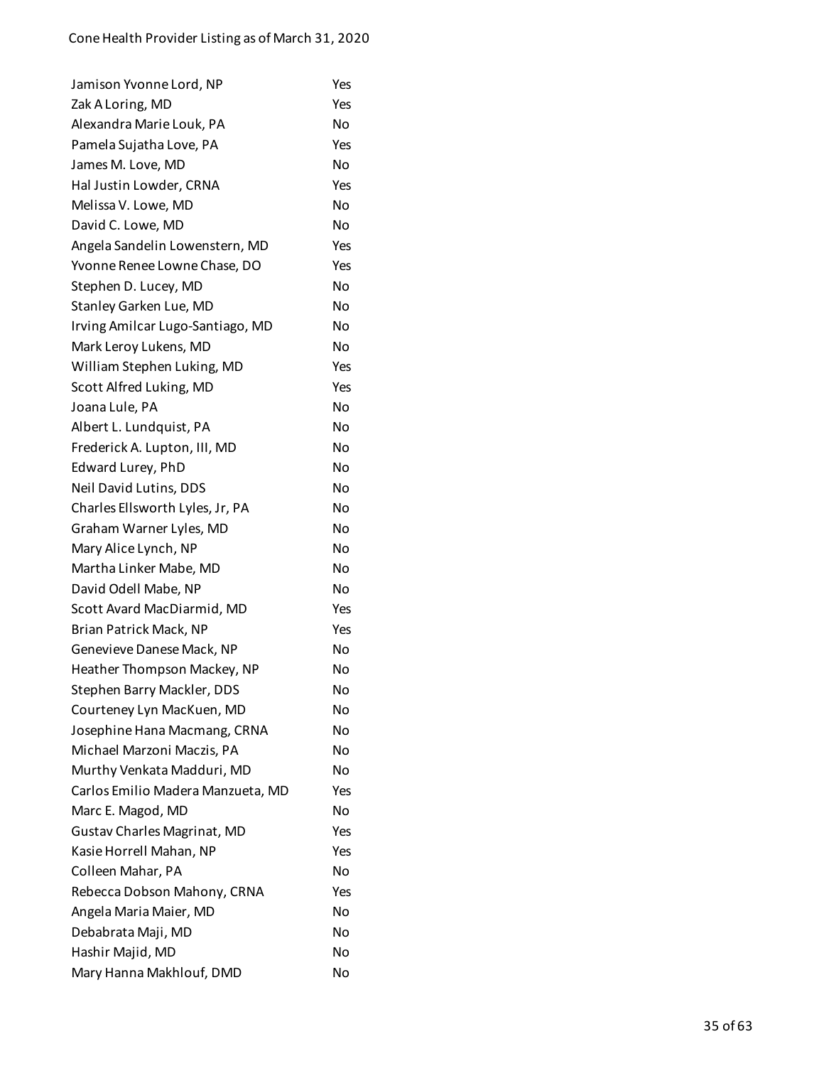| | |
|---|---|
| Jamison Yvonne Lord, NP | Yes |
| Zak A Loring, MD | Yes |
| Alexandra Marie Louk, PA | No |
| Pamela Sujatha Love, PA | Yes |
| James M. Love, MD | No |
| Hal Justin Lowder, CRNA | Yes |
| Melissa V. Lowe, MD | No |
| David C. Lowe, MD | No |
| Angela Sandelin Lowenstern, MD | Yes |
| Yvonne Renee Lowne Chase, DO | Yes |
| Stephen D. Lucey, MD | No |
| Stanley Garken Lue, MD | No |
| Irving Amilcar Lugo-Santiago, MD | No |
| Mark Leroy Lukens, MD | No |
| William Stephen Luking, MD | Yes |
| Scott Alfred Luking, MD | Yes |
| Joana Lule, PA | No |
| Albert L. Lundquist, PA | No |
| Frederick A. Lupton, III, MD | No |
| Edward Lurey, PhD | No |
| Neil David Lutins, DDS | No |
| Charles Ellsworth Lyles, Jr, PA | No |
| Graham Warner Lyles, MD | No |
| Mary Alice Lynch, NP | No |
| Martha Linker Mabe, MD | No |
| David Odell Mabe, NP | No |
| Scott Avard MacDiarmid, MD | Yes |
| Brian Patrick Mack, NP | Yes |
| Genevieve Danese Mack, NP | No |
| Heather Thompson Mackey, NP | No |
| Stephen Barry Mackler, DDS | No |
| Courteney Lyn MacKuen, MD | No |
| Josephine Hana Macmang, CRNA | No |
| Michael Marzoni Maczis, PA | No |
| Murthy Venkata Madduri, MD | No |
| Carlos Emilio Madera Manzueta, MD | Yes |
| Marc E. Magod, MD | No |
| Gustav Charles Magrinat, MD | Yes |
| Kasie Horrell Mahan, NP | Yes |
| Colleen Mahar, PA | No |
| Rebecca Dobson Mahony, CRNA | Yes |
| Angela Maria Maier, MD | No |
| Debabrata Maji, MD | No |
| Hashir Majid, MD | No |
| Mary Hanna Makhlouf, DMD | No |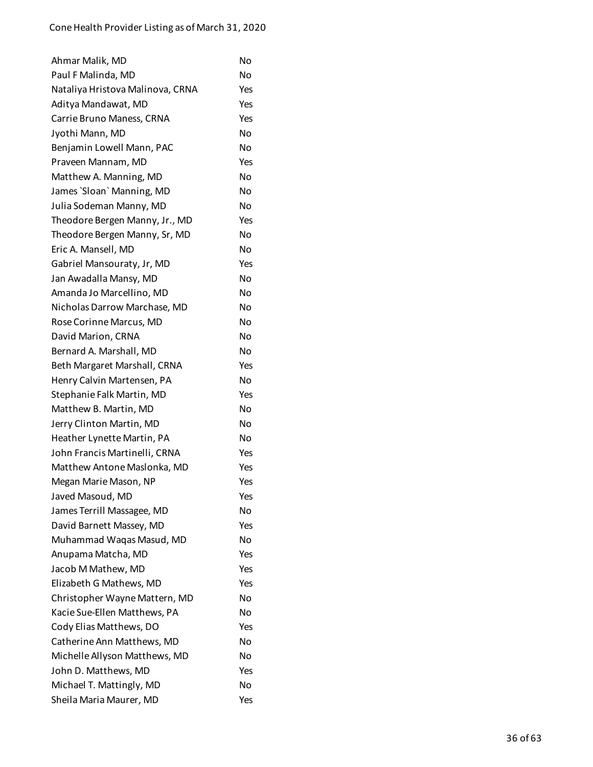| | |
|---|---|
| Ahmar Malik, MD | No |
| Paul F Malinda, MD | No |
| Nataliya Hristova Malinova, CRNA | Yes |
| Aditya Mandawat, MD | Yes |
| Carrie Bruno Maness, CRNA | Yes |
| Jyothi Mann, MD | No |
| Benjamin Lowell Mann, PAC | No |
| Praveen Mannam, MD | Yes |
| Matthew A. Manning, MD | No |
| James `Sloan` Manning, MD | No |
| Julia Sodeman Manny, MD | No |
| Theodore Bergen Manny, Jr., MD | Yes |
| Theodore Bergen Manny, Sr, MD | No |
| Eric A. Mansell, MD | No |
| Gabriel Mansouraty, Jr, MD | Yes |
| Jan Awadalla Mansy, MD | No |
| Amanda Jo Marcellino, MD | No |
| Nicholas Darrow Marchase, MD | No |
| Rose Corinne Marcus, MD | No |
| David Marion, CRNA | No |
| Bernard A. Marshall, MD | No |
| Beth Margaret Marshall, CRNA | Yes |
| Henry Calvin Martensen, PA | No |
| Stephanie Falk Martin, MD | Yes |
| Matthew B. Martin, MD | No |
| Jerry Clinton Martin, MD | No |
| Heather Lynette Martin, PA | No |
| John Francis Martinelli, CRNA | Yes |
| Matthew Antone Maslonka, MD | Yes |
| Megan Marie Mason, NP | Yes |
| Javed Masoud, MD | Yes |
| James Terrill Massagee, MD | No |
| David Barnett Massey, MD | Yes |
| Muhammad Waqas Masud, MD | No |
| Anupama Matcha, MD | Yes |
| Jacob M Mathew, MD | Yes |
| Elizabeth G Mathews, MD | Yes |
| Christopher Wayne Mattern, MD | No |
| Kacie Sue-Ellen Matthews, PA | No |
| Cody Elias Matthews, DO | Yes |
| Catherine Ann Matthews, MD | No |
| Michelle Allyson Matthews, MD | No |
| John D. Matthews, MD | Yes |
| Michael T. Mattingly, MD | No |
| Sheila Maria Maurer, MD | Yes |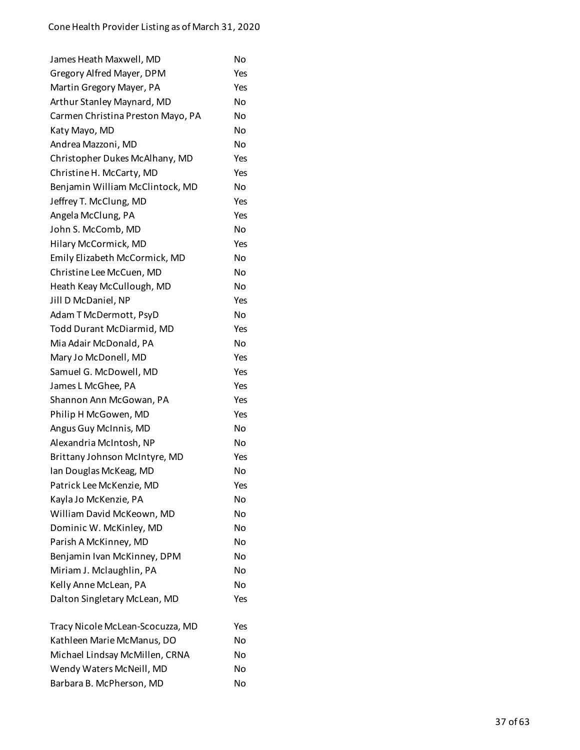| | |
|---|---|
| James Heath Maxwell, MD | No |
| Gregory Alfred Mayer, DPM | Yes |
| Martin Gregory Mayer, PA | Yes |
| Arthur Stanley Maynard, MD | No |
| Carmen Christina Preston Mayo, PA | No |
| Katy Mayo, MD | No |
| Andrea Mazzoni, MD | No |
| Christopher Dukes McAlhany, MD | Yes |
| Christine H. McCarty, MD | Yes |
| Benjamin William McClintock, MD | No |
| Jeffrey T. McClung, MD | Yes |
| Angela McClung, PA | Yes |
| John S. McComb, MD | No |
| Hilary McCormick, MD | Yes |
| Emily Elizabeth McCormick, MD | No |
| Christine Lee McCuen, MD | No |
| Heath Keay McCullough, MD | No |
| Jill D McDaniel, NP | Yes |
| Adam T McDermott, PsyD | No |
| Todd Durant McDiarmid, MD | Yes |
| Mia Adair McDonald, PA | No |
| Mary Jo McDonell, MD | Yes |
| Samuel G. McDowell, MD | Yes |
| James L McGhee, PA | Yes |
| Shannon Ann McGowan, PA | Yes |
| Philip H McGowen, MD | Yes |
| Angus Guy McInnis, MD | No |
| Alexandria McIntosh, NP | No |
| Brittany Johnson McIntyre, MD | Yes |
| Ian Douglas McKeag, MD | No |
| Patrick Lee McKenzie, MD | Yes |
| Kayla Jo McKenzie, PA | No |
| William David McKeown, MD | No |
| Dominic W. McKinley, MD | No |
| Parish A McKinney, MD | No |
| Benjamin Ivan McKinney, DPM | No |
| Miriam J. Mclaughlin, PA | No |
| Kelly Anne McLean, PA | No |
| Dalton Singletary McLean, MD | Yes |
| Tracy Nicole McLean-Scocuzza, MD | Yes |
| Kathleen Marie McManus, DO | No |
| Michael Lindsay McMillen, CRNA | No |
| Wendy Waters McNeill, MD | No |
| Barbara B. McPherson, MD | No |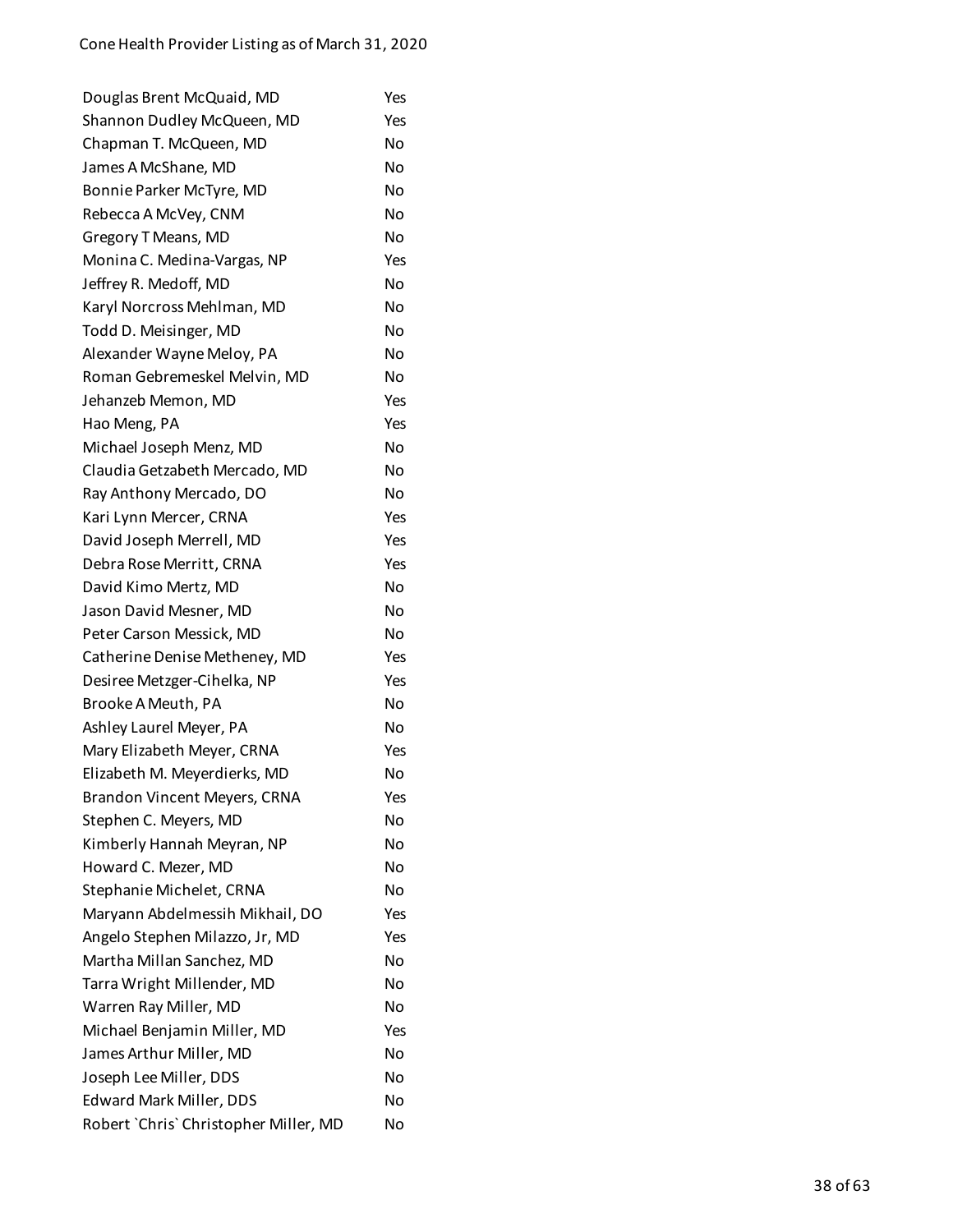| | |
|---|---|
| Douglas Brent McQuaid, MD | Yes |
| Shannon Dudley McQueen, MD | Yes |
| Chapman T. McQueen, MD | No |
| James A McShane, MD | No |
| Bonnie Parker McTyre, MD | No |
| Rebecca A McVey, CNM | No |
| Gregory T Means, MD | No |
| Monina C. Medina-Vargas, NP | Yes |
| Jeffrey R. Medoff, MD | No |
| Karyl Norcross Mehlman, MD | No |
| Todd D. Meisinger, MD | No |
| Alexander Wayne Meloy, PA | No |
| Roman Gebremeskel Melvin, MD | No |
| Jehanzeb Memon, MD | Yes |
| Hao Meng, PA | Yes |
| Michael Joseph Menz, MD | No |
| Claudia Getzabeth Mercado, MD | No |
| Ray Anthony Mercado, DO | No |
| Kari Lynn Mercer, CRNA | Yes |
| David Joseph Merrell, MD | Yes |
| Debra Rose Merritt, CRNA | Yes |
| David Kimo Mertz, MD | No |
| Jason David Mesner, MD | No |
| Peter Carson Messick, MD | No |
| Catherine Denise Metheney, MD | Yes |
| Desiree Metzger-Cihelka, NP | Yes |
| Brooke A Meuth, PA | No |
| Ashley Laurel Meyer, PA | No |
| Mary Elizabeth Meyer, CRNA | Yes |
| Elizabeth M. Meyerdierks, MD | No |
| Brandon Vincent Meyers, CRNA | Yes |
| Stephen C. Meyers, MD | No |
| Kimberly Hannah Meyran, NP | No |
| Howard C. Mezer, MD | No |
| Stephanie Michelet, CRNA | No |
| Maryann Abdelmessih Mikhail, DO | Yes |
| Angelo Stephen Milazzo, Jr, MD | Yes |
| Martha Millan Sanchez, MD | No |
| Tarra Wright Millender, MD | No |
| Warren Ray Miller, MD | No |
| Michael Benjamin Miller, MD | Yes |
| James Arthur Miller, MD | No |
| Joseph Lee Miller, DDS | No |
| Edward Mark Miller, DDS | No |
| Robert `Chris` Christopher Miller, MD | No |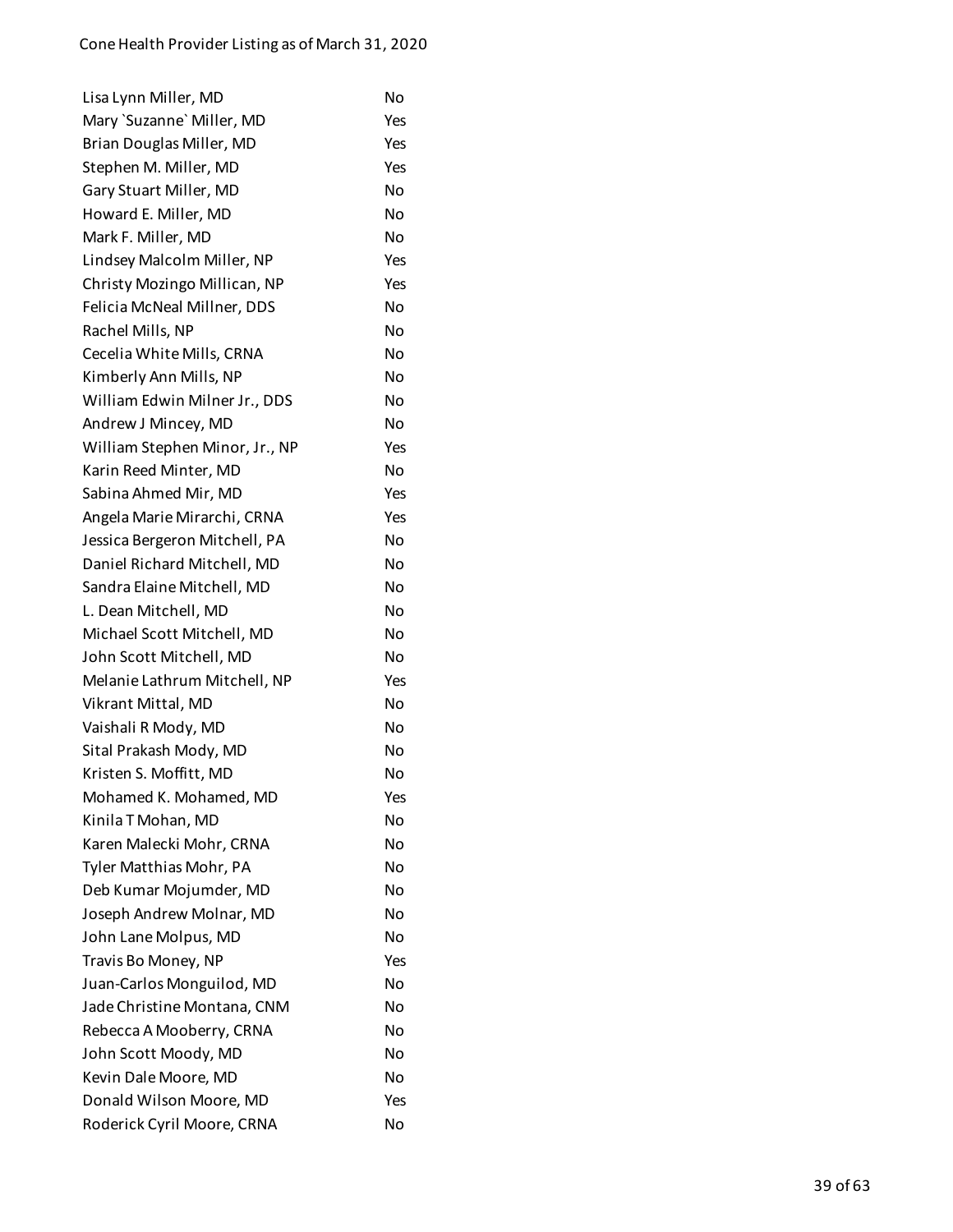| | |
|---|---|
| Lisa Lynn Miller, MD | No |
| Mary `Suzanne` Miller, MD | Yes |
| Brian Douglas Miller, MD | Yes |
| Stephen M. Miller, MD | Yes |
| Gary Stuart Miller, MD | No |
| Howard E. Miller, MD | No |
| Mark F. Miller, MD | No |
| Lindsey Malcolm Miller, NP | Yes |
| Christy Mozingo Millican, NP | Yes |
| Felicia McNeal Millner, DDS | No |
| Rachel Mills, NP | No |
| Cecelia White Mills, CRNA | No |
| Kimberly Ann Mills, NP | No |
| William Edwin Milner Jr., DDS | No |
| Andrew J Mincey, MD | No |
| William Stephen Minor, Jr., NP | Yes |
| Karin Reed Minter, MD | No |
| Sabina Ahmed Mir, MD | Yes |
| Angela Marie Mirarchi, CRNA | Yes |
| Jessica Bergeron Mitchell, PA | No |
| Daniel Richard Mitchell, MD | No |
| Sandra Elaine Mitchell, MD | No |
| L. Dean Mitchell, MD | No |
| Michael Scott Mitchell, MD | No |
| John Scott Mitchell, MD | No |
| Melanie Lathrum Mitchell, NP | Yes |
| Vikrant Mittal, MD | No |
| Vaishali R Mody, MD | No |
| Sital Prakash Mody, MD | No |
| Kristen S. Moffitt, MD | No |
| Mohamed K. Mohamed, MD | Yes |
| Kinila T Mohan, MD | No |
| Karen Malecki Mohr, CRNA | No |
| Tyler Matthias Mohr, PA | No |
| Deb Kumar Mojumder, MD | No |
| Joseph Andrew Molnar, MD | No |
| John Lane Molpus, MD | No |
| Travis Bo Money, NP | Yes |
| Juan-Carlos Monguilod, MD | No |
| Jade Christine Montana, CNM | No |
| Rebecca A Mooberry, CRNA | No |
| John Scott Moody, MD | No |
| Kevin Dale Moore, MD | No |
| Donald Wilson Moore, MD | Yes |
| Roderick Cyril Moore, CRNA | No |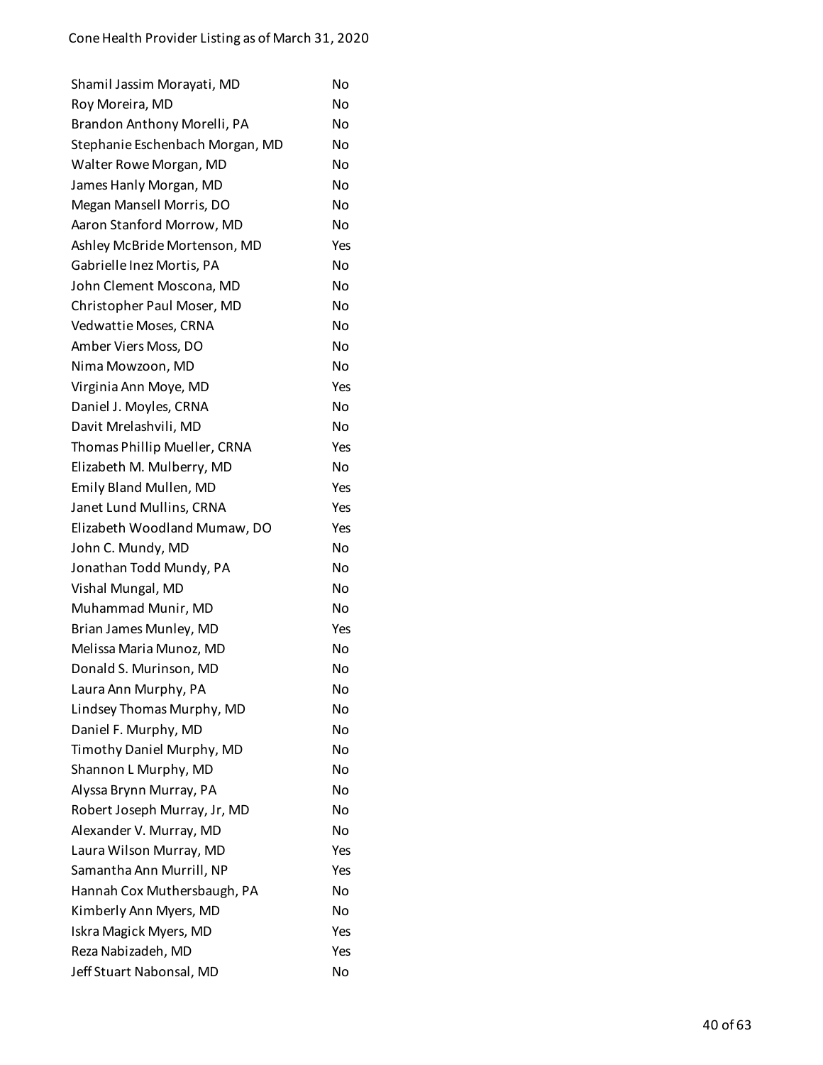| | |
|---|---|
| Shamil Jassim Morayati, MD | No |
| Roy Moreira, MD | No |
| Brandon Anthony Morelli, PA | No |
| Stephanie Eschenbach Morgan, MD | No |
| Walter Rowe Morgan, MD | No |
| James Hanly Morgan, MD | No |
| Megan Mansell Morris, DO | No |
| Aaron Stanford Morrow, MD | No |
| Ashley McBride Mortenson, MD | Yes |
| Gabrielle Inez Mortis, PA | No |
| John Clement Moscona, MD | No |
| Christopher Paul Moser, MD | No |
| Vedwattie Moses, CRNA | No |
| Amber Viers Moss, DO | No |
| Nima Mowzoon, MD | No |
| Virginia Ann Moye, MD | Yes |
| Daniel J. Moyles, CRNA | No |
| Davit Mrelashvili, MD | No |
| Thomas Phillip Mueller, CRNA | Yes |
| Elizabeth M. Mulberry, MD | No |
| Emily Bland Mullen, MD | Yes |
| Janet Lund Mullins, CRNA | Yes |
| Elizabeth Woodland Mumaw, DO | Yes |
| John C. Mundy, MD | No |
| Jonathan Todd Mundy, PA | No |
| Vishal Mungal, MD | No |
| Muhammad Munir, MD | No |
| Brian James Munley, MD | Yes |
| Melissa Maria Munoz, MD | No |
| Donald S. Murinson, MD | No |
| Laura Ann Murphy, PA | No |
| Lindsey Thomas Murphy, MD | No |
| Daniel F. Murphy, MD | No |
| Timothy Daniel Murphy, MD | No |
| Shannon L Murphy, MD | No |
| Alyssa Brynn Murray, PA | No |
| Robert Joseph Murray, Jr, MD | No |
| Alexander V. Murray, MD | No |
| Laura Wilson Murray, MD | Yes |
| Samantha Ann Murrill, NP | Yes |
| Hannah Cox Muthersbaugh, PA | No |
| Kimberly Ann Myers, MD | No |
| Iskra Magick Myers, MD | Yes |
| Reza Nabizadeh, MD | Yes |
| Jeff Stuart Nabonsal, MD | No |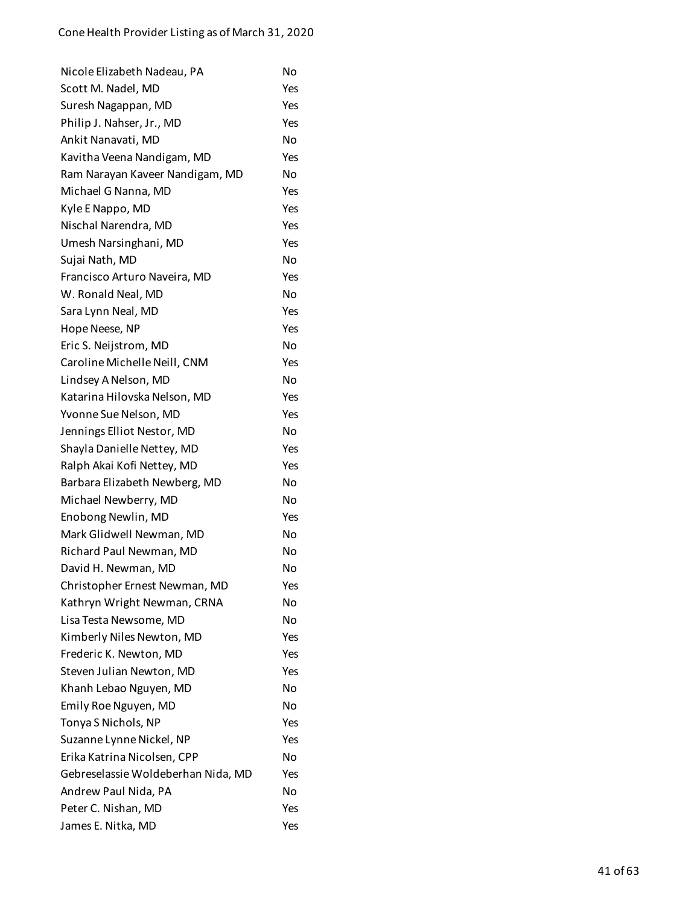| | |
|---|---|
| Nicole Elizabeth Nadeau, PA | No |
| Scott M. Nadel, MD | Yes |
| Suresh Nagappan, MD | Yes |
| Philip J. Nahser, Jr., MD | Yes |
| Ankit Nanavati, MD | No |
| Kavitha Veena Nandigam, MD | Yes |
| Ram Narayan Kaveer Nandigam, MD | No |
| Michael G Nanna, MD | Yes |
| Kyle E Nappo, MD | Yes |
| Nischal Narendra, MD | Yes |
| Umesh Narsinghani, MD | Yes |
| Sujai Nath, MD | No |
| Francisco Arturo Naveira, MD | Yes |
| W. Ronald Neal, MD | No |
| Sara Lynn Neal, MD | Yes |
| Hope Neese, NP | Yes |
| Eric S. Neijstrom, MD | No |
| Caroline Michelle Neill, CNM | Yes |
| Lindsey A Nelson, MD | No |
| Katarina Hilovska Nelson, MD | Yes |
| Yvonne Sue Nelson, MD | Yes |
| Jennings Elliot Nestor, MD | No |
| Shayla Danielle Nettey, MD | Yes |
| Ralph Akai Kofi Nettey, MD | Yes |
| Barbara Elizabeth Newberg, MD | No |
| Michael Newberry, MD | No |
| Enobong Newlin, MD | Yes |
| Mark Glidwell Newman, MD | No |
| Richard Paul Newman, MD | No |
| David H. Newman, MD | No |
| Christopher Ernest Newman, MD | Yes |
| Kathryn Wright Newman, CRNA | No |
| Lisa Testa Newsome, MD | No |
| Kimberly Niles Newton, MD | Yes |
| Frederic K. Newton, MD | Yes |
| Steven Julian Newton, MD | Yes |
| Khanh Lebao Nguyen, MD | No |
| Emily Roe Nguyen, MD | No |
| Tonya S Nichols, NP | Yes |
| Suzanne Lynne Nickel, NP | Yes |
| Erika Katrina Nicolsen, CPP | No |
| Gebreselassie Woldeberhan Nida, MD | Yes |
| Andrew Paul Nida, PA | No |
| Peter C. Nishan, MD | Yes |
| James E. Nitka, MD | Yes |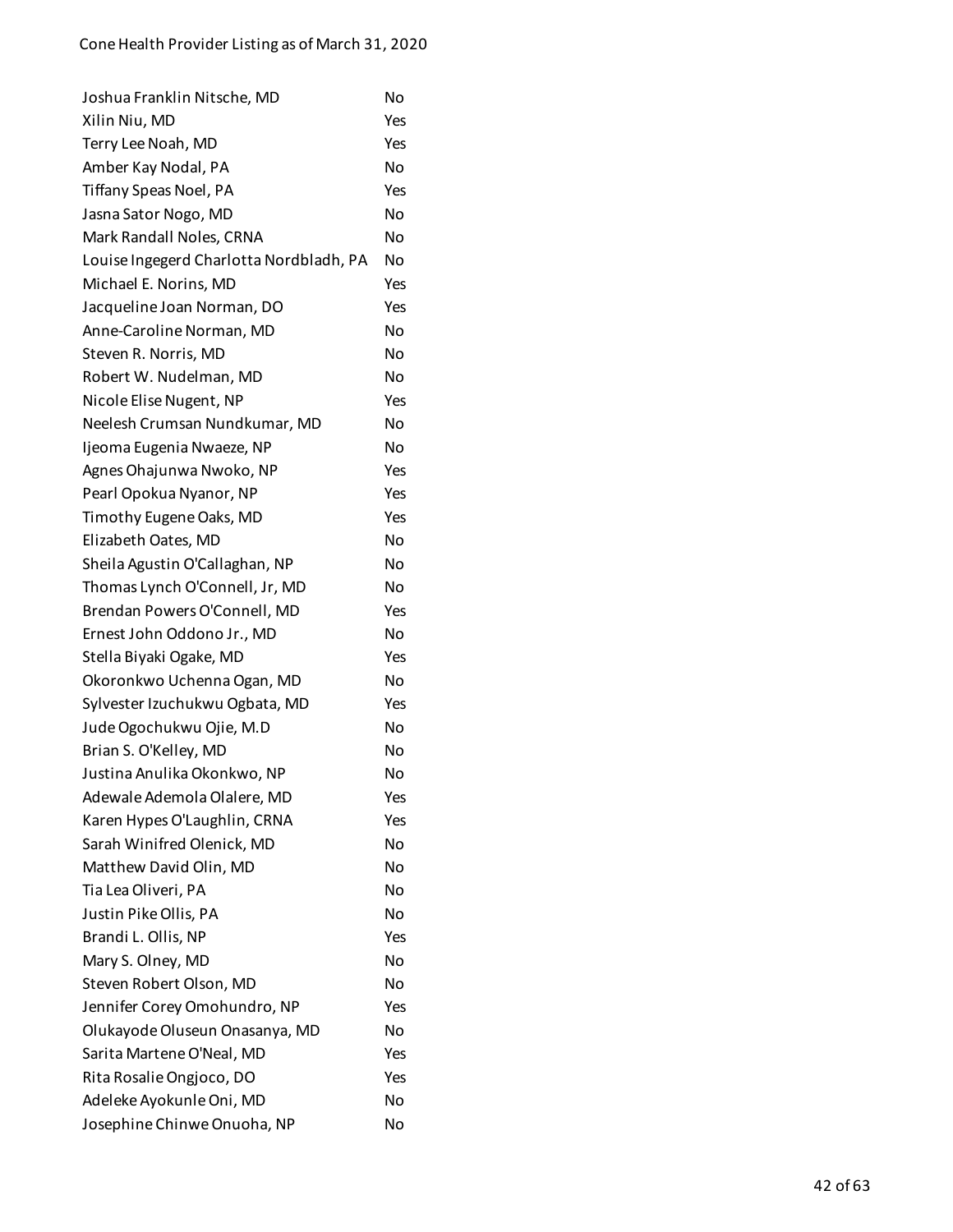| | |
|---|---|
| Joshua Franklin Nitsche, MD | No |
| Xilin Niu, MD | Yes |
| Terry Lee Noah, MD | Yes |
| Amber Kay Nodal, PA | No |
| Tiffany Speas Noel, PA | Yes |
| Jasna Sator Nogo, MD | No |
| Mark Randall Noles, CRNA | No |
| Louise Ingegerd Charlotta Nordbladh, PA | No |
| Michael E. Norins, MD | Yes |
| Jacqueline Joan Norman, DO | Yes |
| Anne-Caroline Norman, MD | No |
| Steven R. Norris, MD | No |
| Robert W. Nudelman, MD | No |
| Nicole Elise Nugent, NP | Yes |
| Neelesh Crumsan Nundkumar, MD | No |
| Ijeoma Eugenia Nwaeze, NP | No |
| Agnes Ohajunwa Nwoko, NP | Yes |
| Pearl Opokua Nyanor, NP | Yes |
| Timothy Eugene Oaks, MD | Yes |
| Elizabeth Oates, MD | No |
| Sheila Agustin O'Callaghan, NP | No |
| Thomas Lynch O'Connell, Jr, MD | No |
| Brendan Powers O'Connell, MD | Yes |
| Ernest John Oddono Jr., MD | No |
| Stella Biyaki Ogake, MD | Yes |
| Okoronkwo Uchenna Ogan, MD | No |
| Sylvester Izuchukwu Ogbata, MD | Yes |
| Jude Ogochukwu Ojie, M.D | No |
| Brian S. O'Kelley, MD | No |
| Justina Anulika Okonkwo, NP | No |
| Adewale Ademola Olalere, MD | Yes |
| Karen Hypes O'Laughlin, CRNA | Yes |
| Sarah Winifred Olenick, MD | No |
| Matthew David Olin, MD | No |
| Tia Lea Oliveri, PA | No |
| Justin Pike Ollis, PA | No |
| Brandi L. Ollis, NP | Yes |
| Mary S. Olney, MD | No |
| Steven Robert Olson, MD | No |
| Jennifer Corey Omohundro, NP | Yes |
| Olukayode Oluseun Onasanya, MD | No |
| Sarita Martene O'Neal, MD | Yes |
| Rita Rosalie Ongjoco, DO | Yes |
| Adeleke Ayokunle Oni, MD | No |
| Josephine Chinwe Onuoha, NP | No |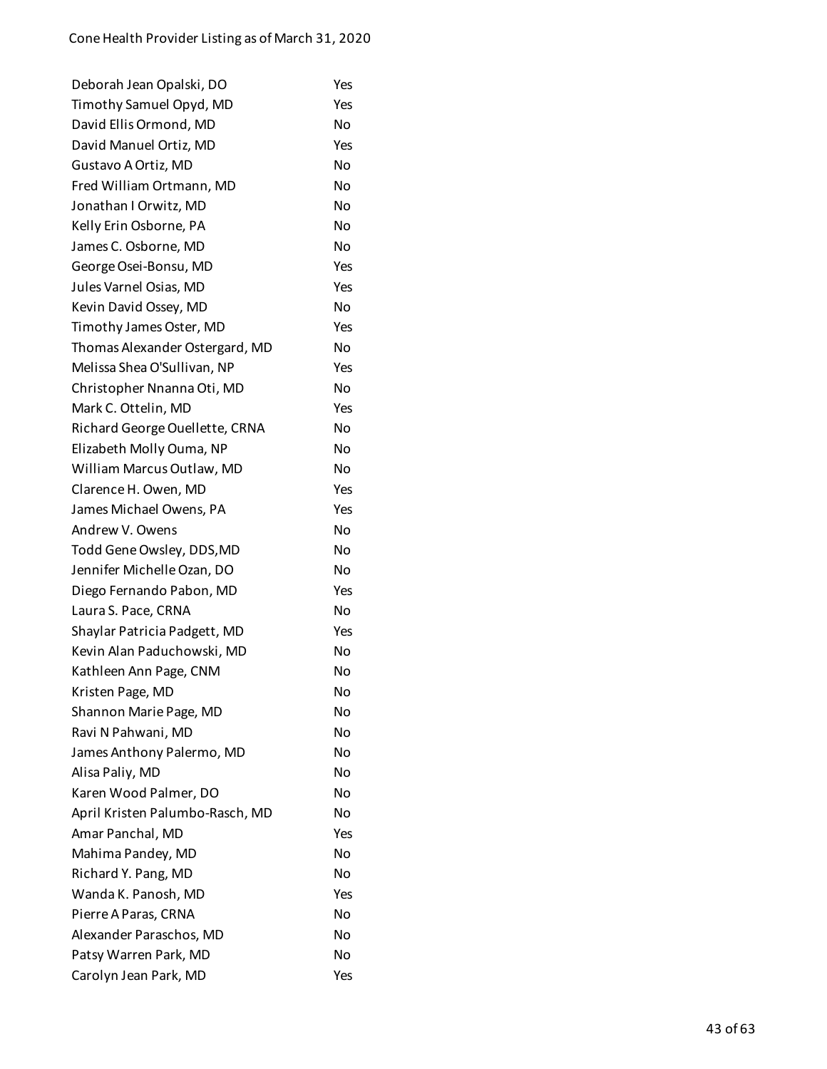| | |
|---|---|
| Deborah Jean Opalski, DO | Yes |
| Timothy Samuel Opyd, MD | Yes |
| David Ellis Ormond, MD | No |
| David Manuel Ortiz, MD | Yes |
| Gustavo A Ortiz, MD | No |
| Fred William Ortmann, MD | No |
| Jonathan I Orwitz, MD | No |
| Kelly Erin Osborne, PA | No |
| James C. Osborne, MD | No |
| George Osei-Bonsu, MD | Yes |
| Jules Varnel Osias, MD | Yes |
| Kevin David Ossey, MD | No |
| Timothy James Oster, MD | Yes |
| Thomas Alexander Ostergard, MD | No |
| Melissa Shea O'Sullivan, NP | Yes |
| Christopher Nnanna Oti, MD | No |
| Mark C. Ottelin, MD | Yes |
| Richard George Ouellette, CRNA | No |
| Elizabeth Molly Ouma, NP | No |
| William Marcus Outlaw, MD | No |
| Clarence H. Owen, MD | Yes |
| James Michael Owens, PA | Yes |
| Andrew V. Owens | No |
| Todd Gene Owsley, DDS,MD | No |
| Jennifer Michelle Ozan, DO | No |
| Diego Fernando Pabon, MD | Yes |
| Laura S. Pace, CRNA | No |
| Shaylar Patricia Padgett, MD | Yes |
| Kevin Alan Paduchowski, MD | No |
| Kathleen Ann Page, CNM | No |
| Kristen Page, MD | No |
| Shannon Marie Page, MD | No |
| Ravi N Pahwani, MD | No |
| James Anthony Palermo, MD | No |
| Alisa Paliy, MD | No |
| Karen Wood Palmer, DO | No |
| April Kristen Palumbo-Rasch, MD | No |
| Amar Panchal, MD | Yes |
| Mahima Pandey, MD | No |
| Richard Y. Pang, MD | No |
| Wanda K. Panosh, MD | Yes |
| Pierre A Paras, CRNA | No |
| Alexander Paraschos, MD | No |
| Patsy Warren Park, MD | No |
| Carolyn Jean Park, MD | Yes |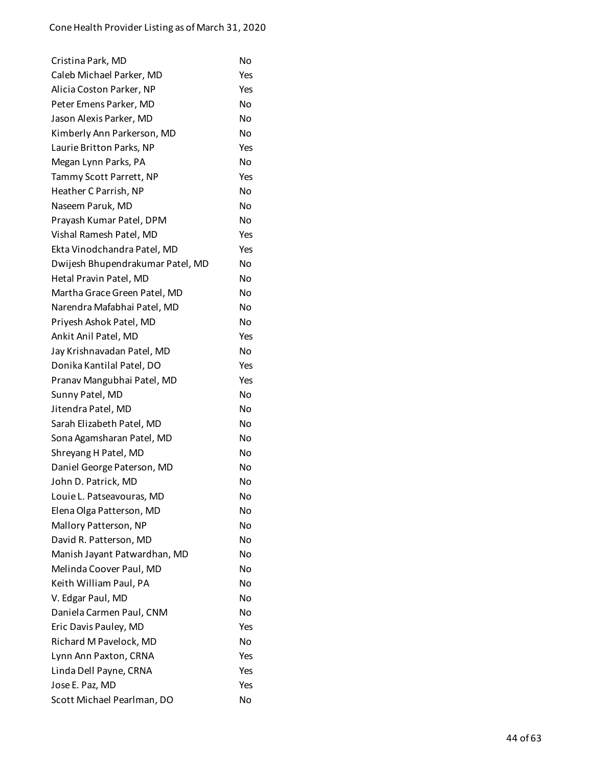| | |
|---|---|
| Cristina Park, MD | No |
| Caleb Michael Parker, MD | Yes |
| Alicia Coston Parker, NP | Yes |
| Peter Emens Parker, MD | No |
| Jason Alexis Parker, MD | No |
| Kimberly Ann Parkerson, MD | No |
| Laurie Britton Parks, NP | Yes |
| Megan Lynn Parks, PA | No |
| Tammy Scott Parrett, NP | Yes |
| Heather C Parrish, NP | No |
| Naseem Paruk, MD | No |
| Prayash Kumar Patel, DPM | No |
| Vishal Ramesh Patel, MD | Yes |
| Ekta Vinodchandra Patel, MD | Yes |
| Dwijesh Bhupendrakumar Patel, MD | No |
| Hetal Pravin Patel, MD | No |
| Martha Grace Green Patel, MD | No |
| Narendra Mafabhai Patel, MD | No |
| Priyesh Ashok Patel, MD | No |
| Ankit Anil Patel, MD | Yes |
| Jay Krishnavadan Patel, MD | No |
| Donika Kantilal Patel, DO | Yes |
| Pranav Mangubhai Patel, MD | Yes |
| Sunny Patel, MD | No |
| Jitendra Patel, MD | No |
| Sarah Elizabeth Patel, MD | No |
| Sona Agamsharan Patel, MD | No |
| Shreyang H Patel, MD | No |
| Daniel George Paterson, MD | No |
| John D. Patrick, MD | No |
| Louie L. Patseavouras, MD | No |
| Elena Olga Patterson, MD | No |
| Mallory Patterson, NP | No |
| David R. Patterson, MD | No |
| Manish Jayant Patwardhan, MD | No |
| Melinda Coover Paul, MD | No |
| Keith William Paul, PA | No |
| V. Edgar Paul, MD | No |
| Daniela Carmen Paul, CNM | No |
| Eric Davis Pauley, MD | Yes |
| Richard M Pavelock, MD | No |
| Lynn Ann Paxton, CRNA | Yes |
| Linda Dell Payne, CRNA | Yes |
| Jose E. Paz, MD | Yes |
| Scott Michael Pearlman, DO | No |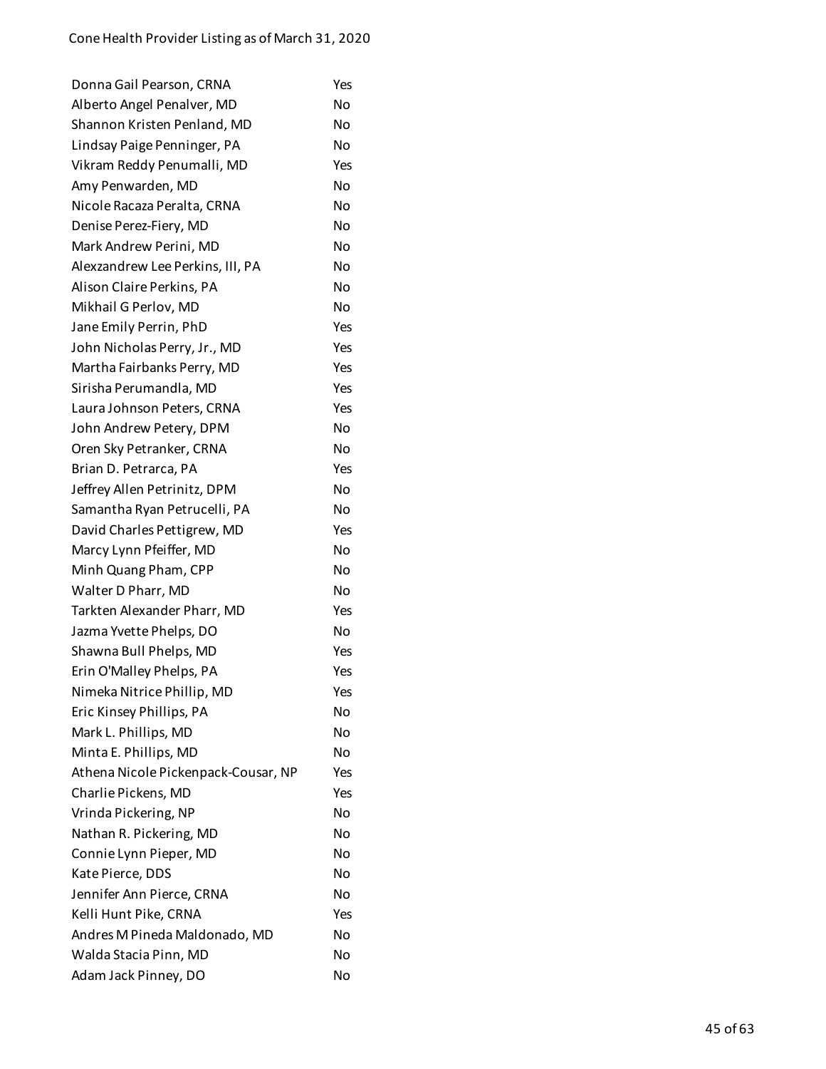| | |
|---|---|
| Donna Gail Pearson, CRNA | Yes |
| Alberto Angel Penalver, MD | No |
| Shannon Kristen Penland, MD | No |
| Lindsay Paige Penninger, PA | No |
| Vikram Reddy Penumalli, MD | Yes |
| Amy Penwarden, MD | No |
| Nicole Racaza Peralta, CRNA | No |
| Denise Perez-Fiery, MD | No |
| Mark Andrew Perini, MD | No |
| Alexzandrew Lee Perkins, III, PA | No |
| Alison Claire Perkins, PA | No |
| Mikhail G Perlov, MD | No |
| Jane Emily Perrin, PhD | Yes |
| John Nicholas Perry, Jr., MD | Yes |
| Martha Fairbanks Perry, MD | Yes |
| Sirisha Perumandla, MD | Yes |
| Laura Johnson Peters, CRNA | Yes |
| John Andrew Petery, DPM | No |
| Oren Sky Petranker, CRNA | No |
| Brian D. Petrarca, PA | Yes |
| Jeffrey Allen Petrinitz, DPM | No |
| Samantha Ryan Petrucelli, PA | No |
| David Charles Pettigrew, MD | Yes |
| Marcy Lynn Pfeiffer, MD | No |
| Minh Quang Pham, CPP | No |
| Walter D Pharr, MD | No |
| Tarkten Alexander Pharr, MD | Yes |
| Jazma Yvette Phelps, DO | No |
| Shawna Bull Phelps, MD | Yes |
| Erin O'Malley Phelps, PA | Yes |
| Nimeka Nitrice Phillip, MD | Yes |
| Eric Kinsey Phillips, PA | No |
| Mark L. Phillips, MD | No |
| Minta E. Phillips, MD | No |
| Athena Nicole Pickenpack-Cousar, NP | Yes |
| Charlie Pickens, MD | Yes |
| Vrinda Pickering, NP | No |
| Nathan R. Pickering, MD | No |
| Connie Lynn Pieper, MD | No |
| Kate Pierce, DDS | No |
| Jennifer Ann Pierce, CRNA | No |
| Kelli Hunt Pike, CRNA | Yes |
| Andres M Pineda Maldonado, MD | No |
| Walda Stacia Pinn, MD | No |
| Adam Jack Pinney, DO | No |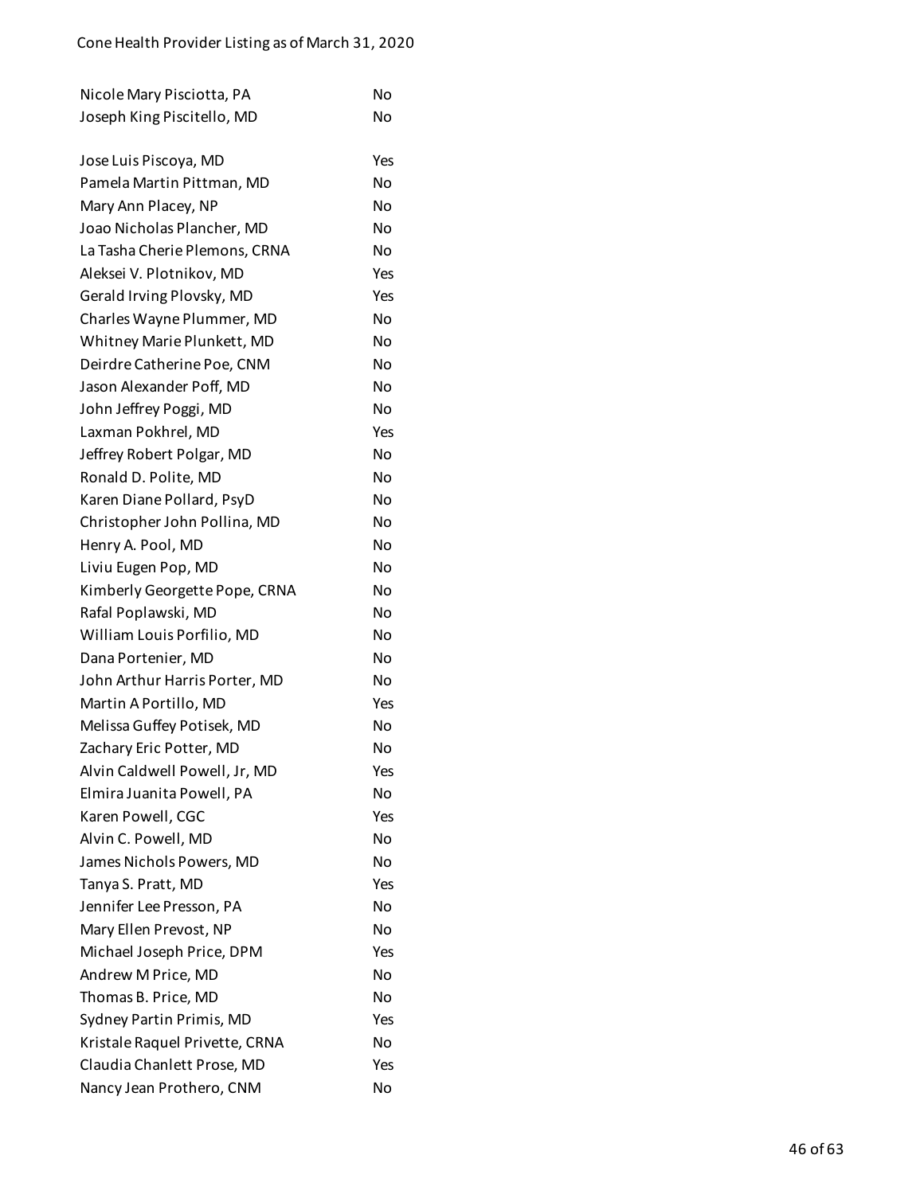| | |
|---|---|
| Nicole Mary Pisciotta, PA | No |
| Joseph King Piscitello, MD | No |
| Jose Luis Piscoya, MD | Yes |
| Pamela Martin Pittman, MD | No |
| Mary Ann Placey, NP | No |
| Joao Nicholas Plancher, MD | No |
| La Tasha Cherie Plemons, CRNA | No |
| Aleksei V. Plotnikov, MD | Yes |
| Gerald Irving Plovsky, MD | Yes |
| Charles Wayne Plummer, MD | No |
| Whitney Marie Plunkett, MD | No |
| Deirdre Catherine Poe, CNM | No |
| Jason Alexander Poff, MD | No |
| John Jeffrey Poggi, MD | No |
| Laxman Pokhrel, MD | Yes |
| Jeffrey Robert Polgar, MD | No |
| Ronald D. Polite, MD | No |
| Karen Diane Pollard, PsyD | No |
| Christopher John Pollina, MD | No |
| Henry A. Pool, MD | No |
| Liviu Eugen Pop, MD | No |
| Kimberly Georgette Pope, CRNA | No |
| Rafal Poplawski, MD | No |
| William Louis Porfilio, MD | No |
| Dana Portenier, MD | No |
| John Arthur Harris Porter, MD | No |
| Martin A Portillo, MD | Yes |
| Melissa Guffey Potisek, MD | No |
| Zachary Eric Potter, MD | No |
| Alvin Caldwell Powell, Jr, MD | Yes |
| Elmira Juanita Powell, PA | No |
| Karen Powell, CGC | Yes |
| Alvin C. Powell, MD | No |
| James Nichols Powers, MD | No |
| Tanya S. Pratt, MD | Yes |
| Jennifer Lee Presson, PA | No |
| Mary Ellen Prevost, NP | No |
| Michael Joseph Price, DPM | Yes |
| Andrew M Price, MD | No |
| Thomas B. Price, MD | No |
| Sydney Partin Primis, MD | Yes |
| Kristale Raquel Privette, CRNA | No |
| Claudia Chanlett Prose, MD | Yes |
| Nancy Jean Prothero, CNM | No |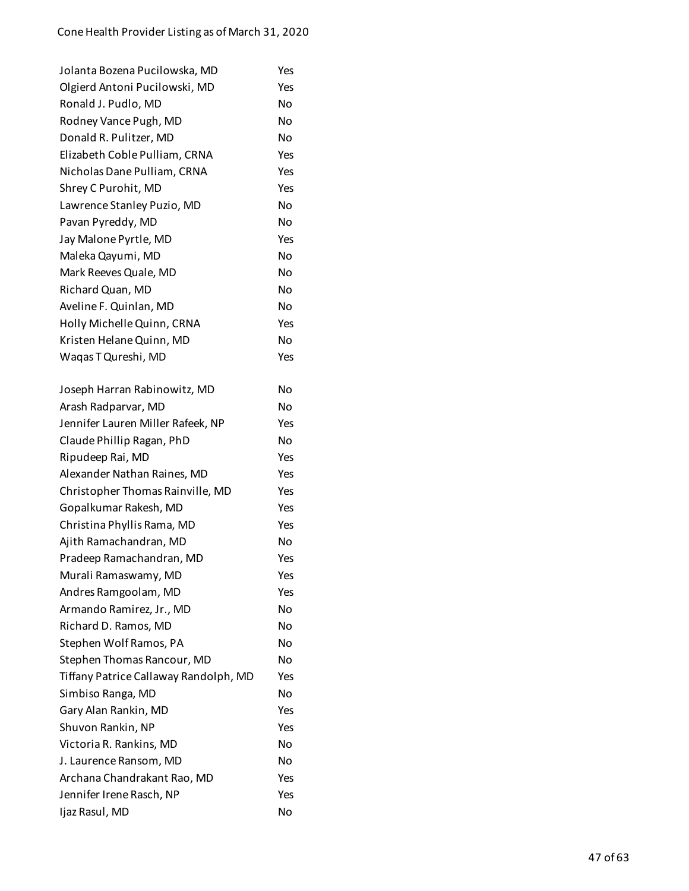| | |
|---|---|
| Jolanta Bozena Pucilowska, MD | Yes |
| Olgierd Antoni Pucilowski, MD | Yes |
| Ronald J. Pudlo, MD | No |
| Rodney Vance Pugh, MD | No |
| Donald R. Pulitzer, MD | No |
| Elizabeth Coble Pulliam, CRNA | Yes |
| Nicholas Dane Pulliam, CRNA | Yes |
| Shrey C Purohit, MD | Yes |
| Lawrence Stanley Puzio, MD | No |
| Pavan Pyreddy, MD | No |
| Jay Malone Pyrtle, MD | Yes |
| Maleka Qayumi, MD | No |
| Mark Reeves Quale, MD | No |
| Richard Quan, MD | No |
| Aveline F. Quinlan, MD | No |
| Holly Michelle Quinn, CRNA | Yes |
| Kristen Helane Quinn, MD | No |
| Waqas T Qureshi, MD | Yes |
| Joseph Harran Rabinowitz, MD | No |
| Arash Radparvar, MD | No |
| Jennifer Lauren Miller Rafeek, NP | Yes |
| Claude Phillip Ragan, PhD | No |
| Ripudeep Rai, MD | Yes |
| Alexander Nathan Raines, MD | Yes |
| Christopher Thomas Rainville, MD | Yes |
| Gopalkumar Rakesh, MD | Yes |
| Christina Phyllis Rama, MD | Yes |
| Ajith Ramachandran, MD | No |
| Pradeep Ramachandran, MD | Yes |
| Murali Ramaswamy, MD | Yes |
| Andres Ramgoolam, MD | Yes |
| Armando Ramirez, Jr., MD | No |
| Richard D. Ramos, MD | No |
| Stephen Wolf Ramos, PA | No |
| Stephen Thomas Rancour, MD | No |
| Tiffany Patrice Callaway Randolph, MD | Yes |
| Simbiso Ranga, MD | No |
| Gary Alan Rankin, MD | Yes |
| Shuvon Rankin, NP | Yes |
| Victoria R. Rankins, MD | No |
| J. Laurence Ransom, MD | No |
| Archana Chandrakant Rao, MD | Yes |
| Jennifer Irene Rasch, NP | Yes |
| Ijaz Rasul, MD | No |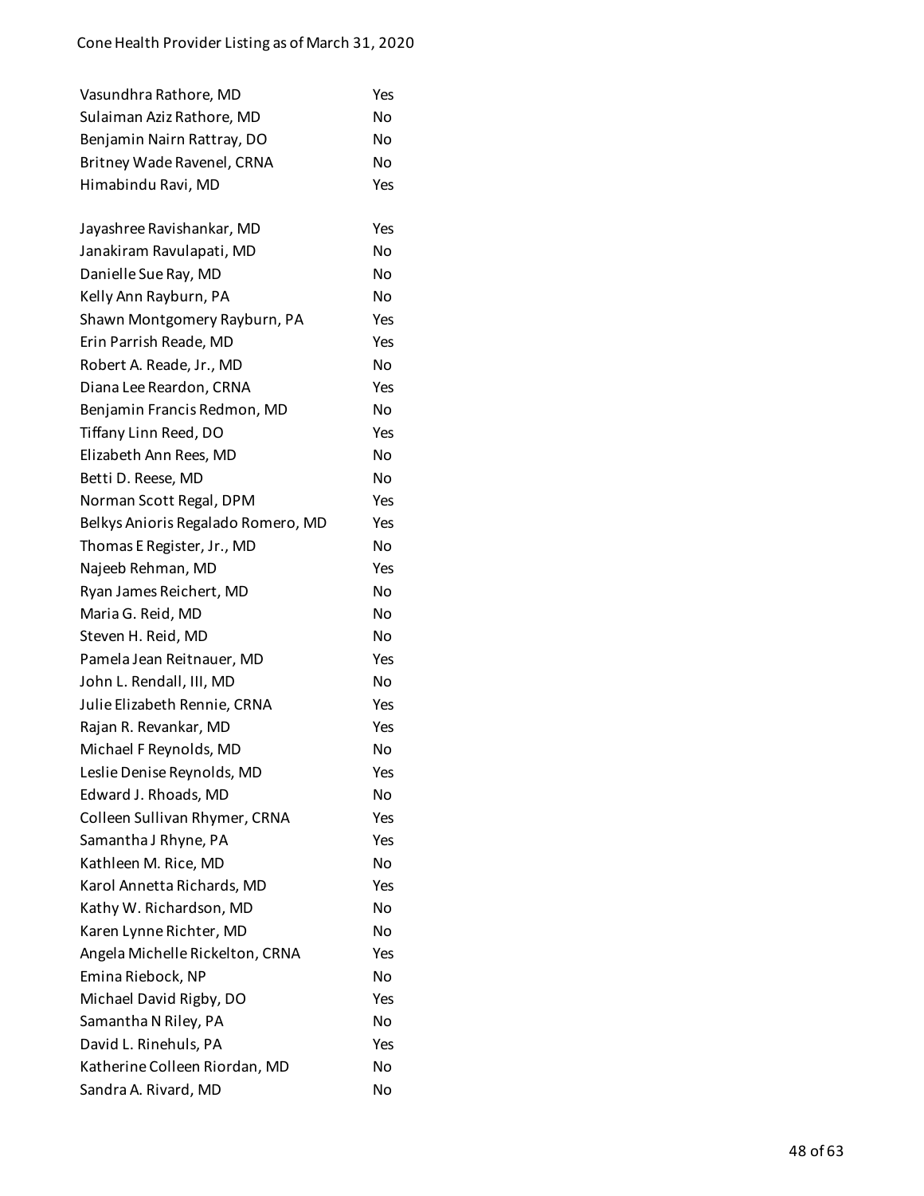| | |
|---|---|
| Vasundhra Rathore, MD | Yes |
| Sulaiman Aziz Rathore, MD | No |
| Benjamin Nairn Rattray, DO | No |
| Britney Wade Ravenel, CRNA | No |
| Himabindu Ravi, MD | Yes |
| Jayashree Ravishankar, MD | Yes |
| Janakiram Ravulapati, MD | No |
| Danielle Sue Ray, MD | No |
| Kelly Ann Rayburn, PA | No |
| Shawn Montgomery Rayburn, PA | Yes |
| Erin Parrish Reade, MD | Yes |
| Robert A. Reade, Jr., MD | No |
| Diana Lee Reardon, CRNA | Yes |
| Benjamin Francis Redmon, MD | No |
| Tiffany Linn Reed, DO | Yes |
| Elizabeth Ann Rees, MD | No |
| Betti D. Reese, MD | No |
| Norman Scott Regal, DPM | Yes |
| Belkys Anioris Regalado Romero, MD | Yes |
| Thomas E Register, Jr., MD | No |
| Najeeb Rehman, MD | Yes |
| Ryan James Reichert, MD | No |
| Maria G. Reid, MD | No |
| Steven H. Reid, MD | No |
| Pamela Jean Reitnauer, MD | Yes |
| John L. Rendall, III, MD | No |
| Julie Elizabeth Rennie, CRNA | Yes |
| Rajan R. Revankar, MD | Yes |
| Michael F Reynolds, MD | No |
| Leslie Denise Reynolds, MD | Yes |
| Edward J. Rhoads, MD | No |
| Colleen Sullivan Rhymer, CRNA | Yes |
| Samantha J Rhyne, PA | Yes |
| Kathleen M. Rice, MD | No |
| Karol Annetta Richards, MD | Yes |
| Kathy W. Richardson, MD | No |
| Karen Lynne Richter, MD | No |
| Angela Michelle Rickelton, CRNA | Yes |
| Emina Riebock, NP | No |
| Michael David Rigby, DO | Yes |
| Samantha N Riley, PA | No |
| David L. Rinehuls, PA | Yes |
| Katherine Colleen Riordan, MD | No |
| Sandra A. Rivard, MD | No |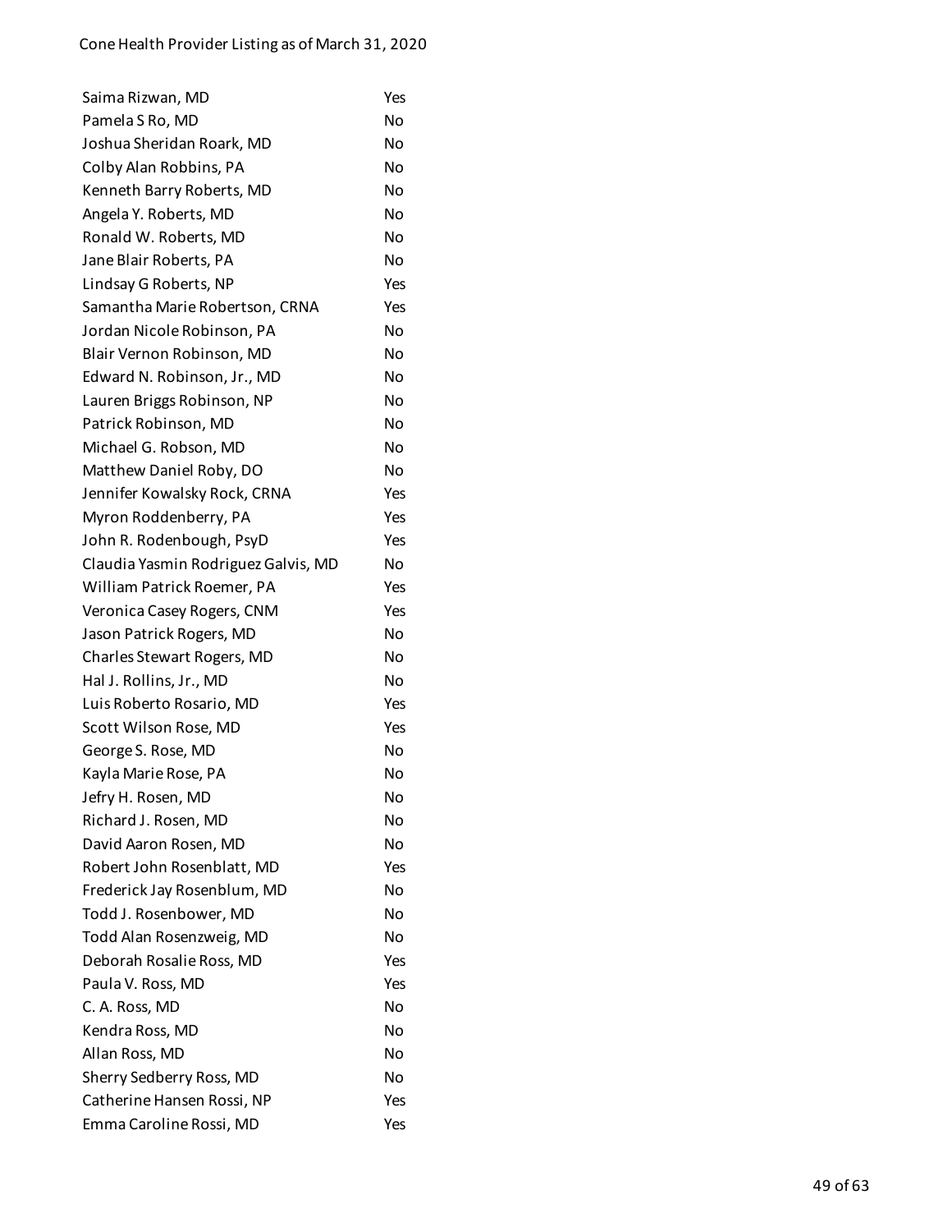| | |
|---|---|
| Saima Rizwan, MD | Yes |
| Pamela S Ro, MD | No |
| Joshua Sheridan Roark, MD | No |
| Colby Alan Robbins, PA | No |
| Kenneth Barry Roberts, MD | No |
| Angela Y. Roberts, MD | No |
| Ronald W. Roberts, MD | No |
| Jane Blair Roberts, PA | No |
| Lindsay G Roberts, NP | Yes |
| Samantha Marie Robertson, CRNA | Yes |
| Jordan Nicole Robinson, PA | No |
| Blair Vernon Robinson, MD | No |
| Edward N. Robinson, Jr., MD | No |
| Lauren Briggs Robinson, NP | No |
| Patrick Robinson, MD | No |
| Michael G. Robson, MD | No |
| Matthew Daniel Roby, DO | No |
| Jennifer Kowalsky Rock, CRNA | Yes |
| Myron Roddenberry, PA | Yes |
| John R. Rodenbough, PsyD | Yes |
| Claudia Yasmin Rodriguez Galvis, MD | No |
| William Patrick Roemer, PA | Yes |
| Veronica Casey Rogers, CNM | Yes |
| Jason Patrick Rogers, MD | No |
| Charles Stewart Rogers, MD | No |
| Hal J. Rollins, Jr., MD | No |
| Luis Roberto Rosario, MD | Yes |
| Scott Wilson Rose, MD | Yes |
| George S. Rose, MD | No |
| Kayla Marie Rose, PA | No |
| Jefry H. Rosen, MD | No |
| Richard J. Rosen, MD | No |
| David Aaron Rosen, MD | No |
| Robert John Rosenblatt, MD | Yes |
| Frederick Jay Rosenblum, MD | No |
| Todd J. Rosenbower, MD | No |
| Todd Alan Rosenzweig, MD | No |
| Deborah Rosalie Ross, MD | Yes |
| Paula V. Ross, MD | Yes |
| C. A. Ross, MD | No |
| Kendra Ross, MD | No |
| Allan Ross, MD | No |
| Sherry Sedberry Ross, MD | No |
| Catherine Hansen Rossi, NP | Yes |
| Emma Caroline Rossi, MD | Yes |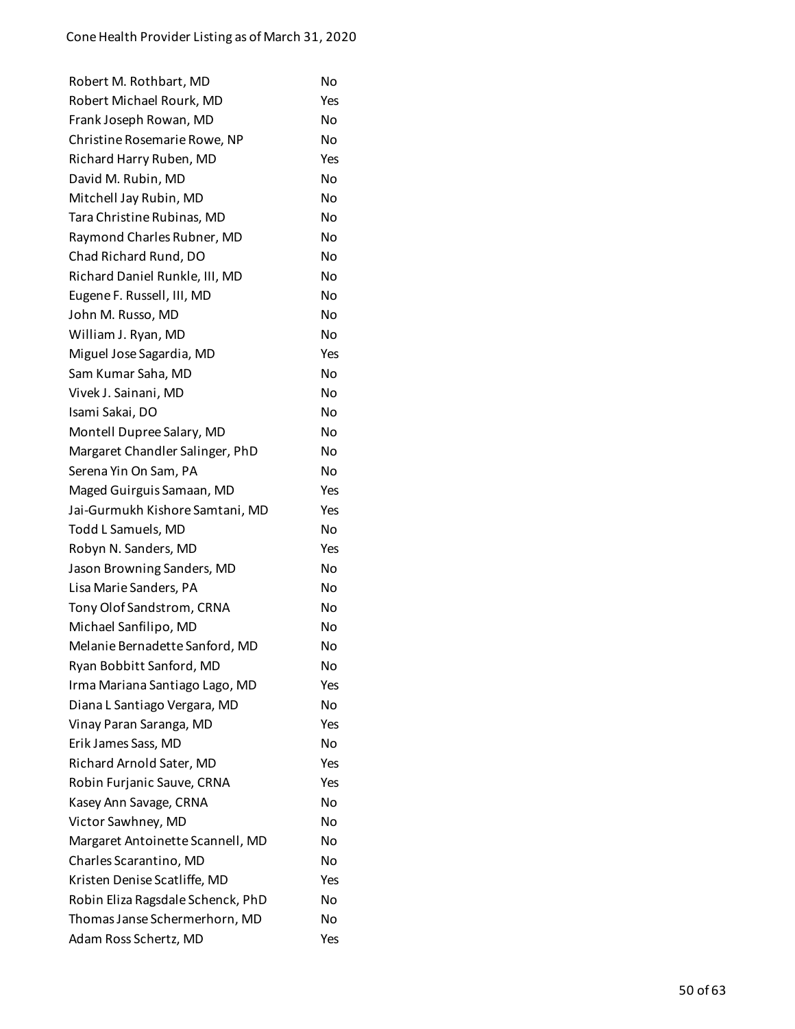| | |
|---|---|
| Robert M. Rothbart, MD | No |
| Robert Michael Rourk, MD | Yes |
| Frank Joseph Rowan, MD | No |
| Christine Rosemarie Rowe, NP | No |
| Richard Harry Ruben, MD | Yes |
| David M. Rubin, MD | No |
| Mitchell Jay Rubin, MD | No |
| Tara Christine Rubinas, MD | No |
| Raymond Charles Rubner, MD | No |
| Chad Richard Rund, DO | No |
| Richard Daniel Runkle, III, MD | No |
| Eugene F. Russell, III, MD | No |
| John M. Russo, MD | No |
| William J. Ryan, MD | No |
| Miguel Jose Sagardia, MD | Yes |
| Sam Kumar Saha, MD | No |
| Vivek J. Sainani, MD | No |
| Isami Sakai, DO | No |
| Montell Dupree Salary, MD | No |
| Margaret Chandler Salinger, PhD | No |
| Serena Yin On Sam, PA | No |
| Maged Guirguis Samaan, MD | Yes |
| Jai-Gurmukh Kishore Samtani, MD | Yes |
| Todd L Samuels, MD | No |
| Robyn N. Sanders, MD | Yes |
| Jason Browning Sanders, MD | No |
| Lisa Marie Sanders, PA | No |
| Tony Olof Sandstrom, CRNA | No |
| Michael Sanfilipo, MD | No |
| Melanie Bernadette Sanford, MD | No |
| Ryan Bobbitt Sanford, MD | No |
| Irma Mariana Santiago Lago, MD | Yes |
| Diana L Santiago Vergara, MD | No |
| Vinay Paran Saranga, MD | Yes |
| Erik James Sass, MD | No |
| Richard Arnold Sater, MD | Yes |
| Robin Furjanic Sauve, CRNA | Yes |
| Kasey Ann Savage, CRNA | No |
| Victor Sawhney, MD | No |
| Margaret Antoinette Scannell, MD | No |
| Charles Scarantino, MD | No |
| Kristen Denise Scatliffe, MD | Yes |
| Robin Eliza Ragsdale Schenck, PhD | No |
| Thomas Janse Schermerhorn, MD | No |
| Adam Ross Schertz, MD | Yes |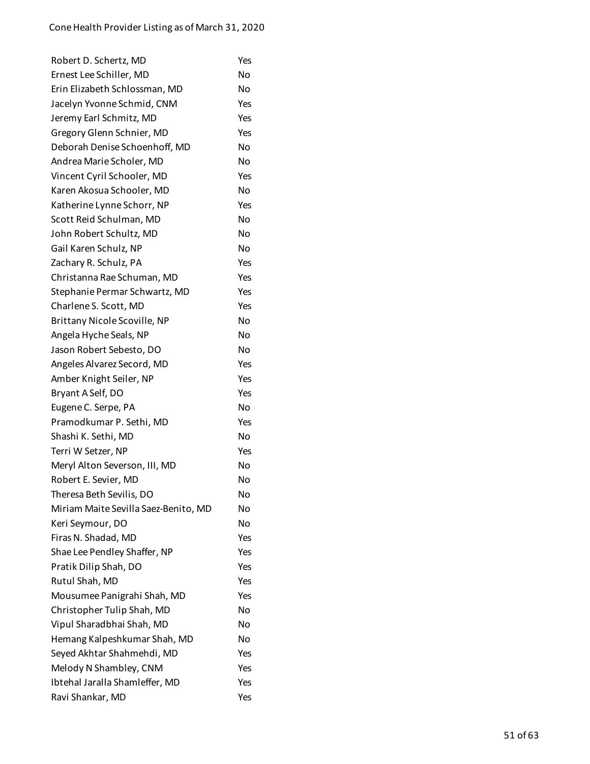| | |
|---|---|
| Robert D. Schertz, MD | Yes |
| Ernest Lee Schiller, MD | No |
| Erin Elizabeth Schlossman, MD | No |
| Jacelyn Yvonne Schmid, CNM | Yes |
| Jeremy Earl Schmitz, MD | Yes |
| Gregory Glenn Schnier, MD | Yes |
| Deborah Denise Schoenhoff, MD | No |
| Andrea Marie Scholer, MD | No |
| Vincent Cyril Schooler, MD | Yes |
| Karen Akosua Schooler, MD | No |
| Katherine Lynne Schorr, NP | Yes |
| Scott Reid Schulman, MD | No |
| John Robert Schultz, MD | No |
| Gail Karen Schulz, NP | No |
| Zachary R. Schulz, PA | Yes |
| Christanna Rae Schuman, MD | Yes |
| Stephanie Permar Schwartz, MD | Yes |
| Charlene S. Scott, MD | Yes |
| Brittany Nicole Scoville, NP | No |
| Angela Hyche Seals, NP | No |
| Jason Robert Sebesto, DO | No |
| Angeles Alvarez Secord, MD | Yes |
| Amber Knight Seiler, NP | Yes |
| Bryant A Self, DO | Yes |
| Eugene C. Serpe, PA | No |
| Pramodkumar P. Sethi, MD | Yes |
| Shashi K. Sethi, MD | No |
| Terri W Setzer, NP | Yes |
| Meryl Alton Severson, III, MD | No |
| Robert E. Sevier, MD | No |
| Theresa Beth Sevilis, DO | No |
| Miriam Maite Sevilla Saez-Benito, MD | No |
| Keri Seymour, DO | No |
| Firas N. Shadad, MD | Yes |
| Shae Lee Pendley Shaffer, NP | Yes |
| Pratik Dilip Shah, DO | Yes |
| Rutul Shah, MD | Yes |
| Mousumee Panigrahi Shah, MD | Yes |
| Christopher Tulip Shah, MD | No |
| Vipul Sharadbhai Shah, MD | No |
| Hemang Kalpeshkumar Shah, MD | No |
| Seyed Akhtar Shahmehdi, MD | Yes |
| Melody N Shambley, CNM | Yes |
| Ibtehal Jaralla Shamleffer, MD | Yes |
| Ravi Shankar, MD | Yes |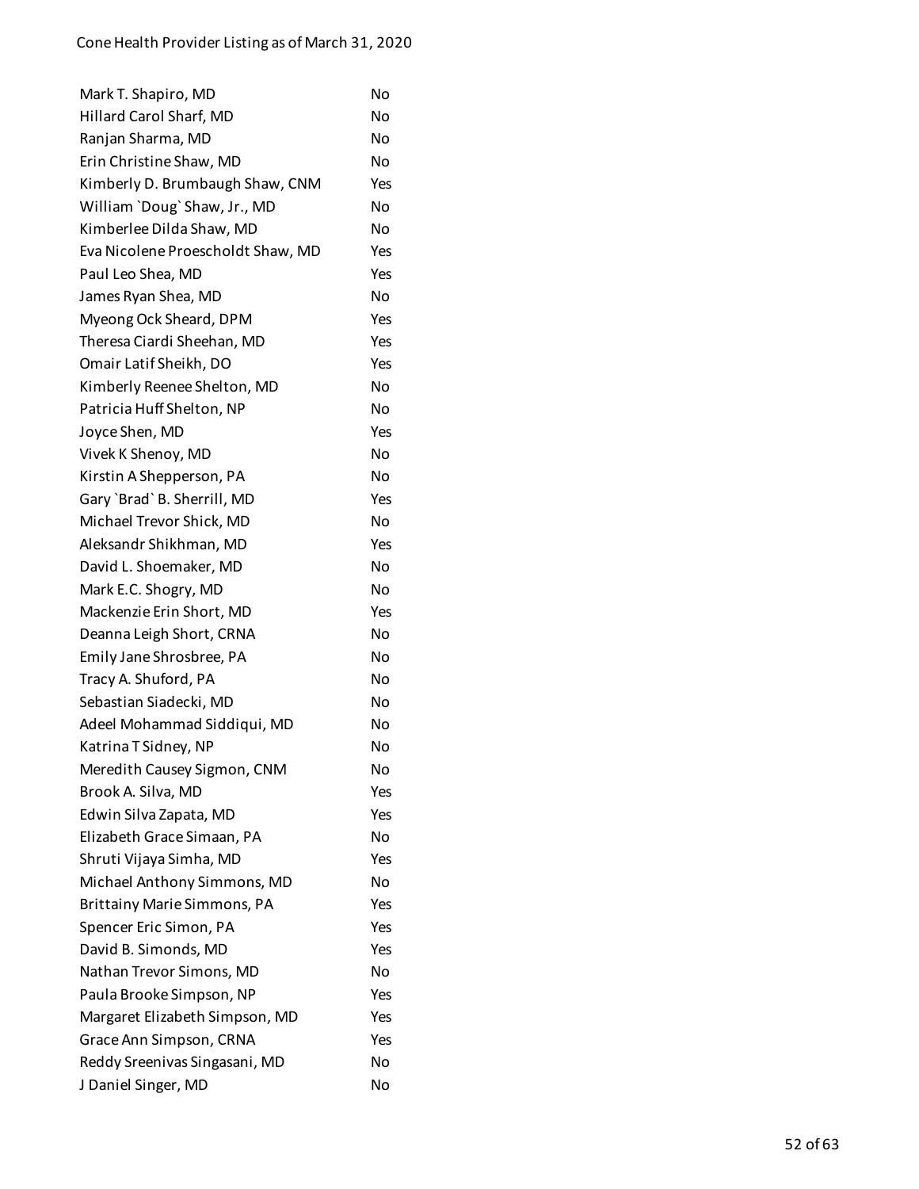| | |
|---|---|
| Mark T. Shapiro, MD | No |
| Hillard Carol Sharf, MD | No |
| Ranjan Sharma, MD | No |
| Erin Christine Shaw, MD | No |
| Kimberly D. Brumbaugh Shaw, CNM | Yes |
| William `Doug` Shaw, Jr., MD | No |
| Kimberlee Dilda Shaw, MD | No |
| Eva Nicolene Proescholdt Shaw, MD | Yes |
| Paul Leo Shea, MD | Yes |
| James Ryan Shea, MD | No |
| Myeong Ock Sheard, DPM | Yes |
| Theresa Ciardi Sheehan, MD | Yes |
| Omair Latif Sheikh, DO | Yes |
| Kimberly Reenee Shelton, MD | No |
| Patricia Huff Shelton, NP | No |
| Joyce Shen, MD | Yes |
| Vivek K Shenoy, MD | No |
| Kirstin A Shepperson, PA | No |
| Gary `Brad` B. Sherrill, MD | Yes |
| Michael Trevor Shick, MD | No |
| Aleksandr Shikhman, MD | Yes |
| David L. Shoemaker, MD | No |
| Mark E.C. Shogry, MD | No |
| Mackenzie Erin Short, MD | Yes |
| Deanna Leigh Short, CRNA | No |
| Emily Jane Shrosbree, PA | No |
| Tracy A. Shuford, PA | No |
| Sebastian Siadecki, MD | No |
| Adeel Mohammad Siddiqui, MD | No |
| Katrina T Sidney, NP | No |
| Meredith Causey Sigmon, CNM | No |
| Brook A. Silva, MD | Yes |
| Edwin Silva Zapata, MD | Yes |
| Elizabeth Grace Simaan, PA | No |
| Shruti Vijaya Simha, MD | Yes |
| Michael Anthony Simmons, MD | No |
| Brittainy Marie Simmons, PA | Yes |
| Spencer Eric Simon, PA | Yes |
| David B. Simonds, MD | Yes |
| Nathan Trevor Simons, MD | No |
| Paula Brooke Simpson, NP | Yes |
| Margaret Elizabeth Simpson, MD | Yes |
| Grace Ann Simpson, CRNA | Yes |
| Reddy Sreenivas Singasani, MD | No |
| J Daniel Singer, MD | No |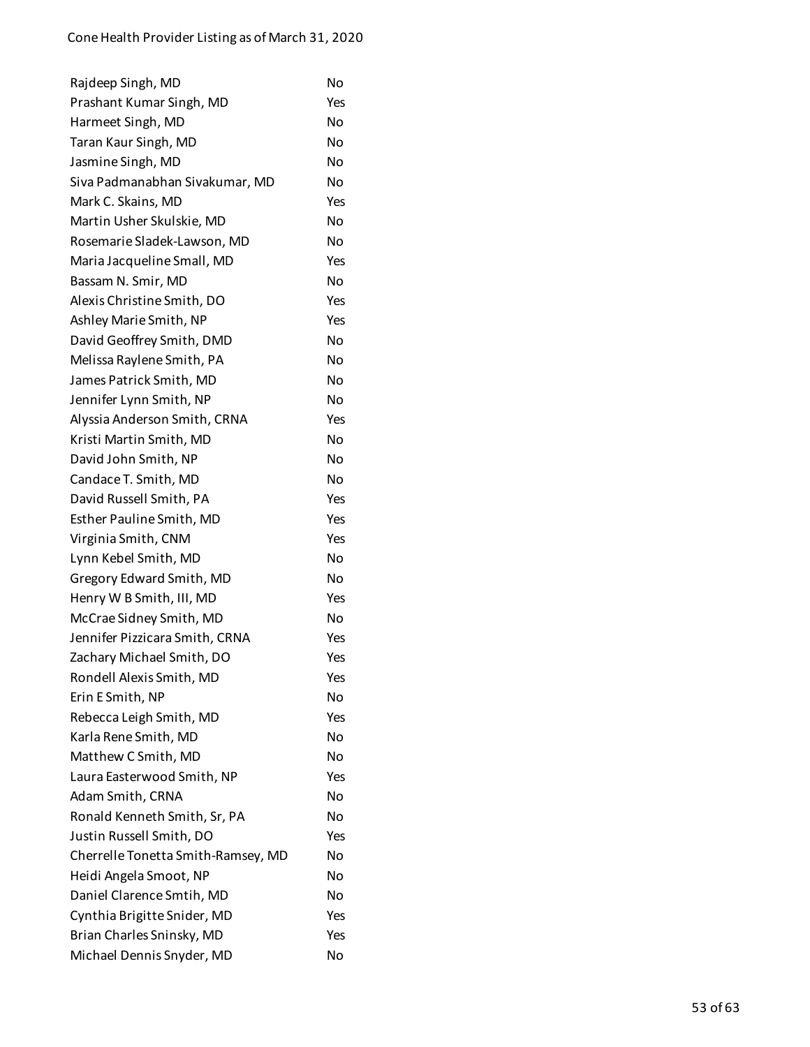| | |
|---|---|
| Rajdeep Singh, MD | No |
| Prashant Kumar Singh, MD | Yes |
| Harmeet Singh, MD | No |
| Taran Kaur Singh, MD | No |
| Jasmine Singh, MD | No |
| Siva Padmanabhan Sivakumar, MD | No |
| Mark C. Skains, MD | Yes |
| Martin Usher Skulskie, MD | No |
| Rosemarie Sladek-Lawson, MD | No |
| Maria Jacqueline Small, MD | Yes |
| Bassam N. Smir, MD | No |
| Alexis Christine Smith, DO | Yes |
| Ashley Marie Smith, NP | Yes |
| David Geoffrey Smith, DMD | No |
| Melissa Raylene Smith, PA | No |
| James Patrick Smith, MD | No |
| Jennifer Lynn Smith, NP | No |
| Alyssia Anderson Smith, CRNA | Yes |
| Kristi Martin Smith, MD | No |
| David John Smith, NP | No |
| Candace T. Smith, MD | No |
| David Russell Smith, PA | Yes |
| Esther Pauline Smith, MD | Yes |
| Virginia Smith, CNM | Yes |
| Lynn Kebel Smith, MD | No |
| Gregory Edward Smith, MD | No |
| Henry W B Smith, III, MD | Yes |
| McCrae Sidney Smith, MD | No |
| Jennifer Pizzicara Smith, CRNA | Yes |
| Zachary Michael Smith, DO | Yes |
| Rondell Alexis Smith, MD | Yes |
| Erin E Smith, NP | No |
| Rebecca Leigh Smith, MD | Yes |
| Karla Rene Smith, MD | No |
| Matthew C Smith, MD | No |
| Laura Easterwood Smith, NP | Yes |
| Adam Smith, CRNA | No |
| Ronald Kenneth Smith, Sr, PA | No |
| Justin Russell Smith, DO | Yes |
| Cherrelle Tonetta Smith-Ramsey, MD | No |
| Heidi Angela Smoot, NP | No |
| Daniel Clarence Smtih, MD | No |
| Cynthia Brigitte Snider, MD | Yes |
| Brian Charles Sninsky, MD | Yes |
| Michael Dennis Snyder, MD | No |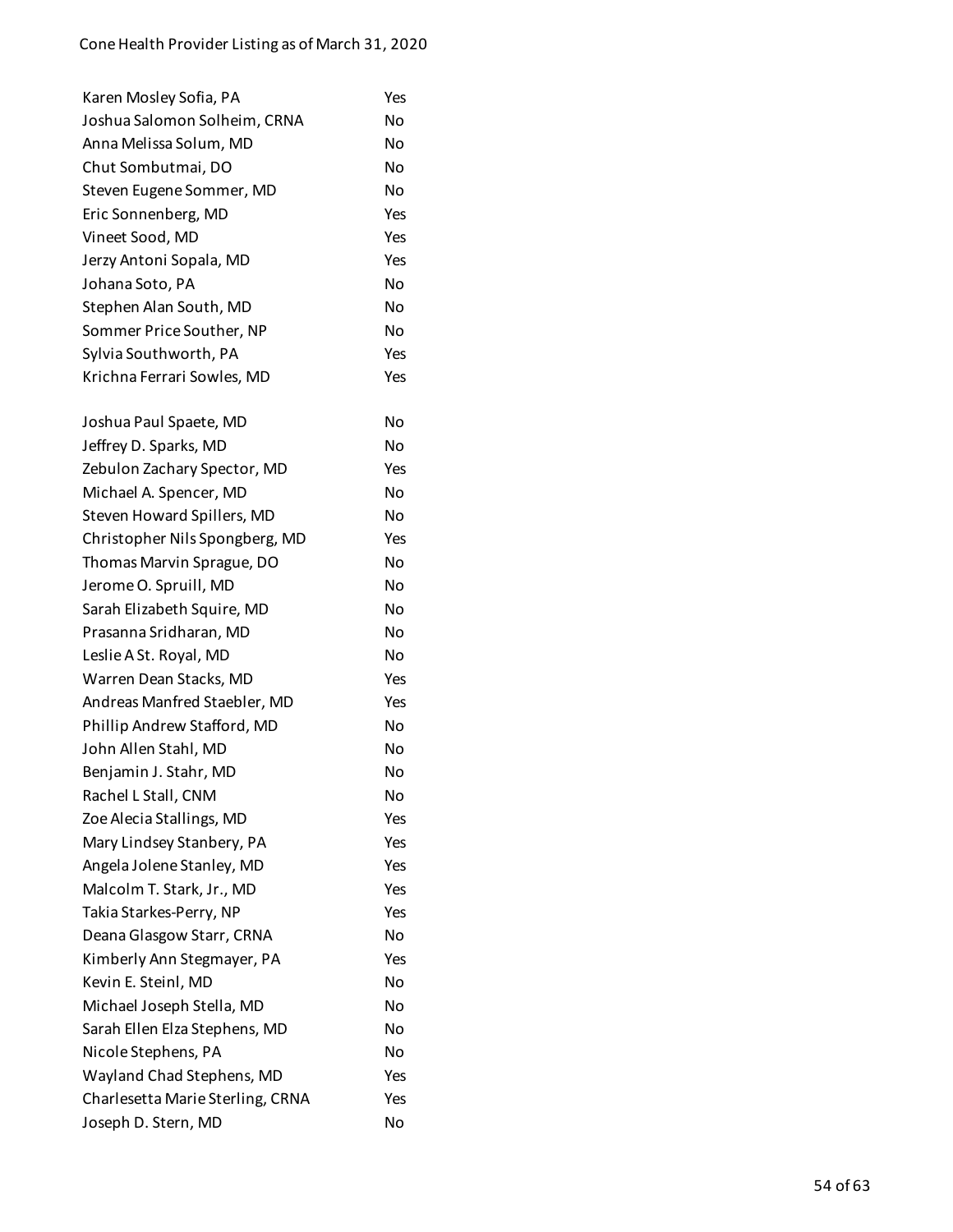| | |
|---|---|
| Karen Mosley Sofia, PA | Yes |
| Joshua Salomon Solheim, CRNA | No |
| Anna Melissa Solum, MD | No |
| Chut Sombutmai, DO | No |
| Steven Eugene Sommer, MD | No |
| Eric Sonnenberg, MD | Yes |
| Vineet Sood, MD | Yes |
| Jerzy Antoni Sopala, MD | Yes |
| Johana Soto, PA | No |
| Stephen Alan South, MD | No |
| Sommer Price Souther, NP | No |
| Sylvia Southworth, PA | Yes |
| Krichna Ferrari Sowles, MD | Yes |
| Joshua Paul Spaete, MD | No |
| Jeffrey D. Sparks, MD | No |
| Zebulon Zachary Spector, MD | Yes |
| Michael A. Spencer, MD | No |
| Steven Howard Spillers, MD | No |
| Christopher Nils Spongberg, MD | Yes |
| Thomas Marvin Sprague, DO | No |
| Jerome O. Spruill, MD | No |
| Sarah Elizabeth Squire, MD | No |
| Prasanna Sridharan, MD | No |
| Leslie A St. Royal, MD | No |
| Warren Dean Stacks, MD | Yes |
| Andreas Manfred Staebler, MD | Yes |
| Phillip Andrew Stafford, MD | No |
| John Allen Stahl, MD | No |
| Benjamin J. Stahr, MD | No |
| Rachel L Stall, CNM | No |
| Zoe Alecia Stallings, MD | Yes |
| Mary Lindsey Stanbery, PA | Yes |
| Angela Jolene Stanley, MD | Yes |
| Malcolm T. Stark, Jr., MD | Yes |
| Takia Starkes-Perry, NP | Yes |
| Deana Glasgow Starr, CRNA | No |
| Kimberly Ann Stegmayer, PA | Yes |
| Kevin E. Steinl, MD | No |
| Michael Joseph Stella, MD | No |
| Sarah Ellen Elza Stephens, MD | No |
| Nicole Stephens, PA | No |
| Wayland Chad Stephens, MD | Yes |
| Charlesetta Marie Sterling, CRNA | Yes |
| Joseph D. Stern, MD | No |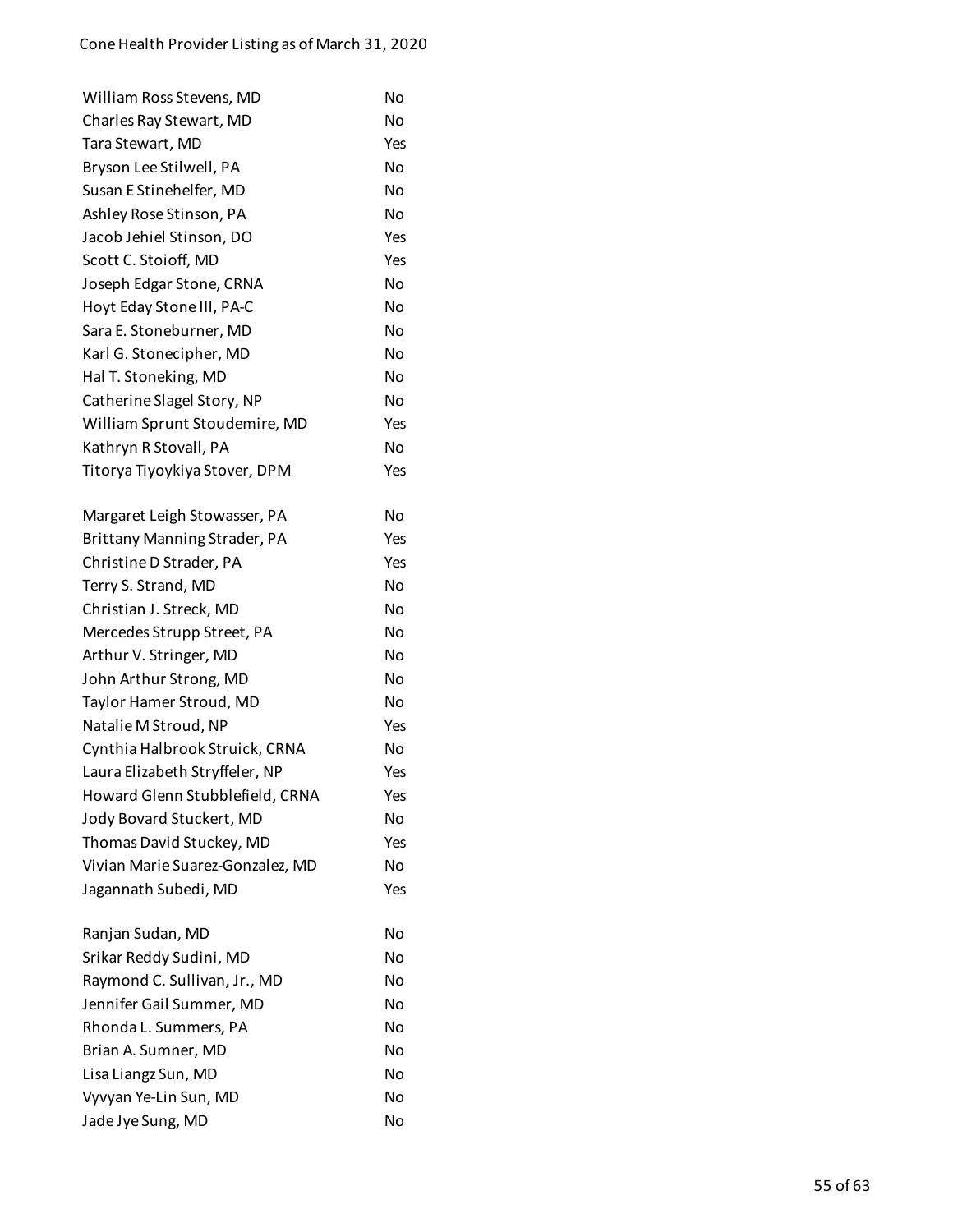| | |
|---|---|
| William Ross Stevens, MD | No |
| Charles Ray Stewart, MD | No |
| Tara Stewart, MD | Yes |
| Bryson Lee Stilwell, PA | No |
| Susan E Stinehelfer, MD | No |
| Ashley Rose Stinson, PA | No |
| Jacob Jehiel Stinson, DO | Yes |
| Scott C. Stoioff, MD | Yes |
| Joseph Edgar Stone, CRNA | No |
| Hoyt Eday Stone III, PA-C | No |
| Sara E. Stoneburner, MD | No |
| Karl G. Stonecipher, MD | No |
| Hal T. Stoneking, MD | No |
| Catherine Slagel Story, NP | No |
| William Sprunt Stoudemire, MD | Yes |
| Kathryn R Stovall, PA | No |
| Titorya Tiyoykiya Stover, DPM | Yes |
| Margaret Leigh Stowasser, PA | No |
| Brittany Manning Strader, PA | Yes |
| Christine D Strader, PA | Yes |
| Terry S. Strand, MD | No |
| Christian J. Streck, MD | No |
| Mercedes Strupp Street, PA | No |
| Arthur V. Stringer, MD | No |
| John Arthur Strong, MD | No |
| Taylor Hamer Stroud, MD | No |
| Natalie M Stroud, NP | Yes |
| Cynthia Halbrook Struick, CRNA | No |
| Laura Elizabeth Stryffeler, NP | Yes |
| Howard Glenn Stubblefield, CRNA | Yes |
| Jody Bovard Stuckert, MD | No |
| Thomas David Stuckey, MD | Yes |
| Vivian Marie Suarez-Gonzalez, MD | No |
| Jagannath Subedi, MD | Yes |
| Ranjan Sudan, MD | No |
| Srikar Reddy Sudini, MD | No |
| Raymond C. Sullivan, Jr., MD | No |
| Jennifer Gail Summer, MD | No |
| Rhonda L. Summers, PA | No |
| Brian A. Sumner, MD | No |
| Lisa Liangz Sun, MD | No |
| Vyvyan Ye-Lin Sun, MD | No |
| Jade Jye Sung, MD | No |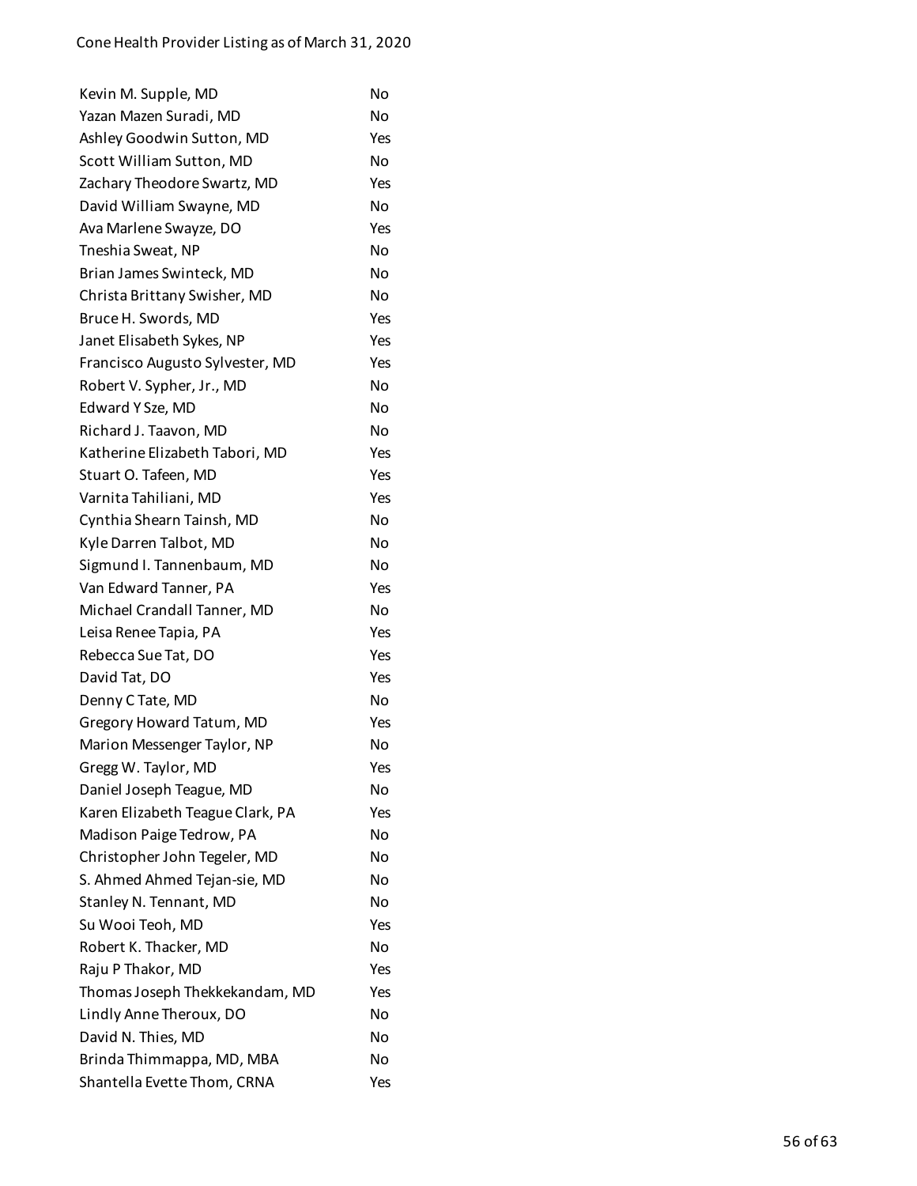| | |
|---|---|
| Kevin M. Supple, MD | No |
| Yazan Mazen Suradi, MD | No |
| Ashley Goodwin Sutton, MD | Yes |
| Scott William Sutton, MD | No |
| Zachary Theodore Swartz, MD | Yes |
| David William Swayne, MD | No |
| Ava Marlene Swayze, DO | Yes |
| Tneshia Sweat, NP | No |
| Brian James Swinteck, MD | No |
| Christa Brittany Swisher, MD | No |
| Bruce H. Swords, MD | Yes |
| Janet Elisabeth Sykes, NP | Yes |
| Francisco Augusto Sylvester, MD | Yes |
| Robert V. Sypher, Jr., MD | No |
| Edward Y Sze, MD | No |
| Richard J. Taavon, MD | No |
| Katherine Elizabeth Tabori, MD | Yes |
| Stuart O. Tafeen, MD | Yes |
| Varnita Tahiliani, MD | Yes |
| Cynthia Shearn Tainsh, MD | No |
| Kyle Darren Talbot, MD | No |
| Sigmund I. Tannenbaum, MD | No |
| Van Edward Tanner, PA | Yes |
| Michael Crandall Tanner, MD | No |
| Leisa Renee Tapia, PA | Yes |
| Rebecca Sue Tat, DO | Yes |
| David Tat, DO | Yes |
| Denny C Tate, MD | No |
| Gregory Howard Tatum, MD | Yes |
| Marion Messenger Taylor, NP | No |
| Gregg W. Taylor, MD | Yes |
| Daniel Joseph Teague, MD | No |
| Karen Elizabeth Teague Clark, PA | Yes |
| Madison Paige Tedrow, PA | No |
| Christopher John Tegeler, MD | No |
| S. Ahmed Ahmed Tejan-sie, MD | No |
| Stanley N. Tennant, MD | No |
| Su Wooi Teoh, MD | Yes |
| Robert K. Thacker, MD | No |
| Raju P Thakor, MD | Yes |
| Thomas Joseph Thekkekandam, MD | Yes |
| Lindly Anne Theroux, DO | No |
| David N. Thies, MD | No |
| Brinda Thimmappa, MD, MBA | No |
| Shantella Evette Thom, CRNA | Yes |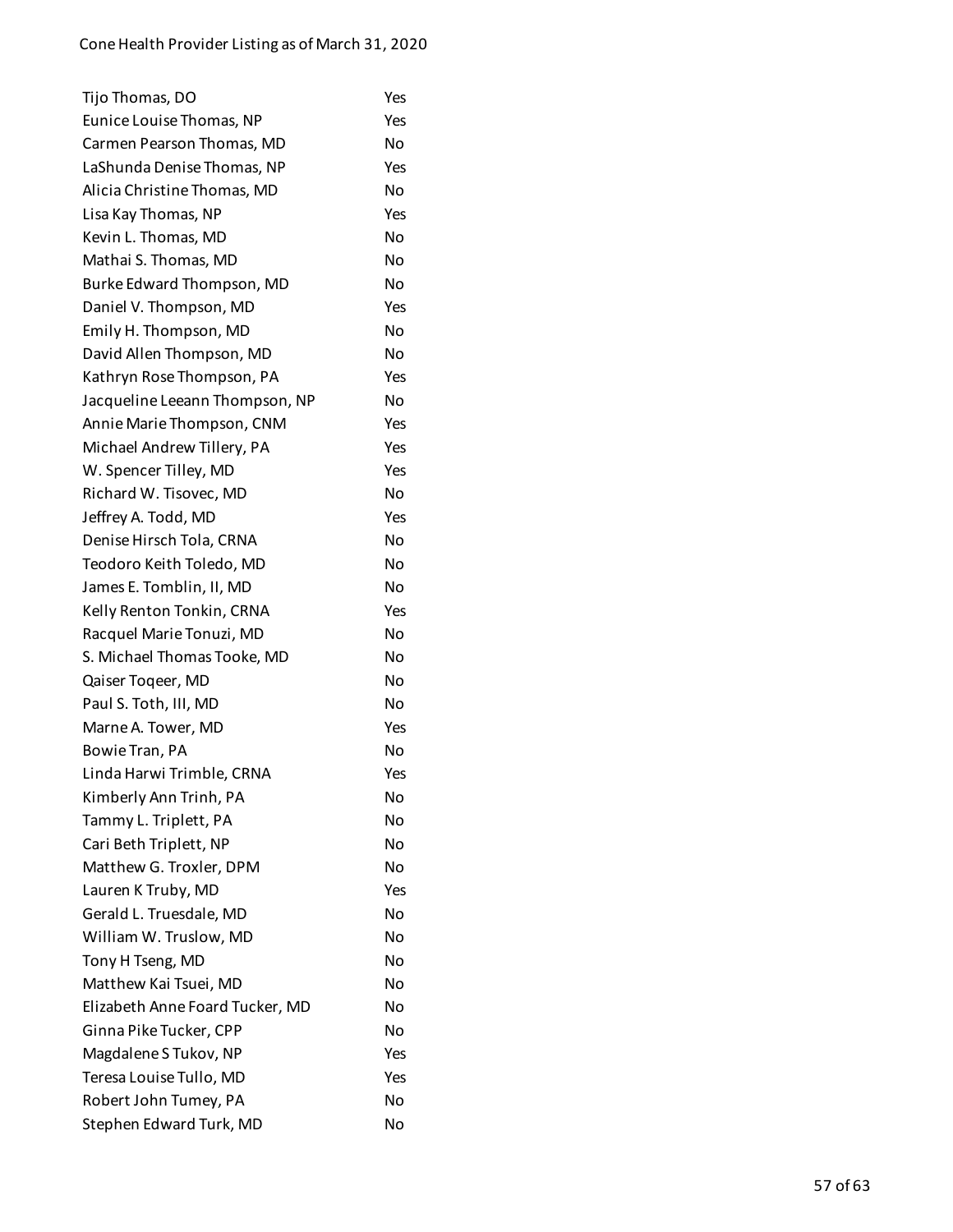| | |
|---|---|
| Tijo Thomas, DO | Yes |
| Eunice Louise Thomas, NP | Yes |
| Carmen Pearson Thomas, MD | No |
| LaShunda Denise Thomas, NP | Yes |
| Alicia Christine Thomas, MD | No |
| Lisa Kay Thomas, NP | Yes |
| Kevin L. Thomas, MD | No |
| Mathai S. Thomas, MD | No |
| Burke Edward Thompson, MD | No |
| Daniel V. Thompson, MD | Yes |
| Emily H. Thompson, MD | No |
| David Allen Thompson, MD | No |
| Kathryn Rose Thompson, PA | Yes |
| Jacqueline Leeann Thompson, NP | No |
| Annie Marie Thompson, CNM | Yes |
| Michael Andrew Tillery, PA | Yes |
| W. Spencer Tilley, MD | Yes |
| Richard W. Tisovec, MD | No |
| Jeffrey A. Todd, MD | Yes |
| Denise Hirsch Tola, CRNA | No |
| Teodoro Keith Toledo, MD | No |
| James E. Tomblin, II, MD | No |
| Kelly Renton Tonkin, CRNA | Yes |
| Racquel Marie Tonuzi, MD | No |
| S. Michael Thomas Tooke, MD | No |
| Qaiser Toqeer, MD | No |
| Paul S. Toth, III, MD | No |
| Marne A. Tower, MD | Yes |
| Bowie Tran, PA | No |
| Linda Harwi Trimble, CRNA | Yes |
| Kimberly Ann Trinh, PA | No |
| Tammy L. Triplett, PA | No |
| Cari Beth Triplett, NP | No |
| Matthew G. Troxler, DPM | No |
| Lauren K Truby, MD | Yes |
| Gerald L. Truesdale, MD | No |
| William W. Truslow, MD | No |
| Tony H Tseng, MD | No |
| Matthew Kai Tsuei, MD | No |
| Elizabeth Anne Foard Tucker, MD | No |
| Ginna Pike Tucker, CPP | No |
| Magdalene S Tukov, NP | Yes |
| Teresa Louise Tullo, MD | Yes |
| Robert John Tumey, PA | No |
| Stephen Edward Turk, MD | No |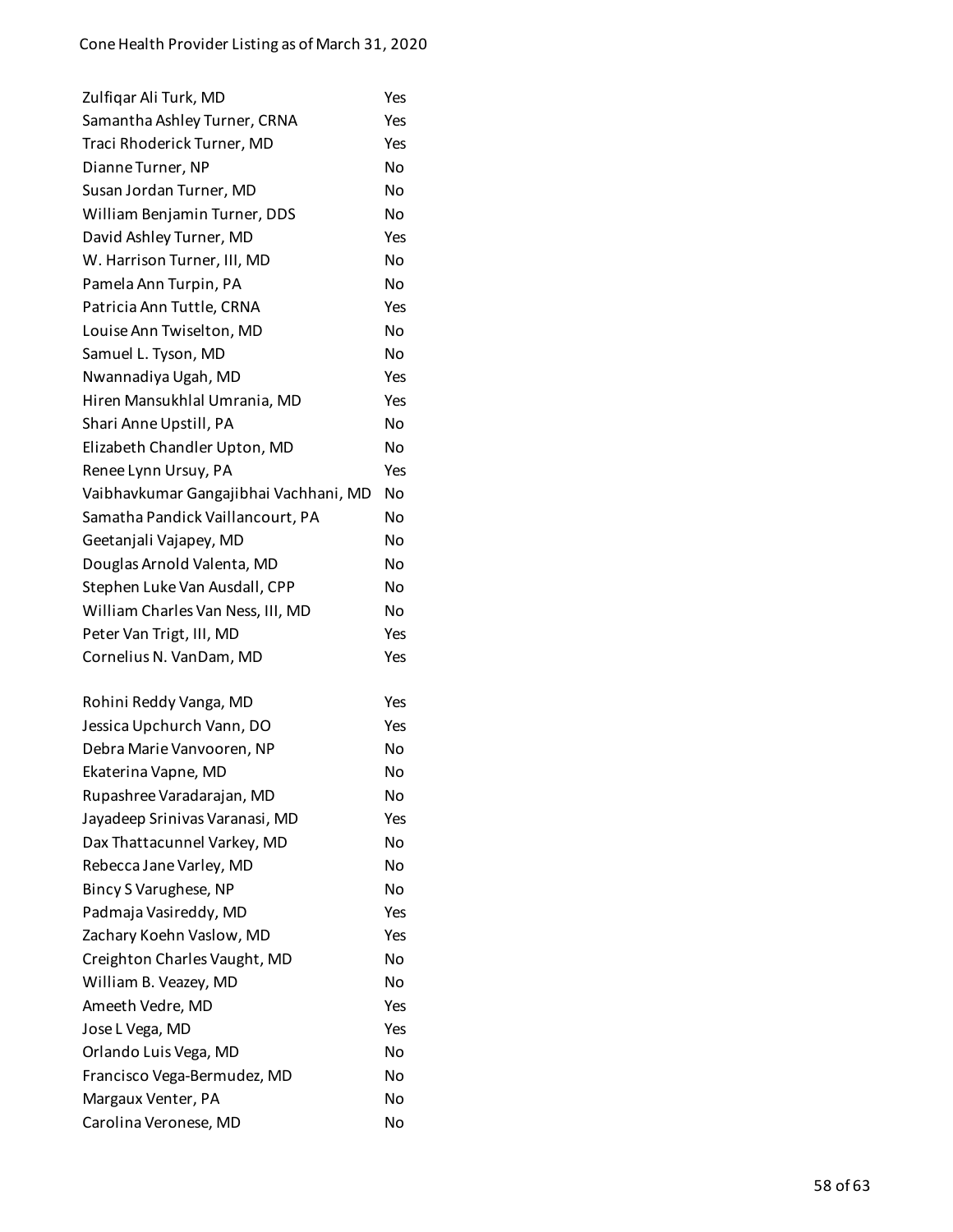| | |
|---|---|
| Zulfiqar Ali Turk, MD | Yes |
| Samantha Ashley Turner, CRNA | Yes |
| Traci Rhoderick Turner, MD | Yes |
| Dianne Turner, NP | No |
| Susan Jordan Turner, MD | No |
| William Benjamin Turner, DDS | No |
| David Ashley Turner, MD | Yes |
| W. Harrison Turner, III, MD | No |
| Pamela Ann Turpin, PA | No |
| Patricia Ann Tuttle, CRNA | Yes |
| Louise Ann Twiselton, MD | No |
| Samuel L. Tyson, MD | No |
| Nwannadiya Ugah, MD | Yes |
| Hiren Mansukhlal Umrania, MD | Yes |
| Shari Anne Upstill, PA | No |
| Elizabeth Chandler Upton, MD | No |
| Renee Lynn Ursuy, PA | Yes |
| Vaibhavkumar Gangajibhai Vachhani, MD | No |
| Samatha Pandick Vaillancourt, PA | No |
| Geetanjali Vajapey, MD | No |
| Douglas Arnold Valenta, MD | No |
| Stephen Luke Van Ausdall, CPP | No |
| William Charles Van Ness, III, MD | No |
| Peter Van Trigt, III, MD | Yes |
| Cornelius N. VanDam, MD | Yes |
| Rohini Reddy Vanga, MD | Yes |
| Jessica Upchurch Vann, DO | Yes |
| Debra Marie Vanvooren, NP | No |
| Ekaterina Vapne, MD | No |
| Rupashree Varadarajan, MD | No |
| Jayadeep Srinivas Varanasi, MD | Yes |
| Dax Thattacunnel Varkey, MD | No |
| Rebecca Jane Varley, MD | No |
| Bincy S Varughese, NP | No |
| Padmaja Vasireddy, MD | Yes |
| Zachary Koehn Vaslow, MD | Yes |
| Creighton Charles Vaught, MD | No |
| William B. Veazey, MD | No |
| Ameeth Vedre, MD | Yes |
| Jose L Vega, MD | Yes |
| Orlando Luis Vega, MD | No |
| Francisco Vega-Bermudez, MD | No |
| Margaux Venter, PA | No |
| Carolina Veronese, MD | No |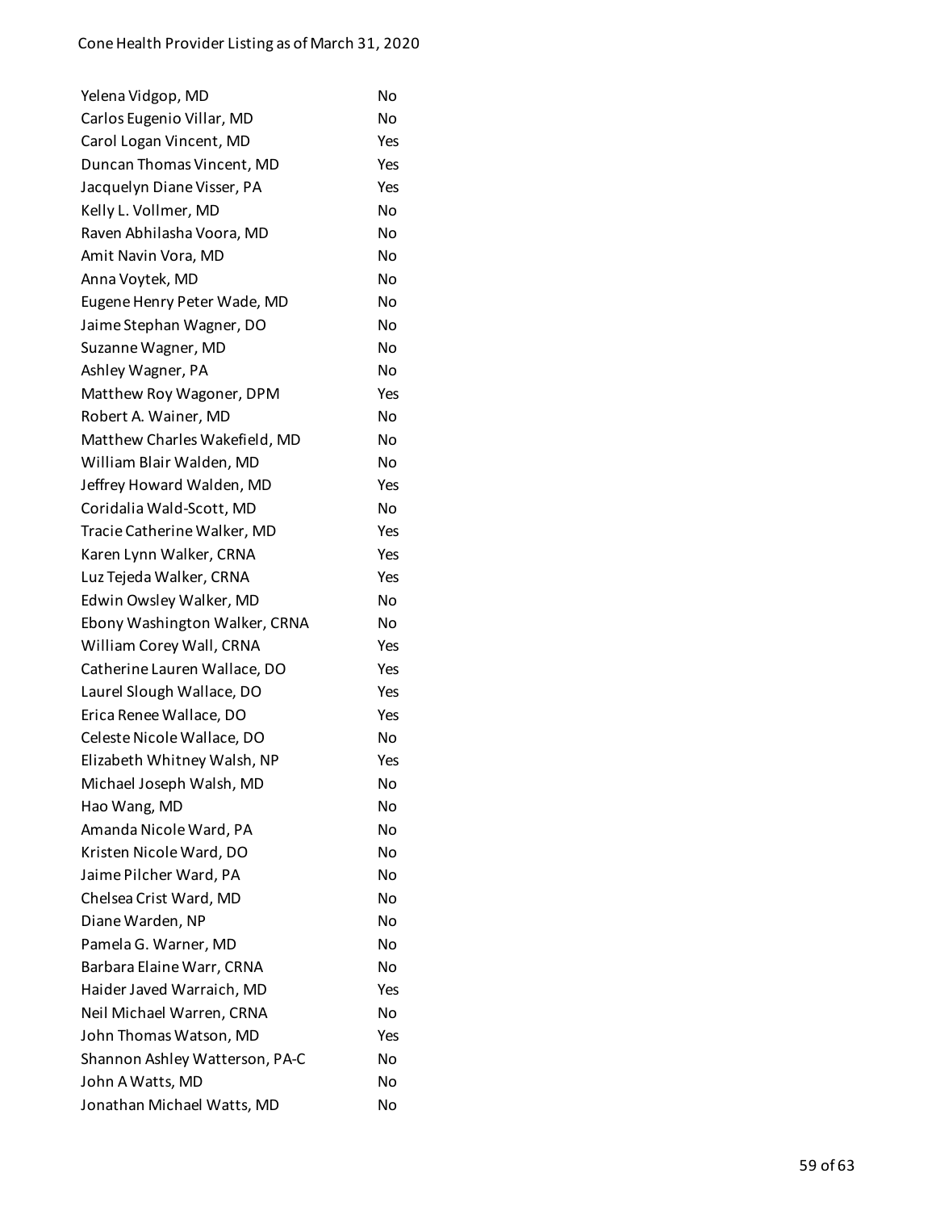| | |
|---|---|
| Yelena Vidgop, MD | No |
| Carlos Eugenio Villar, MD | No |
| Carol Logan Vincent, MD | Yes |
| Duncan Thomas Vincent, MD | Yes |
| Jacquelyn Diane Visser, PA | Yes |
| Kelly L. Vollmer, MD | No |
| Raven Abhilasha Voora, MD | No |
| Amit Navin Vora, MD | No |
| Anna Voytek, MD | No |
| Eugene Henry Peter Wade, MD | No |
| Jaime Stephan Wagner, DO | No |
| Suzanne Wagner, MD | No |
| Ashley Wagner, PA | No |
| Matthew Roy Wagoner, DPM | Yes |
| Robert A. Wainer, MD | No |
| Matthew Charles Wakefield, MD | No |
| William Blair Walden, MD | No |
| Jeffrey Howard Walden, MD | Yes |
| Coridalia Wald-Scott, MD | No |
| Tracie Catherine Walker, MD | Yes |
| Karen Lynn Walker, CRNA | Yes |
| Luz Tejeda Walker, CRNA | Yes |
| Edwin Owsley Walker, MD | No |
| Ebony Washington Walker, CRNA | No |
| William Corey Wall, CRNA | Yes |
| Catherine Lauren Wallace, DO | Yes |
| Laurel Slough Wallace, DO | Yes |
| Erica Renee Wallace, DO | Yes |
| Celeste Nicole Wallace, DO | No |
| Elizabeth Whitney Walsh, NP | Yes |
| Michael Joseph Walsh, MD | No |
| Hao Wang, MD | No |
| Amanda Nicole Ward, PA | No |
| Kristen Nicole Ward, DO | No |
| Jaime Pilcher Ward, PA | No |
| Chelsea Crist Ward, MD | No |
| Diane Warden, NP | No |
| Pamela G. Warner, MD | No |
| Barbara Elaine Warr, CRNA | No |
| Haider Javed Warraich, MD | Yes |
| Neil Michael Warren, CRNA | No |
| John Thomas Watson, MD | Yes |
| Shannon Ashley Watterson, PA-C | No |
| John A Watts, MD | No |
| Jonathan Michael Watts, MD | No |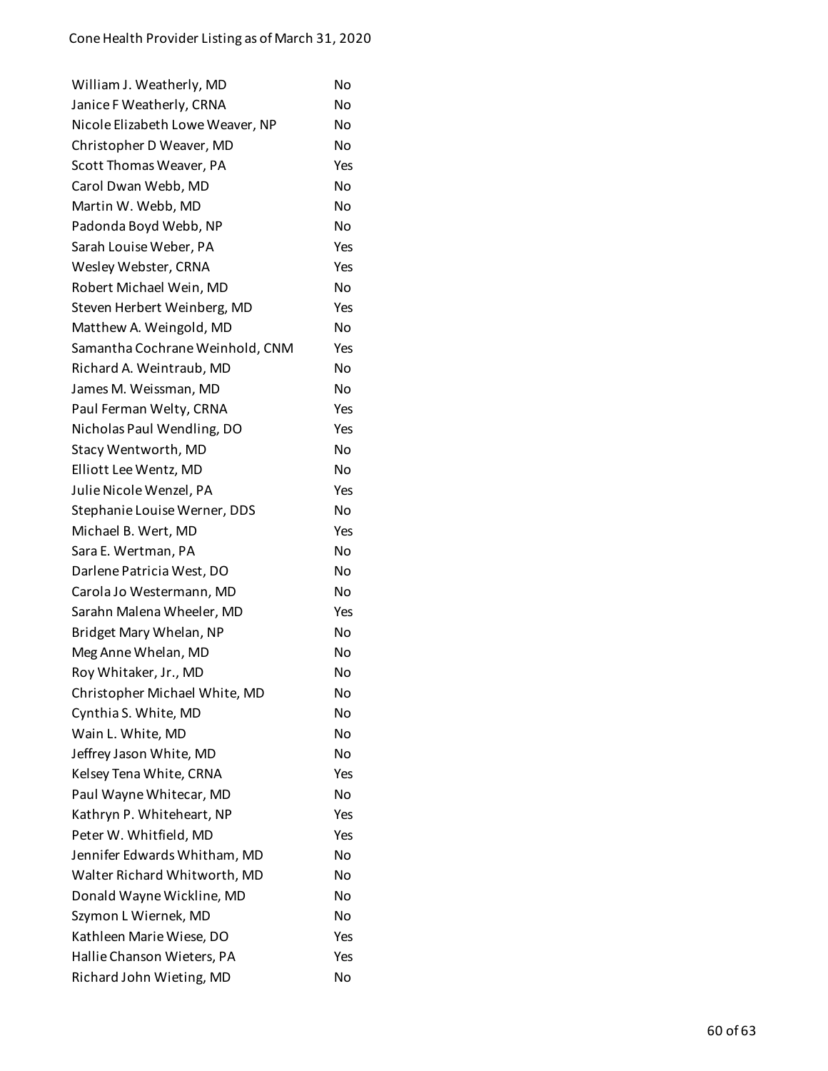| | |
|---|---|
| William J. Weatherly, MD | No |
| Janice F Weatherly, CRNA | No |
| Nicole Elizabeth Lowe Weaver, NP | No |
| Christopher D Weaver, MD | No |
| Scott Thomas Weaver, PA | Yes |
| Carol Dwan Webb, MD | No |
| Martin W. Webb, MD | No |
| Padonda Boyd Webb, NP | No |
| Sarah Louise Weber, PA | Yes |
| Wesley Webster, CRNA | Yes |
| Robert Michael Wein, MD | No |
| Steven Herbert Weinberg, MD | Yes |
| Matthew A. Weingold, MD | No |
| Samantha Cochrane Weinhold, CNM | Yes |
| Richard A. Weintraub, MD | No |
| James M. Weissman, MD | No |
| Paul Ferman Welty, CRNA | Yes |
| Nicholas Paul Wendling, DO | Yes |
| Stacy Wentworth, MD | No |
| Elliott Lee Wentz, MD | No |
| Julie Nicole Wenzel, PA | Yes |
| Stephanie Louise Werner, DDS | No |
| Michael B. Wert, MD | Yes |
| Sara E. Wertman, PA | No |
| Darlene Patricia West, DO | No |
| Carola Jo Westermann, MD | No |
| Sarahn Malena Wheeler, MD | Yes |
| Bridget Mary Whelan, NP | No |
| Meg Anne Whelan, MD | No |
| Roy Whitaker, Jr., MD | No |
| Christopher Michael White, MD | No |
| Cynthia S. White, MD | No |
| Wain L. White, MD | No |
| Jeffrey Jason White, MD | No |
| Kelsey Tena White, CRNA | Yes |
| Paul Wayne Whitecar, MD | No |
| Kathryn P. Whiteheart, NP | Yes |
| Peter W. Whitfield, MD | Yes |
| Jennifer Edwards Whitham, MD | No |
| Walter Richard Whitworth, MD | No |
| Donald Wayne Wickline, MD | No |
| Szymon L Wiernek, MD | No |
| Kathleen Marie Wiese, DO | Yes |
| Hallie Chanson Wieters, PA | Yes |
| Richard John Wieting, MD | No |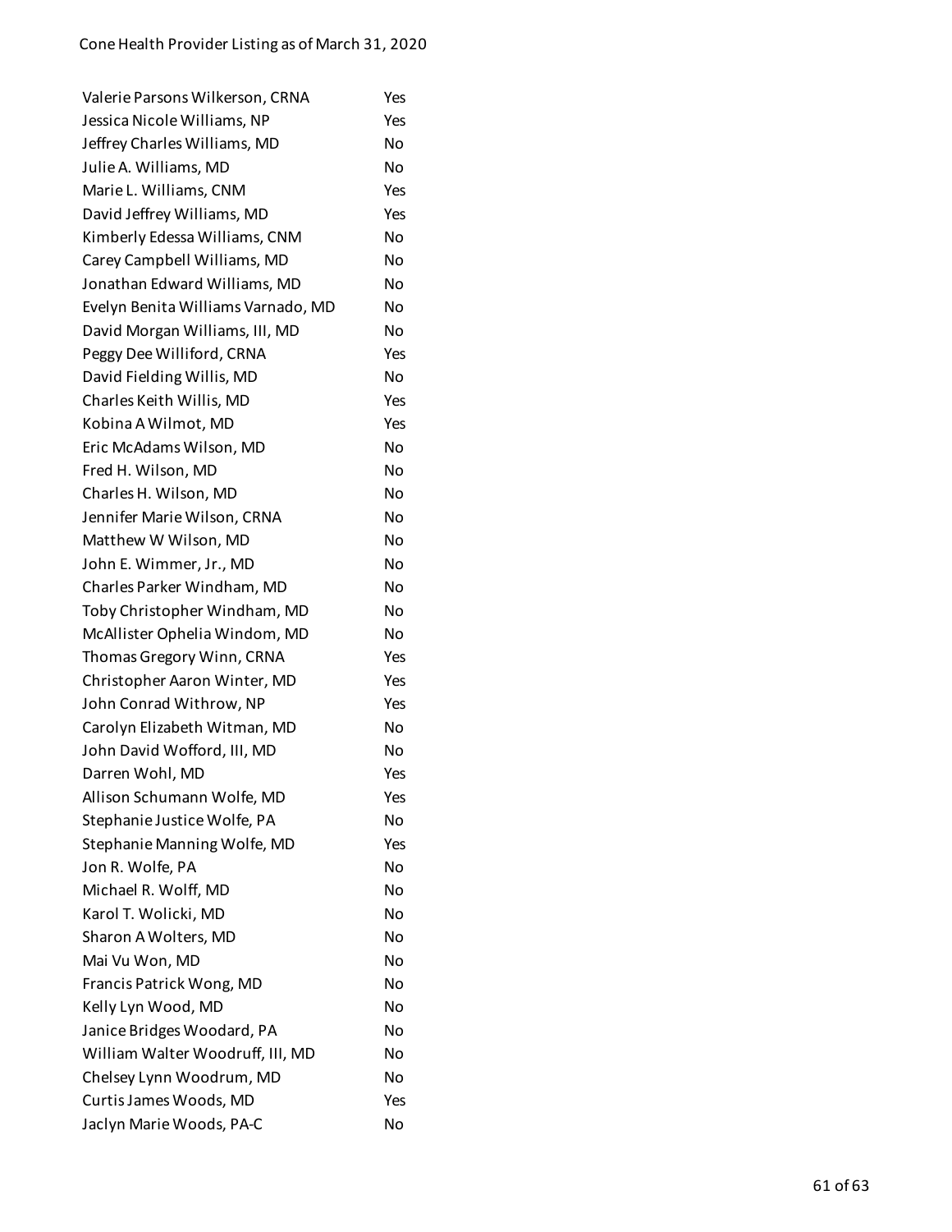| | |
|---|---|
| Valerie Parsons Wilkerson, CRNA | Yes |
| Jessica Nicole Williams, NP | Yes |
| Jeffrey Charles Williams, MD | No |
| Julie A. Williams, MD | No |
| Marie L. Williams, CNM | Yes |
| David Jeffrey Williams, MD | Yes |
| Kimberly Edessa Williams, CNM | No |
| Carey Campbell Williams, MD | No |
| Jonathan Edward Williams, MD | No |
| Evelyn Benita Williams Varnado, MD | No |
| David Morgan Williams, III, MD | No |
| Peggy Dee Williford, CRNA | Yes |
| David Fielding Willis, MD | No |
| Charles Keith Willis, MD | Yes |
| Kobina A Wilmot, MD | Yes |
| Eric McAdams Wilson, MD | No |
| Fred H. Wilson, MD | No |
| Charles H. Wilson, MD | No |
| Jennifer Marie Wilson, CRNA | No |
| Matthew W Wilson, MD | No |
| John E. Wimmer, Jr., MD | No |
| Charles Parker Windham, MD | No |
| Toby Christopher Windham, MD | No |
| McAllister Ophelia Windom, MD | No |
| Thomas Gregory Winn, CRNA | Yes |
| Christopher Aaron Winter, MD | Yes |
| John Conrad Withrow, NP | Yes |
| Carolyn Elizabeth Witman, MD | No |
| John David Wofford, III, MD | No |
| Darren Wohl, MD | Yes |
| Allison Schumann Wolfe, MD | Yes |
| Stephanie Justice Wolfe, PA | No |
| Stephanie Manning Wolfe, MD | Yes |
| Jon R. Wolfe, PA | No |
| Michael R. Wolff, MD | No |
| Karol T. Wolicki, MD | No |
| Sharon A Wolters, MD | No |
| Mai Vu Won, MD | No |
| Francis Patrick Wong, MD | No |
| Kelly Lyn Wood, MD | No |
| Janice Bridges Woodard, PA | No |
| William Walter Woodruff, III, MD | No |
| Chelsey Lynn Woodrum, MD | No |
| Curtis James Woods, MD | Yes |
| Jaclyn Marie Woods, PA-C | No |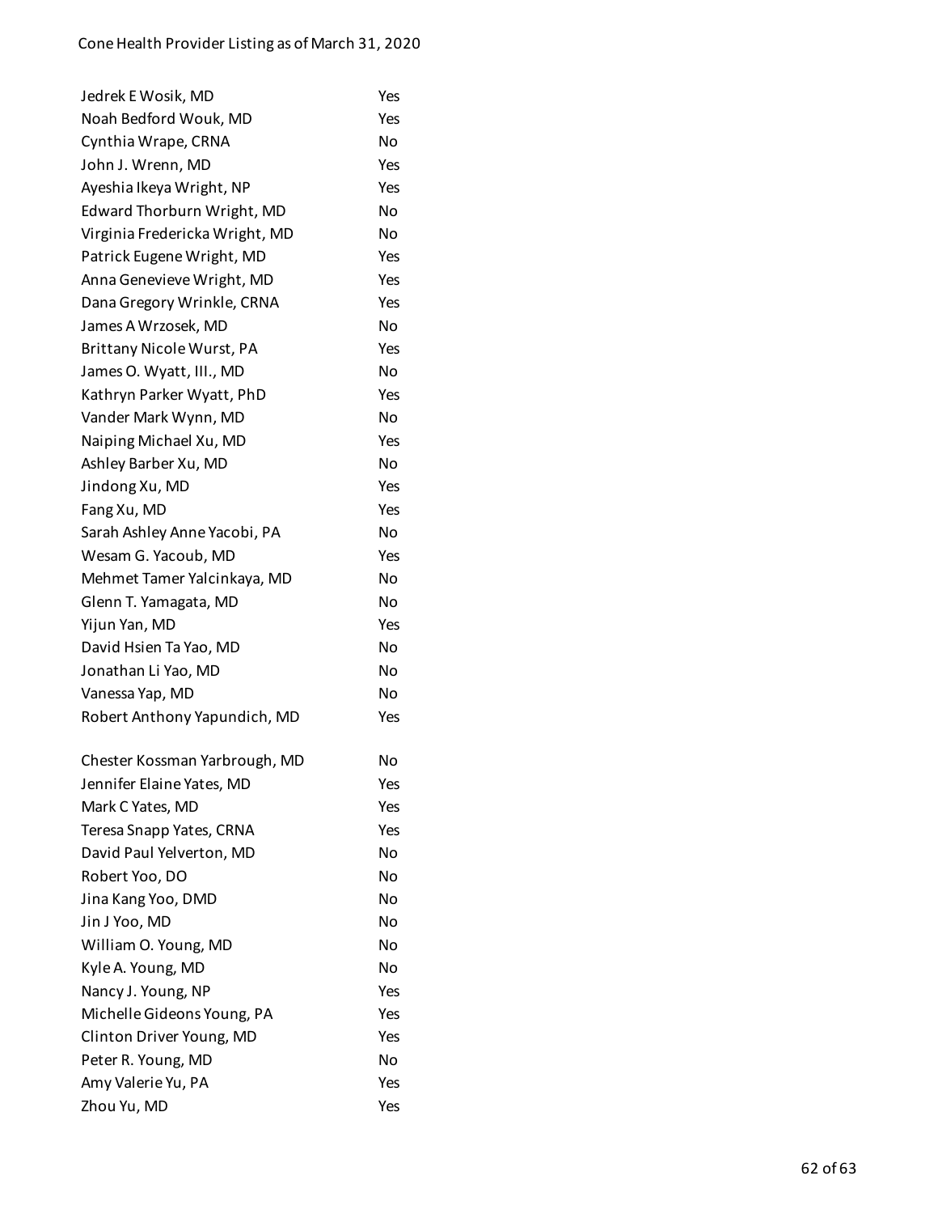| | |
|---|---|
| Jedrek E Wosik, MD | Yes |
| Noah Bedford Wouk, MD | Yes |
| Cynthia Wrape, CRNA | No |
| John J. Wrenn, MD | Yes |
| Ayeshia Ikeya Wright, NP | Yes |
| Edward Thorburn Wright, MD | No |
| Virginia Fredericka Wright, MD | No |
| Patrick Eugene Wright, MD | Yes |
| Anna Genevieve Wright, MD | Yes |
| Dana Gregory Wrinkle, CRNA | Yes |
| James A Wrzosek, MD | No |
| Brittany Nicole Wurst, PA | Yes |
| James O. Wyatt, III., MD | No |
| Kathryn Parker Wyatt, PhD | Yes |
| Vander Mark Wynn, MD | No |
| Naiping Michael Xu, MD | Yes |
| Ashley Barber Xu, MD | No |
| Jindong Xu, MD | Yes |
| Fang Xu, MD | Yes |
| Sarah Ashley Anne Yacobi, PA | No |
| Wesam G. Yacoub, MD | Yes |
| Mehmet Tamer Yalcinkaya, MD | No |
| Glenn T. Yamagata, MD | No |
| Yijun Yan, MD | Yes |
| David Hsien Ta Yao, MD | No |
| Jonathan Li Yao, MD | No |
| Vanessa Yap, MD | No |
| Robert Anthony Yapundich, MD | Yes |
| Chester Kossman Yarbrough, MD | No |
| Jennifer Elaine Yates, MD | Yes |
| Mark C Yates, MD | Yes |
| Teresa Snapp Yates, CRNA | Yes |
| David Paul Yelverton, MD | No |
| Robert Yoo, DO | No |
| Jina Kang Yoo, DMD | No |
| Jin J Yoo, MD | No |
| William O. Young, MD | No |
| Kyle A. Young, MD | No |
| Nancy J. Young, NP | Yes |
| Michelle Gideons Young, PA | Yes |
| Clinton Driver Young, MD | Yes |
| Peter R. Young, MD | No |
| Amy Valerie Yu, PA | Yes |
| Zhou Yu, MD | Yes |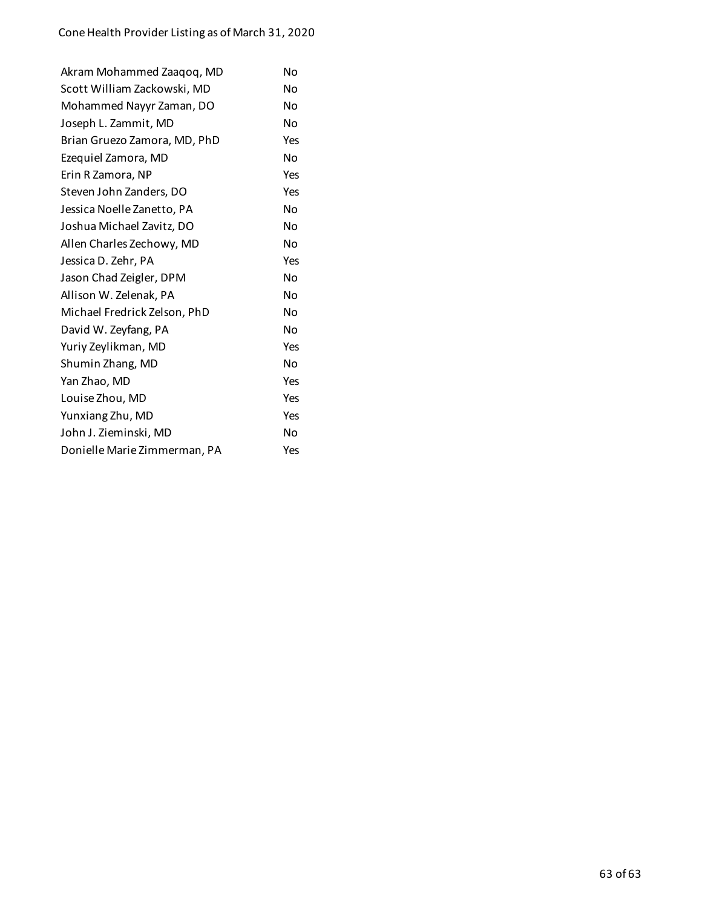| | |
|---|---|
| Akram Mohammed Zaaqoq, MD | No |
| Scott William Zackowski, MD | No |
| Mohammed Nayyr Zaman, DO | No |
| Joseph L. Zammit, MD | No |
| Brian Gruezo Zamora, MD, PhD | Yes |
| Ezequiel Zamora, MD | No |
| Erin R Zamora, NP | Yes |
| Steven John Zanders, DO | Yes |
| Jessica Noelle Zanetto, PA | No |
| Joshua Michael Zavitz, DO | No |
| Allen Charles Zechowy, MD | No |
| Jessica D. Zehr, PA | Yes |
| Jason Chad Zeigler, DPM | No |
| Allison W. Zelenak, PA | No |
| Michael Fredrick Zelson, PhD | No |
| David W. Zeyfang, PA | No |
| Yuriy Zeylikman, MD | Yes |
| Shumin Zhang, MD | No |
| Yan Zhao, MD | Yes |
| Louise Zhou, MD | Yes |
| Yunxiang Zhu, MD | Yes |
| John J. Zieminski, MD | No |
| Donielle Marie Zimmerman, PA | Yes |